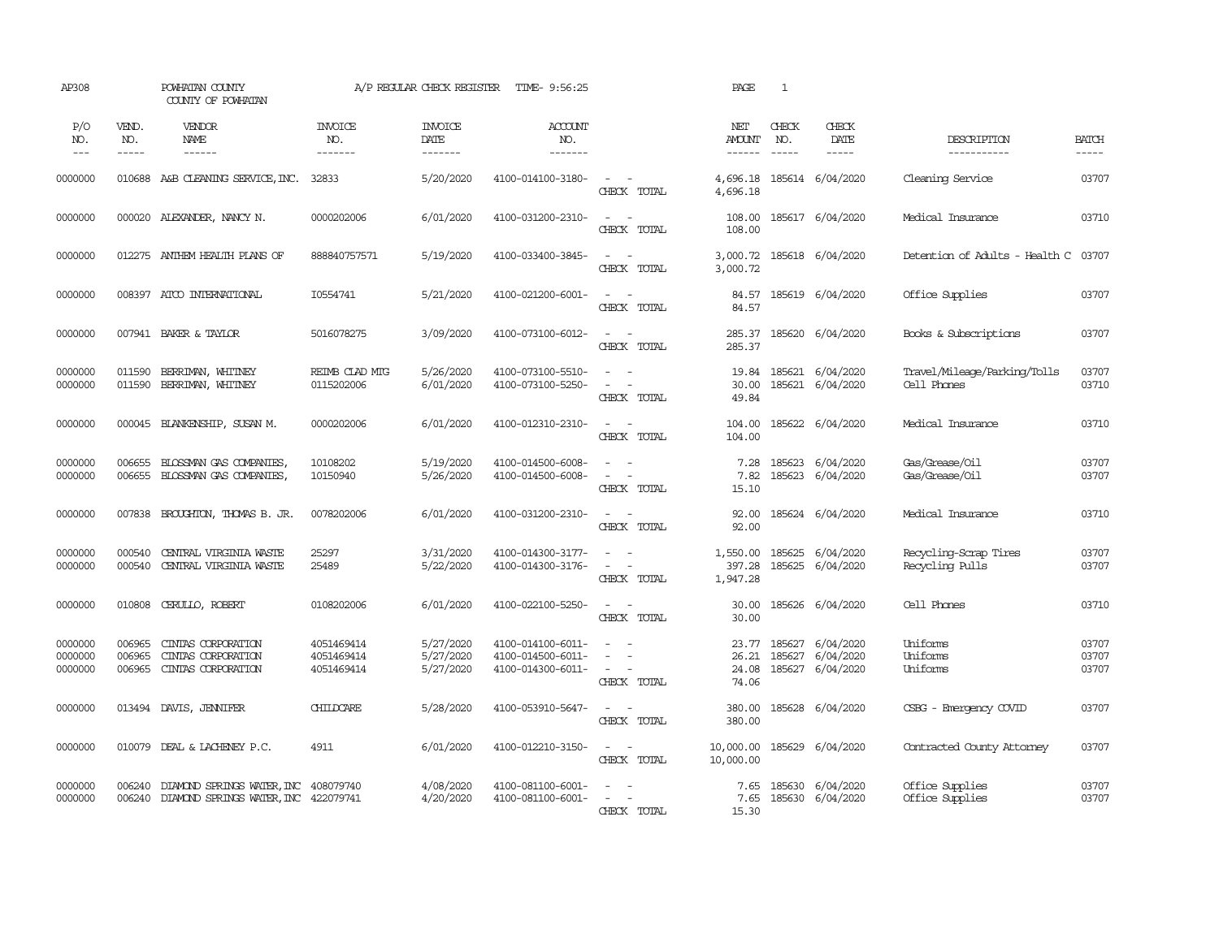AP308 POWHATAN COUNTY A/P REGULAR CHECK REGISTER TIME- 9:56:25 PAGE 1

COUNTY OF POWHATAN

| P/O NO. | VEND. NO. | VENDOR NAME | INVOICE NO. | INVOICE DATE | ACCOUNT NO. | | NET AMOUNT | CHECK NO. | CHECK DATE | DESCRIPTION | BATCH |
|---|---|---|---|---|---|---|---|---|---|---|---|
| 0000000 | 010688 | A&B CLEANING SERVICE, INC. | 32833 | 5/20/2020 | 4100-014100-3180- | - - | 4,696.18 | 185614 | 6/04/2020 | Cleaning Service | 03707 |
| | | | | | | CHECK TOTAL | 4,696.18 | | | | |
| 0000000 | 000020 | ALEXANDER, NANCY N. | 0000202006 | 6/01/2020 | 4100-031200-2310- | - - | 108.00 | 185617 | 6/04/2020 | Medical Insurance | 03710 |
| | | | | | | CHECK TOTAL | 108.00 | | | | |
| 0000000 | 012275 | ANTHEM HEALTH PLANS OF | 888840757571 | 5/19/2020 | 4100-033400-3845- | - - | 3,000.72 | 185618 | 6/04/2020 | Detention of Adults - Health C | 03707 |
| | | | | | | CHECK TOTAL | 3,000.72 | | | | |
| 0000000 | 008397 | ATCO INTERNATIONAL | I0554741 | 5/21/2020 | 4100-021200-6001- | - - | 84.57 | 185619 | 6/04/2020 | Office Supplies | 03707 |
| | | | | | | CHECK TOTAL | 84.57 | | | | |
| 0000000 | 007941 | BAKER & TAYLOR | 5016078275 | 3/09/2020 | 4100-073100-6012- | - - | 285.37 | 185620 | 6/04/2020 | Books & Subscriptions | 03707 |
| | | | | | | CHECK TOTAL | 285.37 | | | | |
| 0000000 | 011590 | BERRIMAN, WHITNEY | REIMB CLAD MTG | 5/26/2020 | 4100-073100-5510- | - - | 19.84 | 185621 | 6/04/2020 | Travel/Mileage/Parking/Tolls | 03707 |
| 0000000 | 011590 | BERRIMAN, WHITNEY | 0115202006 | 6/01/2020 | 4100-073100-5250- | - - | 30.00 | 185621 | 6/04/2020 | Cell Phones | 03710 |
| | | | | | | CHECK TOTAL | 49.84 | | | | |
| 0000000 | 000045 | BLANKENSHIP, SUSAN M. | 0000202006 | 6/01/2020 | 4100-012310-2310- | - - | 104.00 | 185622 | 6/04/2020 | Medical Insurance | 03710 |
| | | | | | | CHECK TOTAL | 104.00 | | | | |
| 0000000 | 006655 | BLOSSMAN GAS COMPANIES, | 10108202 | 5/19/2020 | 4100-014500-6008- | - - | 7.28 | 185623 | 6/04/2020 | Gas/Grease/Oil | 03707 |
| 0000000 | 006655 | BLOSSMAN GAS COMPANIES, | 10150940 | 5/26/2020 | 4100-014500-6008- | - - | 7.82 | 185623 | 6/04/2020 | Gas/Grease/Oil | 03707 |
| | | | | | | CHECK TOTAL | 15.10 | | | | |
| 0000000 | 007838 | BROUGHTON, THOMAS B. JR. | 0078202006 | 6/01/2020 | 4100-031200-2310- | - - | 92.00 | 185624 | 6/04/2020 | Medical Insurance | 03710 |
| | | | | | | CHECK TOTAL | 92.00 | | | | |
| 0000000 | 000540 | CENTRAL VIRGINIA WASTE | 25297 | 3/31/2020 | 4100-014300-3177- | - - | 1,550.00 | 185625 | 6/04/2020 | Recycling-Scrap Tires | 03707 |
| 0000000 | 000540 | CENTRAL VIRGINIA WASTE | 25489 | 5/22/2020 | 4100-014300-3176- | - - | 397.28 | 185625 | 6/04/2020 | Recycling Pulls | 03707 |
| | | | | | | CHECK TOTAL | 1,947.28 | | | | |
| 0000000 | 010808 | CERULLO, ROBERT | 0108202006 | 6/01/2020 | 4100-022100-5250- | - - | 30.00 | 185626 | 6/04/2020 | Cell Phones | 03710 |
| | | | | | | CHECK TOTAL | 30.00 | | | | |
| 0000000 | 006965 | CINTAS CORPORATION | 4051469414 | 5/27/2020 | 4100-014100-6011- | - - | 23.77 | 185627 | 6/04/2020 | Uniforms | 03707 |
| 0000000 | 006965 | CINTAS CORPORATION | 4051469414 | 5/27/2020 | 4100-014500-6011- | - - | 26.21 | 185627 | 6/04/2020 | Uniforms | 03707 |
| 0000000 | 006965 | CINTAS CORPORATION | 4051469414 | 5/27/2020 | 4100-014300-6011- | - - | 24.08 | 185627 | 6/04/2020 | Uniforms | 03707 |
| | | | | | | CHECK TOTAL | 74.06 | | | | |
| 0000000 | 013494 | DAVIS, JENNIFER | CHILDCARE | 5/28/2020 | 4100-053910-5647- | - - | 380.00 | 185628 | 6/04/2020 | CSBG - Emergency COVID | 03707 |
| | | | | | | CHECK TOTAL | 380.00 | | | | |
| 0000000 | 010079 | DEAL & LACHENEY P.C. | 4911 | 6/01/2020 | 4100-012210-3150- | - - | 10,000.00 | 185629 | 6/04/2020 | Contracted County Attorney | 03707 |
| | | | | | | CHECK TOTAL | 10,000.00 | | | | |
| 0000000 | 006240 | DIAMOND SPRINGS WATER, INC | 408079740 | 4/08/2020 | 4100-081100-6001- | - - | 7.65 | 185630 | 6/04/2020 | Office Supplies | 03707 |
| 0000000 | 006240 | DIAMOND SPRINGS WATER, INC | 422079741 | 4/20/2020 | 4100-081100-6001- | - - | 7.65 | 185630 | 6/04/2020 | Office Supplies | 03707 |
| | | | | | | CHECK TOTAL | 15.30 | | | | |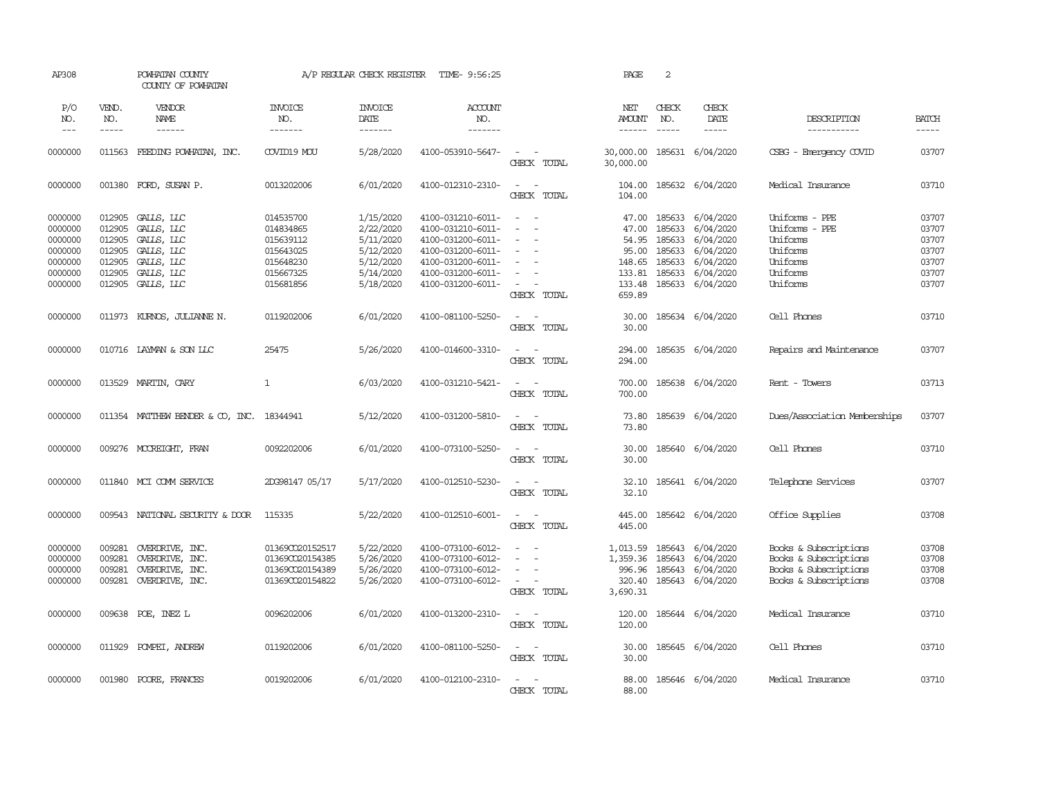AP308 POWHATAN COUNTY A/P REGULAR CHECK REGISTER TIME- 9:56:25 PAGE 2

COUNTY OF POWHATAN

| P/O NO. | VEND. NO. | VENDOR NAME | INVOICE NO. | INVOICE DATE | ACCOUNT NO. | | NET AMOUNT | CHECK NO. | CHECK DATE | DESCRIPTION | BATCH |
|---|---|---|---|---|---|---|---|---|---|---|---|
| 0000000 | 011563 | FEEDING POWHATAN, INC. | COVID19 MOU | 5/28/2020 | 4100-053910-5647- | - - | 30,000.00 | 185631 | 6/04/2020 | CSBG - Emergency COVID | 03707 |
| | | | | | | CHECK TOTAL | 30,000.00 | | | | |
| 0000000 | 001380 | FORD, SUSAN P. | 0013202006 | 6/01/2020 | 4100-012310-2310- | - - | 104.00 | 185632 | 6/04/2020 | Medical Insurance | 03710 |
| | | | | | | CHECK TOTAL | 104.00 | | | | |
| 0000000 | 012905 | GALLS, LLC | 014535700 | 1/15/2020 | 4100-031210-6011- | - - | 47.00 | 185633 | 6/04/2020 | Uniforms - PPE | 03707 |
| 0000000 | 012905 | GALLS, LLC | 014834865 | 2/22/2020 | 4100-031210-6011- | - - | 47.00 | 185633 | 6/04/2020 | Uniforms - PPE | 03707 |
| 0000000 | 012905 | GALLS, LLC | 015639112 | 5/11/2020 | 4100-031200-6011- | - - | 54.95 | 185633 | 6/04/2020 | Uniforms | 03707 |
| 0000000 | 012905 | GALLS, LLC | 015643025 | 5/12/2020 | 4100-031200-6011- | - - | 95.00 | 185633 | 6/04/2020 | Uniforms | 03707 |
| 0000000 | 012905 | GALLS, LLC | 015648230 | 5/12/2020 | 4100-031200-6011- | - - | 148.65 | 185633 | 6/04/2020 | Uniforms | 03707 |
| 0000000 | 012905 | GALLS, LLC | 015667325 | 5/14/2020 | 4100-031200-6011- | - - | 133.81 | 185633 | 6/04/2020 | Uniforms | 03707 |
| 0000000 | 012905 | GALLS, LLC | 015681856 | 5/18/2020 | 4100-031200-6011- | - - | 133.48 | 185633 | 6/04/2020 | Uniforms | 03707 |
| | | | | | | CHECK TOTAL | 659.89 | | | | |
| 0000000 | 011973 | KURNOS, JULIANNE N. | 0119202006 | 6/01/2020 | 4100-081100-5250- | - - | 30.00 | 185634 | 6/04/2020 | Cell Phones | 03710 |
| | | | | | | CHECK TOTAL | 30.00 | | | | |
| 0000000 | 010716 | LAYMAN & SON LLC | 25475 | 5/26/2020 | 4100-014600-3310- | - - | 294.00 | 185635 | 6/04/2020 | Repairs and Maintenance | 03707 |
| | | | | | | CHECK TOTAL | 294.00 | | | | |
| 0000000 | 013529 | MARTIN, CARY | 1 | 6/03/2020 | 4100-031210-5421- | - - | 700.00 | 185638 | 6/04/2020 | Rent - Towers | 03713 |
| | | | | | | CHECK TOTAL | 700.00 | | | | |
| 0000000 | 011354 | MATTHEW BENDER & CO, INC. | 18344941 | 5/12/2020 | 4100-031200-5810- | - - | 73.80 | 185639 | 6/04/2020 | Dues/Association Memberships | 03707 |
| | | | | | | CHECK TOTAL | 73.80 | | | | |
| 0000000 | 009276 | MCCREIGHT, FRAN | 0092202006 | 6/01/2020 | 4100-073100-5250- | - - | 30.00 | 185640 | 6/04/2020 | Cell Phones | 03710 |
| | | | | | | CHECK TOTAL | 30.00 | | | | |
| 0000000 | 011840 | MCI COMM SERVICE | 2DG98147 05/17 | 5/17/2020 | 4100-012510-5230- | - - | 32.10 | 185641 | 6/04/2020 | Telephone Services | 03707 |
| | | | | | | CHECK TOTAL | 32.10 | | | | |
| 0000000 | 009543 | NATIONAL SECURITY & DOOR | 115335 | 5/22/2020 | 4100-012510-6001- | - - | 445.00 | 185642 | 6/04/2020 | Office Supplies | 03708 |
| | | | | | | CHECK TOTAL | 445.00 | | | | |
| 0000000 | 009281 | OVERDRIVE, INC. | 01369CO20152517 | 5/22/2020 | 4100-073100-6012- | - - | 1,013.59 | 185643 | 6/04/2020 | Books & Subscriptions | 03708 |
| 0000000 | 009281 | OVERDRIVE, INC. | 01369CO20154385 | 5/26/2020 | 4100-073100-6012- | - - | 1,359.36 | 185643 | 6/04/2020 | Books & Subscriptions | 03708 |
| 0000000 | 009281 | OVERDRIVE, INC. | 01369CO20154389 | 5/26/2020 | 4100-073100-6012- | - - | 996.96 | 185643 | 6/04/2020 | Books & Subscriptions | 03708 |
| 0000000 | 009281 | OVERDRIVE, INC. | 01369CO20154822 | 5/26/2020 | 4100-073100-6012- | - - | 320.40 | 185643 | 6/04/2020 | Books & Subscriptions | 03708 |
| | | | | | | CHECK TOTAL | 3,690.31 | | | | |
| 0000000 | 009638 | POE, INEZ L | 0096202006 | 6/01/2020 | 4100-013200-2310- | - - | 120.00 | 185644 | 6/04/2020 | Medical Insurance | 03710 |
| | | | | | | CHECK TOTAL | 120.00 | | | | |
| 0000000 | 011929 | POMPEI, ANDREW | 0119202006 | 6/01/2020 | 4100-081100-5250- | - - | 30.00 | 185645 | 6/04/2020 | Cell Phones | 03710 |
| | | | | | | CHECK TOTAL | 30.00 | | | | |
| 0000000 | 001980 | POORE, FRANCES | 0019202006 | 6/01/2020 | 4100-012100-2310- | - - | 88.00 | 185646 | 6/04/2020 | Medical Insurance | 03710 |
| | | | | | | CHECK TOTAL | 88.00 | | | | |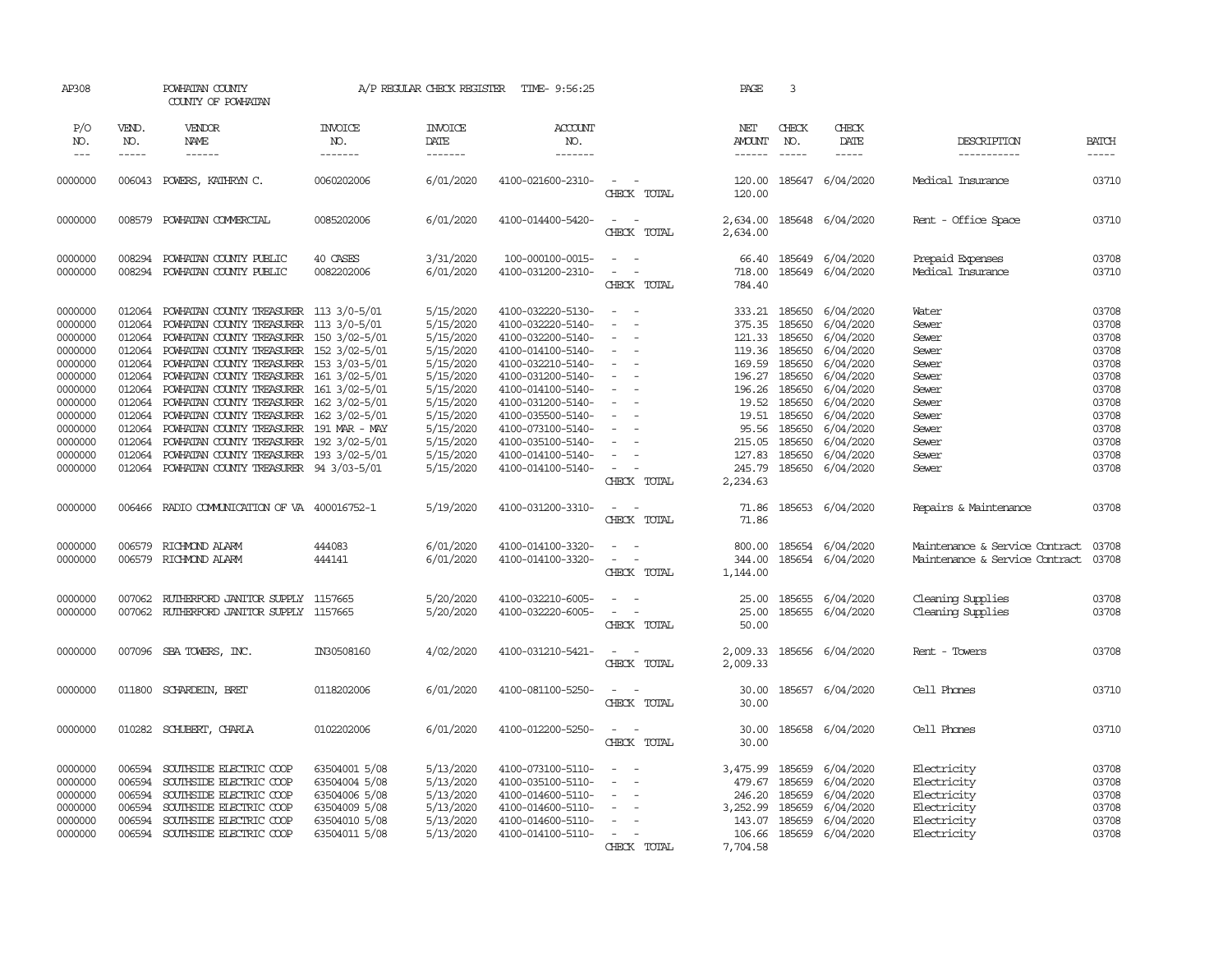AP308 POWHATAN COUNTY COUNTY OF POWHATAN A/P REGULAR CHECK REGISTER TIME- 9:56:25

| P/O NO. | VEND. NO. | VENDOR NAME | INVOICE NO. | INVOICE DATE | ACCOUNT NO. | | NET AMOUNT | CHECK NO. | CHECK DATE | DESCRIPTION | BATCH |
|---|---|---|---|---|---|---|---|---|---|---|---|
| --- | ----- | ------ | ------- | ------- | ------- | | ------ | ----- | ----- | ----------- | ----- |
| 0000000 | 006043 | POWERS, KATHRYN C. | 0060202006 | 6/01/2020 | 4100-021600-2310- | - - | 120.00 | 185647 | 6/04/2020 | Medical Insurance | 03710 |
| | | | | | | CHECK TOTAL | 120.00 | | | | |
| 0000000 | 008579 | POWHATAN COMMERCIAL | 0085202006 | 6/01/2020 | 4100-014400-5420- | - - | 2,634.00 | 185648 | 6/04/2020 | Rent - Office Space | 03710 |
| | | | | | | CHECK TOTAL | 2,634.00 | | | | |
| 0000000 | 008294 | POWHATAN COUNTY PUBLIC | 40 CASES | 3/31/2020 | 100-000100-0015- | - - | 66.40 | 185649 | 6/04/2020 | Prepaid Expenses | 03708 |
| 0000000 | 008294 | POWHATAN COUNTY PUBLIC | 0082202006 | 6/01/2020 | 4100-031200-2310- | - - | 718.00 | 185649 | 6/04/2020 | Medical Insurance | 03710 |
| | | | | | | CHECK TOTAL | 784.40 | | | | |
| 0000000 | 012064 | POWHATAN COUNTY TREASURER | 113 3/0-5/01 | 5/15/2020 | 4100-032220-5130- | - - | 333.21 | 185650 | 6/04/2020 | Water | 03708 |
| 0000000 | 012064 | POWHATAN COUNTY TREASURER | 113 3/0-5/01 | 5/15/2020 | 4100-032220-5140- | - - | 375.35 | 185650 | 6/04/2020 | Sewer | 03708 |
| 0000000 | 012064 | POWHATAN COUNTY TREASURER | 150 3/02-5/01 | 5/15/2020 | 4100-032200-5140- | - - | 121.33 | 185650 | 6/04/2020 | Sewer | 03708 |
| 0000000 | 012064 | POWHATAN COUNTY TREASURER | 152 3/02-5/01 | 5/15/2020 | 4100-014100-5140- | - - | 119.36 | 185650 | 6/04/2020 | Sewer | 03708 |
| 0000000 | 012064 | POWHATAN COUNTY TREASURER | 153 3/03-5/01 | 5/15/2020 | 4100-032210-5140- | - - | 169.59 | 185650 | 6/04/2020 | Sewer | 03708 |
| 0000000 | 012064 | POWHATAN COUNTY TREASURER | 161 3/02-5/01 | 5/15/2020 | 4100-031200-5140- | - - | 196.27 | 185650 | 6/04/2020 | Sewer | 03708 |
| 0000000 | 012064 | POWHATAN COUNTY TREASURER | 161 3/02-5/01 | 5/15/2020 | 4100-014100-5140- | - - | 196.26 | 185650 | 6/04/2020 | Sewer | 03708 |
| 0000000 | 012064 | POWHATAN COUNTY TREASURER | 162 3/02-5/01 | 5/15/2020 | 4100-031200-5140- | - - | 19.52 | 185650 | 6/04/2020 | Sewer | 03708 |
| 0000000 | 012064 | POWHATAN COUNTY TREASURER | 162 3/02-5/01 | 5/15/2020 | 4100-035500-5140- | - - | 19.51 | 185650 | 6/04/2020 | Sewer | 03708 |
| 0000000 | 012064 | POWHATAN COUNTY TREASURER | 191 MAR - MAY | 5/15/2020 | 4100-073100-5140- | - - | 95.56 | 185650 | 6/04/2020 | Sewer | 03708 |
| 0000000 | 012064 | POWHATAN COUNTY TREASURER | 192 3/02-5/01 | 5/15/2020 | 4100-035100-5140- | - - | 215.05 | 185650 | 6/04/2020 | Sewer | 03708 |
| 0000000 | 012064 | POWHATAN COUNTY TREASURER | 193 3/02-5/01 | 5/15/2020 | 4100-014100-5140- | - - | 127.83 | 185650 | 6/04/2020 | Sewer | 03708 |
| 0000000 | 012064 | POWHATAN COUNTY TREASURER | 94 3/03-5/01 | 5/15/2020 | 4100-014100-5140- | - - | 245.79 | 185650 | 6/04/2020 | Sewer | 03708 |
| | | | | | | CHECK TOTAL | 2,234.63 | | | | |
| 0000000 | 006466 | RADIO COMMUNICATION OF VA | 400016752-1 | 5/19/2020 | 4100-031200-3310- | - - | 71.86 | 185653 | 6/04/2020 | Repairs & Maintenance | 03708 |
| | | | | | | CHECK TOTAL | 71.86 | | | | |
| 0000000 | 006579 | RICHMOND ALARM | 444083 | 6/01/2020 | 4100-014100-3320- | - - | 800.00 | 185654 | 6/04/2020 | Maintenance & Service Contract | 03708 |
| 0000000 | 006579 | RICHMOND ALARM | 444141 | 6/01/2020 | 4100-014100-3320- | - - | 344.00 | 185654 | 6/04/2020 | Maintenance & Service Contract | 03708 |
| | | | | | | CHECK TOTAL | 1,144.00 | | | | |
| 0000000 | 007062 | RUTHERFORD JANITOR SUPPLY | 1157665 | 5/20/2020 | 4100-032210-6005- | - - | 25.00 | 185655 | 6/04/2020 | Cleaning Supplies | 03708 |
| 0000000 | 007062 | RUTHERFORD JANITOR SUPPLY | 1157665 | 5/20/2020 | 4100-032220-6005- | - - | 25.00 | 185655 | 6/04/2020 | Cleaning Supplies | 03708 |
| | | | | | | CHECK TOTAL | 50.00 | | | | |
| 0000000 | 007096 | SBA TOWERS, INC. | IN30508160 | 4/02/2020 | 4100-031210-5421- | - - | 2,009.33 | 185656 | 6/04/2020 | Rent - Towers | 03708 |
| | | | | | | CHECK TOTAL | 2,009.33 | | | | |
| 0000000 | 011800 | SCHARDEIN, BRET | 0118202006 | 6/01/2020 | 4100-081100-5250- | - - | 30.00 | 185657 | 6/04/2020 | Cell Phones | 03710 |
| | | | | | | CHECK TOTAL | 30.00 | | | | |
| 0000000 | 010282 | SCHUBERT, CHARLA | 0102202006 | 6/01/2020 | 4100-012200-5250- | - - | 30.00 | 185658 | 6/04/2020 | Cell Phones | 03710 |
| | | | | | | CHECK TOTAL | 30.00 | | | | |
| 0000000 | 006594 | SOUTHSIDE ELECTRIC COOP | 63504001 5/08 | 5/13/2020 | 4100-073100-5110- | - - | 3,475.99 | 185659 | 6/04/2020 | Electricity | 03708 |
| 0000000 | 006594 | SOUTHSIDE ELECTRIC COOP | 63504004 5/08 | 5/13/2020 | 4100-035100-5110- | - - | 479.67 | 185659 | 6/04/2020 | Electricity | 03708 |
| 0000000 | 006594 | SOUTHSIDE ELECTRIC COOP | 63504006 5/08 | 5/13/2020 | 4100-014600-5110- | - - | 246.20 | 185659 | 6/04/2020 | Electricity | 03708 |
| 0000000 | 006594 | SOUTHSIDE ELECTRIC COOP | 63504009 5/08 | 5/13/2020 | 4100-014600-5110- | - - | 3,252.99 | 185659 | 6/04/2020 | Electricity | 03708 |
| 0000000 | 006594 | SOUTHSIDE ELECTRIC COOP | 63504010 5/08 | 5/13/2020 | 4100-014600-5110- | - - | 143.07 | 185659 | 6/04/2020 | Electricity | 03708 |
| 0000000 | 006594 | SOUTHSIDE ELECTRIC COOP | 63504011 5/08 | 5/13/2020 | 4100-014100-5110- | - - | 106.66 | 185659 | 6/04/2020 | Electricity | 03708 |
| | | | | | | CHECK TOTAL | 7,704.58 | | | | |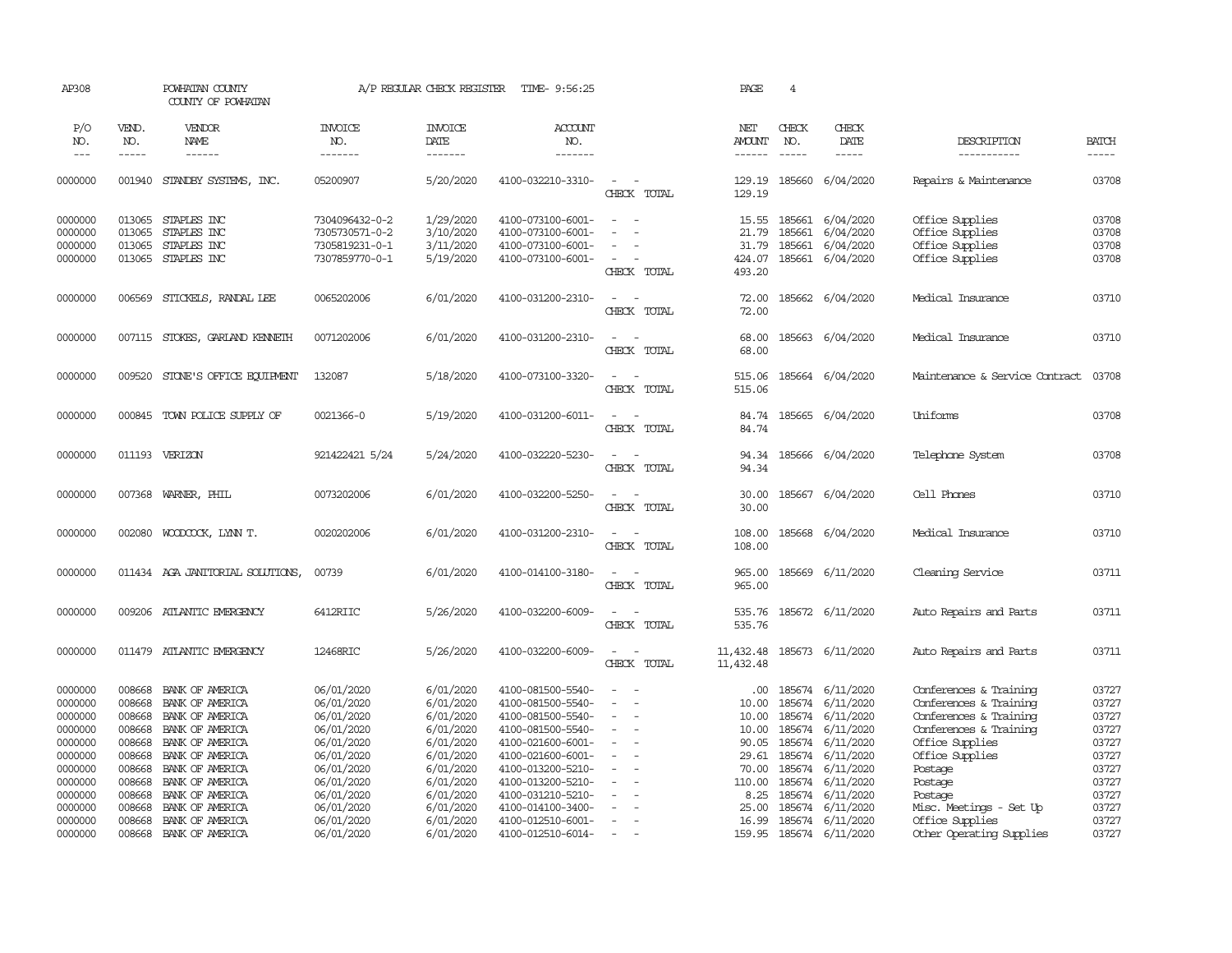AP308 POWHATAN COUNTY A/P REGULAR CHECK REGISTER TIME- 9:56:25

COUNTY OF POWHATAN

| P/O NO. | VEND. NO. | VENDOR NAME | INVOICE NO. | INVOICE DATE | ACCOUNT NO. | | NET AMOUNT | CHECK NO. | CHECK DATE | DESCRIPTION | BATCH |
|---|---|---|---|---|---|---|---|---|---|---|---|
| 0000000 | 001940 | STANDBY SYSTEMS, INC. | 05200907 | 5/20/2020 | 4100-032210-3310- | - - | 129.19 | 185660 | 6/04/2020 | Repairs & Maintenance | 03708 |
| | | | | | | CHECK TOTAL | 129.19 | | | | |
| 0000000 | 013065 | STAPLES INC | 7304096432-0-2 | 1/29/2020 | 4100-073100-6001- | - - | 15.55 | 185661 | 6/04/2020 | Office Supplies | 03708 |
| 0000000 | 013065 | STAPLES INC | 7305730571-0-2 | 3/10/2020 | 4100-073100-6001- | - - | 21.79 | 185661 | 6/04/2020 | Office Supplies | 03708 |
| 0000000 | 013065 | STAPLES INC | 7305819231-0-1 | 3/11/2020 | 4100-073100-6001- | - - | 31.79 | 185661 | 6/04/2020 | Office Supplies | 03708 |
| 0000000 | 013065 | STAPLES INC | 7307859770-0-1 | 5/19/2020 | 4100-073100-6001- | - - | 424.07 | 185661 | 6/04/2020 | Office Supplies | 03708 |
| | | | | | | CHECK TOTAL | 493.20 | | | | |
| 0000000 | 006569 | STICKELS, RANDAL LEE | 0065202006 | 6/01/2020 | 4100-031200-2310- | - - | 72.00 | 185662 | 6/04/2020 | Medical Insurance | 03710 |
| | | | | | | CHECK TOTAL | 72.00 | | | | |
| 0000000 | 007115 | STOKES, GARLAND KENNETH | 0071202006 | 6/01/2020 | 4100-031200-2310- | - - | 68.00 | 185663 | 6/04/2020 | Medical Insurance | 03710 |
| | | | | | | CHECK TOTAL | 68.00 | | | | |
| 0000000 | 009520 | STONE'S OFFICE EQUIPMENT | 132087 | 5/18/2020 | 4100-073100-3320- | - - | 515.06 | 185664 | 6/04/2020 | Maintenance & Service Contract | 03708 |
| | | | | | | CHECK TOTAL | 515.06 | | | | |
| 0000000 | 000845 | TOWN POLICE SUPPLY OF | 0021366-0 | 5/19/2020 | 4100-031200-6011- | - - | 84.74 | 185665 | 6/04/2020 | Uniforms | 03708 |
| | | | | | | CHECK TOTAL | 84.74 | | | | |
| 0000000 | 011193 | VERIZON | 921422421 5/24 | 5/24/2020 | 4100-032220-5230- | - - | 94.34 | 185666 | 6/04/2020 | Telephone System | 03708 |
| | | | | | | CHECK TOTAL | 94.34 | | | | |
| 0000000 | 007368 | WARNER, PHIL | 0073202006 | 6/01/2020 | 4100-032200-5250- | - - | 30.00 | 185667 | 6/04/2020 | Cell Phones | 03710 |
| | | | | | | CHECK TOTAL | 30.00 | | | | |
| 0000000 | 002080 | WOODCOCK, LYNN T. | 0020202006 | 6/01/2020 | 4100-031200-2310- | - - | 108.00 | 185668 | 6/04/2020 | Medical Insurance | 03710 |
| | | | | | | CHECK TOTAL | 108.00 | | | | |
| 0000000 | 011434 | AGA JANITORIAL SOLUTIONS, | 00739 | 6/01/2020 | 4100-014100-3180- | - - | 965.00 | 185669 | 6/11/2020 | Cleaning Service | 03711 |
| | | | | | | CHECK TOTAL | 965.00 | | | | |
| 0000000 | 009206 | ATLANTIC EMERGENCY | 6412RIIC | 5/26/2020 | 4100-032200-6009- | - - | 535.76 | 185672 | 6/11/2020 | Auto Repairs and Parts | 03711 |
| | | | | | | CHECK TOTAL | 535.76 | | | | |
| 0000000 | 011479 | ATLANTIC EMERGENCY | 12468RIC | 5/26/2020 | 4100-032200-6009- | - - | 11,432.48 | 185673 | 6/11/2020 | Auto Repairs and Parts | 03711 |
| | | | | | | CHECK TOTAL | 11,432.48 | | | | |
| 0000000 | 008668 | BANK OF AMERICA | 06/01/2020 | 6/01/2020 | 4100-081500-5540- | - - | .00 | 185674 | 6/11/2020 | Conferences & Training | 03727 |
| 0000000 | 008668 | BANK OF AMERICA | 06/01/2020 | 6/01/2020 | 4100-081500-5540- | - - | 10.00 | 185674 | 6/11/2020 | Conferences & Training | 03727 |
| 0000000 | 008668 | BANK OF AMERICA | 06/01/2020 | 6/01/2020 | 4100-081500-5540- | - - | 10.00 | 185674 | 6/11/2020 | Conferences & Training | 03727 |
| 0000000 | 008668 | BANK OF AMERICA | 06/01/2020 | 6/01/2020 | 4100-081500-5540- | - - | 10.00 | 185674 | 6/11/2020 | Conferences & Training | 03727 |
| 0000000 | 008668 | BANK OF AMERICA | 06/01/2020 | 6/01/2020 | 4100-021600-6001- | - - | 90.05 | 185674 | 6/11/2020 | Office Supplies | 03727 |
| 0000000 | 008668 | BANK OF AMERICA | 06/01/2020 | 6/01/2020 | 4100-021600-6001- | - - | 29.61 | 185674 | 6/11/2020 | Office Supplies | 03727 |
| 0000000 | 008668 | BANK OF AMERICA | 06/01/2020 | 6/01/2020 | 4100-013200-5210- | - - | 70.00 | 185674 | 6/11/2020 | Postage | 03727 |
| 0000000 | 008668 | BANK OF AMERICA | 06/01/2020 | 6/01/2020 | 4100-013200-5210- | - - | 110.00 | 185674 | 6/11/2020 | Postage | 03727 |
| 0000000 | 008668 | BANK OF AMERICA | 06/01/2020 | 6/01/2020 | 4100-031210-5210- | - - | 8.25 | 185674 | 6/11/2020 | Postage | 03727 |
| 0000000 | 008668 | BANK OF AMERICA | 06/01/2020 | 6/01/2020 | 4100-014100-3400- | - - | 25.00 | 185674 | 6/11/2020 | Misc. Meetings - Set Up | 03727 |
| 0000000 | 008668 | BANK OF AMERICA | 06/01/2020 | 6/01/2020 | 4100-012510-6001- | - - | 16.99 | 185674 | 6/11/2020 | Office Supplies | 03727 |
| 0000000 | 008668 | BANK OF AMERICA | 06/01/2020 | 6/01/2020 | 4100-012510-6014- | - - | 159.95 | 185674 | 6/11/2020 | Other Operating Supplies | 03727 |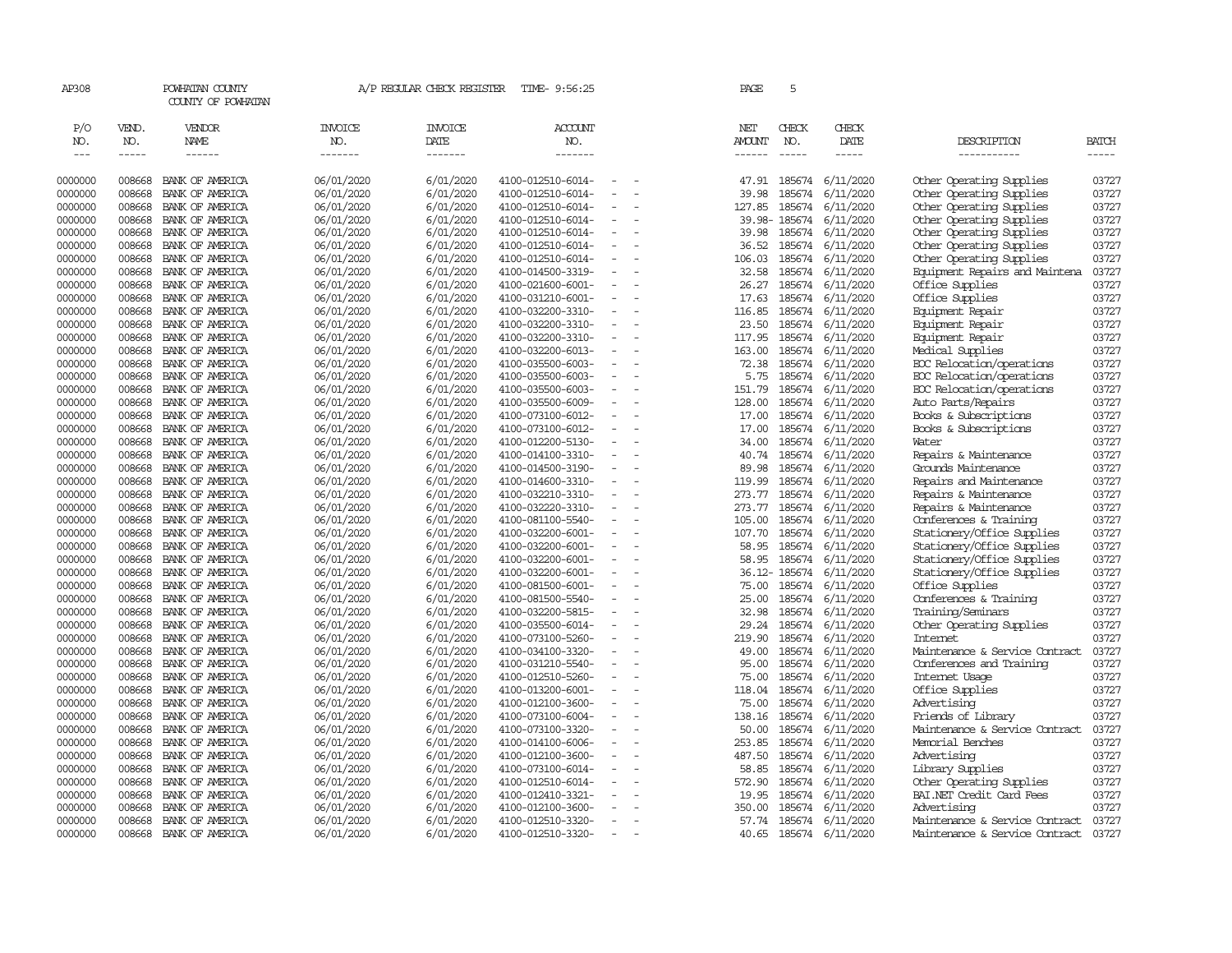AP308 POWHATAN COUNTY A/P REGULAR CHECK REGISTER TIME- 9:56:25 PAGE 5

COUNTY OF POWHATAN

| P/O NO. | VEND. NO. | VENDOR NAME | INVOICE NO. | INVOICE DATE | ACCOUNT NO. | NET AMOUNT | CHECK NO. | CHECK DATE | DESCRIPTION | BATCH |
|---|---|---|---|---|---|---|---|---|---|---|
| 0000000 | 008668 | BANK OF AMERICA | 06/01/2020 | 6/01/2020 | 4100-012510-6014- - - | 47.91 | 185674 | 6/11/2020 | Other Operating Supplies | 03727 |
| 0000000 | 008668 | BANK OF AMERICA | 06/01/2020 | 6/01/2020 | 4100-012510-6014- - - | 39.98 | 185674 | 6/11/2020 | Other Operating Supplies | 03727 |
| 0000000 | 008668 | BANK OF AMERICA | 06/01/2020 | 6/01/2020 | 4100-012510-6014- - - | 127.85 | 185674 | 6/11/2020 | Other Operating Supplies | 03727 |
| 0000000 | 008668 | BANK OF AMERICA | 06/01/2020 | 6/01/2020 | 4100-012510-6014- - - | 39.98- | 185674 | 6/11/2020 | Other Operating Supplies | 03727 |
| 0000000 | 008668 | BANK OF AMERICA | 06/01/2020 | 6/01/2020 | 4100-012510-6014- - - | 39.98 | 185674 | 6/11/2020 | Other Operating Supplies | 03727 |
| 0000000 | 008668 | BANK OF AMERICA | 06/01/2020 | 6/01/2020 | 4100-012510-6014- - - | 36.52 | 185674 | 6/11/2020 | Other Operating Supplies | 03727 |
| 0000000 | 008668 | BANK OF AMERICA | 06/01/2020 | 6/01/2020 | 4100-012510-6014- - - | 106.03 | 185674 | 6/11/2020 | Other Operating Supplies | 03727 |
| 0000000 | 008668 | BANK OF AMERICA | 06/01/2020 | 6/01/2020 | 4100-014500-3319- - - | 32.58 | 185674 | 6/11/2020 | Equipment Repairs and Maintena | 03727 |
| 0000000 | 008668 | BANK OF AMERICA | 06/01/2020 | 6/01/2020 | 4100-021600-6001- - - | 26.27 | 185674 | 6/11/2020 | Office Supplies | 03727 |
| 0000000 | 008668 | BANK OF AMERICA | 06/01/2020 | 6/01/2020 | 4100-031210-6001- - - | 17.63 | 185674 | 6/11/2020 | Office Supplies | 03727 |
| 0000000 | 008668 | BANK OF AMERICA | 06/01/2020 | 6/01/2020 | 4100-032200-3310- - - | 116.85 | 185674 | 6/11/2020 | Equipment Repair | 03727 |
| 0000000 | 008668 | BANK OF AMERICA | 06/01/2020 | 6/01/2020 | 4100-032200-3310- - - | 23.50 | 185674 | 6/11/2020 | Equipment Repair | 03727 |
| 0000000 | 008668 | BANK OF AMERICA | 06/01/2020 | 6/01/2020 | 4100-032200-3310- - - | 117.95 | 185674 | 6/11/2020 | Equipment Repair | 03727 |
| 0000000 | 008668 | BANK OF AMERICA | 06/01/2020 | 6/01/2020 | 4100-032200-6013- - - | 163.00 | 185674 | 6/11/2020 | Medical Supplies | 03727 |
| 0000000 | 008668 | BANK OF AMERICA | 06/01/2020 | 6/01/2020 | 4100-035500-6003- - - | 72.38 | 185674 | 6/11/2020 | EOC Relocation/operations | 03727 |
| 0000000 | 008668 | BANK OF AMERICA | 06/01/2020 | 6/01/2020 | 4100-035500-6003- - - | 5.75 | 185674 | 6/11/2020 | EOC Relocation/operations | 03727 |
| 0000000 | 008668 | BANK OF AMERICA | 06/01/2020 | 6/01/2020 | 4100-035500-6003- - - | 151.79 | 185674 | 6/11/2020 | EOC Relocation/operations | 03727 |
| 0000000 | 008668 | BANK OF AMERICA | 06/01/2020 | 6/01/2020 | 4100-035500-6009- - - | 128.00 | 185674 | 6/11/2020 | Auto Parts/Repairs | 03727 |
| 0000000 | 008668 | BANK OF AMERICA | 06/01/2020 | 6/01/2020 | 4100-073100-6012- - - | 17.00 | 185674 | 6/11/2020 | Books & Subscriptions | 03727 |
| 0000000 | 008668 | BANK OF AMERICA | 06/01/2020 | 6/01/2020 | 4100-073100-6012- - - | 17.00 | 185674 | 6/11/2020 | Books & Subscriptions | 03727 |
| 0000000 | 008668 | BANK OF AMERICA | 06/01/2020 | 6/01/2020 | 4100-012200-5130- - - | 34.00 | 185674 | 6/11/2020 | Water | 03727 |
| 0000000 | 008668 | BANK OF AMERICA | 06/01/2020 | 6/01/2020 | 4100-014100-3310- - - | 40.74 | 185674 | 6/11/2020 | Repairs & Maintenance | 03727 |
| 0000000 | 008668 | BANK OF AMERICA | 06/01/2020 | 6/01/2020 | 4100-014500-3190- - - | 89.98 | 185674 | 6/11/2020 | Grounds Maintenance | 03727 |
| 0000000 | 008668 | BANK OF AMERICA | 06/01/2020 | 6/01/2020 | 4100-014600-3310- - - | 119.99 | 185674 | 6/11/2020 | Repairs and Maintenance | 03727 |
| 0000000 | 008668 | BANK OF AMERICA | 06/01/2020 | 6/01/2020 | 4100-032210-3310- - - | 273.77 | 185674 | 6/11/2020 | Repairs & Maintenance | 03727 |
| 0000000 | 008668 | BANK OF AMERICA | 06/01/2020 | 6/01/2020 | 4100-032220-3310- - - | 273.77 | 185674 | 6/11/2020 | Repairs & Maintenance | 03727 |
| 0000000 | 008668 | BANK OF AMERICA | 06/01/2020 | 6/01/2020 | 4100-081100-5540- - - | 105.00 | 185674 | 6/11/2020 | Conferences & Training | 03727 |
| 0000000 | 008668 | BANK OF AMERICA | 06/01/2020 | 6/01/2020 | 4100-032200-6001- - - | 107.70 | 185674 | 6/11/2020 | Stationery/Office Supplies | 03727 |
| 0000000 | 008668 | BANK OF AMERICA | 06/01/2020 | 6/01/2020 | 4100-032200-6001- - - | 58.95 | 185674 | 6/11/2020 | Stationery/Office Supplies | 03727 |
| 0000000 | 008668 | BANK OF AMERICA | 06/01/2020 | 6/01/2020 | 4100-032200-6001- - - | 58.95 | 185674 | 6/11/2020 | Stationery/Office Supplies | 03727 |
| 0000000 | 008668 | BANK OF AMERICA | 06/01/2020 | 6/01/2020 | 4100-032200-6001- - - | 36.12- | 185674 | 6/11/2020 | Stationery/Office Supplies | 03727 |
| 0000000 | 008668 | BANK OF AMERICA | 06/01/2020 | 6/01/2020 | 4100-081500-6001- - - | 75.00 | 185674 | 6/11/2020 | Office Supplies | 03727 |
| 0000000 | 008668 | BANK OF AMERICA | 06/01/2020 | 6/01/2020 | 4100-081500-5540- - - | 25.00 | 185674 | 6/11/2020 | Conferences & Training | 03727 |
| 0000000 | 008668 | BANK OF AMERICA | 06/01/2020 | 6/01/2020 | 4100-032200-5815- - - | 32.98 | 185674 | 6/11/2020 | Training/Seminars | 03727 |
| 0000000 | 008668 | BANK OF AMERICA | 06/01/2020 | 6/01/2020 | 4100-035500-6014- - - | 29.24 | 185674 | 6/11/2020 | Other Operating Supplies | 03727 |
| 0000000 | 008668 | BANK OF AMERICA | 06/01/2020 | 6/01/2020 | 4100-073100-5260- - - | 219.90 | 185674 | 6/11/2020 | Internet | 03727 |
| 0000000 | 008668 | BANK OF AMERICA | 06/01/2020 | 6/01/2020 | 4100-034100-3320- - - | 49.00 | 185674 | 6/11/2020 | Maintenance & Service Contract | 03727 |
| 0000000 | 008668 | BANK OF AMERICA | 06/01/2020 | 6/01/2020 | 4100-031210-5540- - - | 95.00 | 185674 | 6/11/2020 | Conferences and Training | 03727 |
| 0000000 | 008668 | BANK OF AMERICA | 06/01/2020 | 6/01/2020 | 4100-012510-5260- - - | 75.00 | 185674 | 6/11/2020 | Internet Usage | 03727 |
| 0000000 | 008668 | BANK OF AMERICA | 06/01/2020 | 6/01/2020 | 4100-013200-6001- - - | 118.04 | 185674 | 6/11/2020 | Office Supplies | 03727 |
| 0000000 | 008668 | BANK OF AMERICA | 06/01/2020 | 6/01/2020 | 4100-012100-3600- - - | 75.00 | 185674 | 6/11/2020 | Advertising | 03727 |
| 0000000 | 008668 | BANK OF AMERICA | 06/01/2020 | 6/01/2020 | 4100-073100-6004- - - | 138.16 | 185674 | 6/11/2020 | Friends of Library | 03727 |
| 0000000 | 008668 | BANK OF AMERICA | 06/01/2020 | 6/01/2020 | 4100-073100-3320- - - | 50.00 | 185674 | 6/11/2020 | Maintenance & Service Contract | 03727 |
| 0000000 | 008668 | BANK OF AMERICA | 06/01/2020 | 6/01/2020 | 4100-014100-6006- - - | 253.85 | 185674 | 6/11/2020 | Memorial Benches | 03727 |
| 0000000 | 008668 | BANK OF AMERICA | 06/01/2020 | 6/01/2020 | 4100-012100-3600- - - | 487.50 | 185674 | 6/11/2020 | Advertising | 03727 |
| 0000000 | 008668 | BANK OF AMERICA | 06/01/2020 | 6/01/2020 | 4100-073100-6014- - - | 58.85 | 185674 | 6/11/2020 | Library Supplies | 03727 |
| 0000000 | 008668 | BANK OF AMERICA | 06/01/2020 | 6/01/2020 | 4100-012510-6014- - - | 572.90 | 185674 | 6/11/2020 | Other Operating Supplies | 03727 |
| 0000000 | 008668 | BANK OF AMERICA | 06/01/2020 | 6/01/2020 | 4100-012410-3321- - - | 19.95 | 185674 | 6/11/2020 | BAI.NET Credit Card Fees | 03727 |
| 0000000 | 008668 | BANK OF AMERICA | 06/01/2020 | 6/01/2020 | 4100-012100-3600- - - | 350.00 | 185674 | 6/11/2020 | Advertising | 03727 |
| 0000000 | 008668 | BANK OF AMERICA | 06/01/2020 | 6/01/2020 | 4100-012510-3320- - - | 57.74 | 185674 | 6/11/2020 | Maintenance & Service Contract | 03727 |
| 0000000 | 008668 | BANK OF AMERICA | 06/01/2020 | 6/01/2020 | 4100-012510-3320- - - | 40.65 | 185674 | 6/11/2020 | Maintenance & Service Contract | 03727 |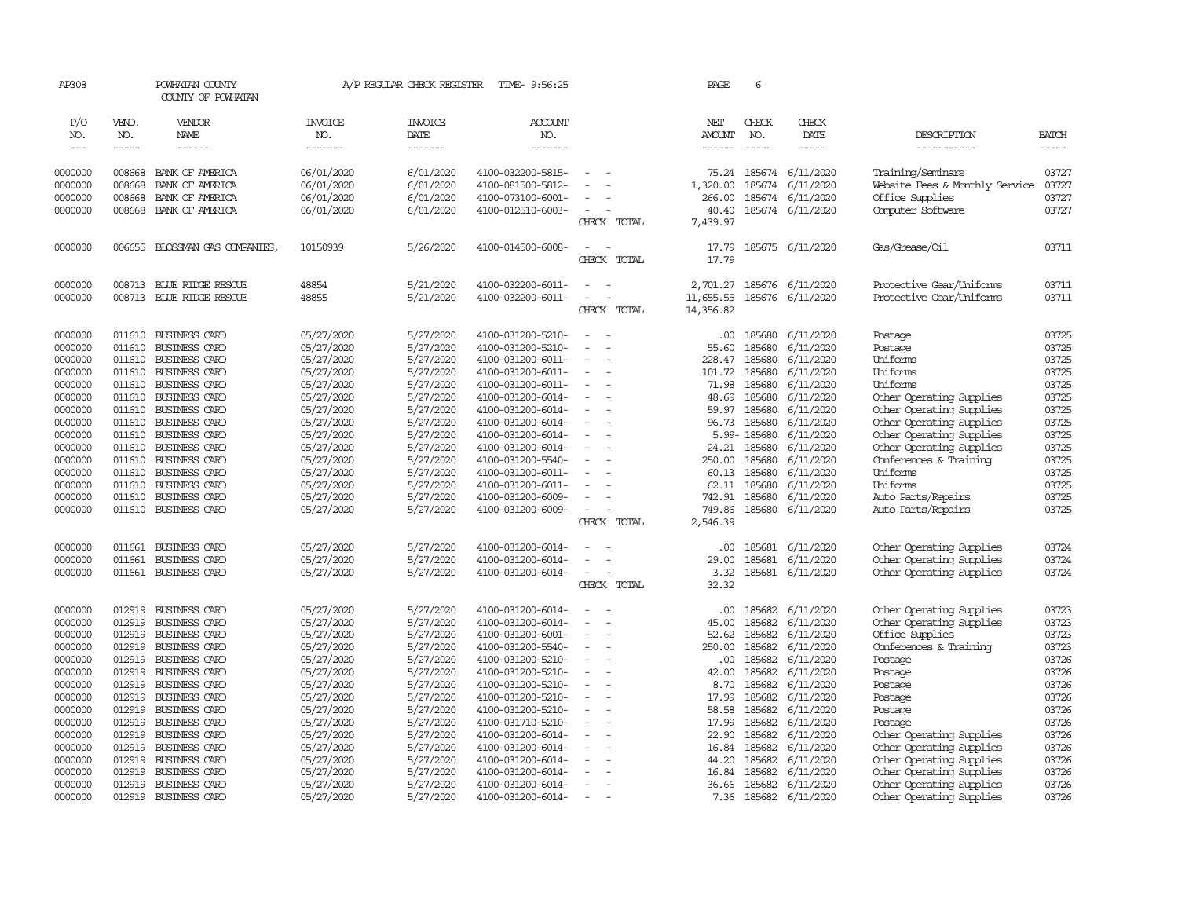AP308 POWHATAN COUNTY A/P REGULAR CHECK REGISTER TIME- 9:56:25 PAGE 6

COUNTY OF POWHATAN

| P/O NO. | VEND. NO. | VENDOR NAME | INVOICE NO. | INVOICE DATE | ACCOUNT NO. | | NET AMOUNT | CHECK NO. | CHECK DATE | DESCRIPTION | BATCH |
|---|---|---|---|---|---|---|---|---|---|---|---|
| 0000000 | 008668 | BANK OF AMERICA | 06/01/2020 | 6/01/2020 | 4100-032200-5815- | - - | 75.24 | 185674 | 6/11/2020 | Training/Seminars | 03727 |
| 0000000 | 008668 | BANK OF AMERICA | 06/01/2020 | 6/01/2020 | 4100-081500-5812- | - - | 1,320.00 | 185674 | 6/11/2020 | Website Fees & Monthly Service | 03727 |
| 0000000 | 008668 | BANK OF AMERICA | 06/01/2020 | 6/01/2020 | 4100-073100-6001- | - - | 266.00 | 185674 | 6/11/2020 | Office Supplies | 03727 |
| 0000000 | 008668 | BANK OF AMERICA | 06/01/2020 | 6/01/2020 | 4100-012510-6003- | - - | 40.40 | 185674 | 6/11/2020 | Computer Software | 03727 |
| | | | | | | CHECK TOTAL | 7,439.97 | | | | |
| 0000000 | 006655 | BLOSSMAN GAS COMPANIES, | 10150939 | 5/26/2020 | 4100-014500-6008- | - - | 17.79 | 185675 | 6/11/2020 | Gas/Grease/Oil | 03711 |
| | | | | | | CHECK TOTAL | 17.79 | | | | |
| 0000000 | 008713 | BLUE RIDGE RESCUE | 48854 | 5/21/2020 | 4100-032200-6011- | - - | 2,701.27 | 185676 | 6/11/2020 | Protective Gear/Uniforms | 03711 |
| 0000000 | 008713 | BLUE RIDGE RESCUE | 48855 | 5/21/2020 | 4100-032200-6011- | - - | 11,655.55 | 185676 | 6/11/2020 | Protective Gear/Uniforms | 03711 |
| | | | | | | CHECK TOTAL | 14,356.82 | | | | |
| 0000000 | 011610 | BUSINESS CARD | 05/27/2020 | 5/27/2020 | 4100-031200-5210- | - - | .00 | 185680 | 6/11/2020 | Postage | 03725 |
| 0000000 | 011610 | BUSINESS CARD | 05/27/2020 | 5/27/2020 | 4100-031200-5210- | - - | 55.60 | 185680 | 6/11/2020 | Postage | 03725 |
| 0000000 | 011610 | BUSINESS CARD | 05/27/2020 | 5/27/2020 | 4100-031200-6011- | - - | 228.47 | 185680 | 6/11/2020 | Uniforms | 03725 |
| 0000000 | 011610 | BUSINESS CARD | 05/27/2020 | 5/27/2020 | 4100-031200-6011- | - - | 101.72 | 185680 | 6/11/2020 | Uniforms | 03725 |
| 0000000 | 011610 | BUSINESS CARD | 05/27/2020 | 5/27/2020 | 4100-031200-6011- | - - | 71.98 | 185680 | 6/11/2020 | Uniforms | 03725 |
| 0000000 | 011610 | BUSINESS CARD | 05/27/2020 | 5/27/2020 | 4100-031200-6014- | - - | 48.69 | 185680 | 6/11/2020 | Other Operating Supplies | 03725 |
| 0000000 | 011610 | BUSINESS CARD | 05/27/2020 | 5/27/2020 | 4100-031200-6014- | - - | 59.97 | 185680 | 6/11/2020 | Other Operating Supplies | 03725 |
| 0000000 | 011610 | BUSINESS CARD | 05/27/2020 | 5/27/2020 | 4100-031200-6014- | - - | 96.73 | 185680 | 6/11/2020 | Other Operating Supplies | 03725 |
| 0000000 | 011610 | BUSINESS CARD | 05/27/2020 | 5/27/2020 | 4100-031200-6014- | - - | 5.99- | 185680 | 6/11/2020 | Other Operating Supplies | 03725 |
| 0000000 | 011610 | BUSINESS CARD | 05/27/2020 | 5/27/2020 | 4100-031200-6014- | - - | 24.21 | 185680 | 6/11/2020 | Other Operating Supplies | 03725 |
| 0000000 | 011610 | BUSINESS CARD | 05/27/2020 | 5/27/2020 | 4100-031200-5540- | - - | 250.00 | 185680 | 6/11/2020 | Conferences & Training | 03725 |
| 0000000 | 011610 | BUSINESS CARD | 05/27/2020 | 5/27/2020 | 4100-031200-6011- | - - | 60.13 | 185680 | 6/11/2020 | Uniforms | 03725 |
| 0000000 | 011610 | BUSINESS CARD | 05/27/2020 | 5/27/2020 | 4100-031200-6011- | - - | 62.11 | 185680 | 6/11/2020 | Uniforms | 03725 |
| 0000000 | 011610 | BUSINESS CARD | 05/27/2020 | 5/27/2020 | 4100-031200-6009- | - - | 742.91 | 185680 | 6/11/2020 | Auto Parts/Repairs | 03725 |
| 0000000 | 011610 | BUSINESS CARD | 05/27/2020 | 5/27/2020 | 4100-031200-6009- | - - | 749.86 | 185680 | 6/11/2020 | Auto Parts/Repairs | 03725 |
| | | | | | | CHECK TOTAL | 2,546.39 | | | | |
| 0000000 | 011661 | BUSINESS CARD | 05/27/2020 | 5/27/2020 | 4100-031200-6014- | - - | .00 | 185681 | 6/11/2020 | Other Operating Supplies | 03724 |
| 0000000 | 011661 | BUSINESS CARD | 05/27/2020 | 5/27/2020 | 4100-031200-6014- | - - | 29.00 | 185681 | 6/11/2020 | Other Operating Supplies | 03724 |
| 0000000 | 011661 | BUSINESS CARD | 05/27/2020 | 5/27/2020 | 4100-031200-6014- | - - | 3.32 | 185681 | 6/11/2020 | Other Operating Supplies | 03724 |
| | | | | | | CHECK TOTAL | 32.32 | | | | |
| 0000000 | 012919 | BUSINESS CARD | 05/27/2020 | 5/27/2020 | 4100-031200-6014- | - - | .00 | 185682 | 6/11/2020 | Other Operating Supplies | 03723 |
| 0000000 | 012919 | BUSINESS CARD | 05/27/2020 | 5/27/2020 | 4100-031200-6014- | - - | 45.00 | 185682 | 6/11/2020 | Other Operating Supplies | 03723 |
| 0000000 | 012919 | BUSINESS CARD | 05/27/2020 | 5/27/2020 | 4100-031200-6001- | - - | 52.62 | 185682 | 6/11/2020 | Office Supplies | 03723 |
| 0000000 | 012919 | BUSINESS CARD | 05/27/2020 | 5/27/2020 | 4100-031200-5540- | - - | 250.00 | 185682 | 6/11/2020 | Conferences & Training | 03723 |
| 0000000 | 012919 | BUSINESS CARD | 05/27/2020 | 5/27/2020 | 4100-031200-5210- | - - | .00 | 185682 | 6/11/2020 | Postage | 03726 |
| 0000000 | 012919 | BUSINESS CARD | 05/27/2020 | 5/27/2020 | 4100-031200-5210- | - - | 42.00 | 185682 | 6/11/2020 | Postage | 03726 |
| 0000000 | 012919 | BUSINESS CARD | 05/27/2020 | 5/27/2020 | 4100-031200-5210- | - - | 8.70 | 185682 | 6/11/2020 | Postage | 03726 |
| 0000000 | 012919 | BUSINESS CARD | 05/27/2020 | 5/27/2020 | 4100-031200-5210- | - - | 17.99 | 185682 | 6/11/2020 | Postage | 03726 |
| 0000000 | 012919 | BUSINESS CARD | 05/27/2020 | 5/27/2020 | 4100-031200-5210- | - - | 58.58 | 185682 | 6/11/2020 | Postage | 03726 |
| 0000000 | 012919 | BUSINESS CARD | 05/27/2020 | 5/27/2020 | 4100-031710-5210- | - - | 17.99 | 185682 | 6/11/2020 | Postage | 03726 |
| 0000000 | 012919 | BUSINESS CARD | 05/27/2020 | 5/27/2020 | 4100-031200-6014- | - - | 22.90 | 185682 | 6/11/2020 | Other Operating Supplies | 03726 |
| 0000000 | 012919 | BUSINESS CARD | 05/27/2020 | 5/27/2020 | 4100-031200-6014- | - - | 16.84 | 185682 | 6/11/2020 | Other Operating Supplies | 03726 |
| 0000000 | 012919 | BUSINESS CARD | 05/27/2020 | 5/27/2020 | 4100-031200-6014- | - - | 44.20 | 185682 | 6/11/2020 | Other Operating Supplies | 03726 |
| 0000000 | 012919 | BUSINESS CARD | 05/27/2020 | 5/27/2020 | 4100-031200-6014- | - - | 16.84 | 185682 | 6/11/2020 | Other Operating Supplies | 03726 |
| 0000000 | 012919 | BUSINESS CARD | 05/27/2020 | 5/27/2020 | 4100-031200-6014- | - - | 36.66 | 185682 | 6/11/2020 | Other Operating Supplies | 03726 |
| 0000000 | 012919 | BUSINESS CARD | 05/27/2020 | 5/27/2020 | 4100-031200-6014- | - - | 7.36 | 185682 | 6/11/2020 | Other Operating Supplies | 03726 |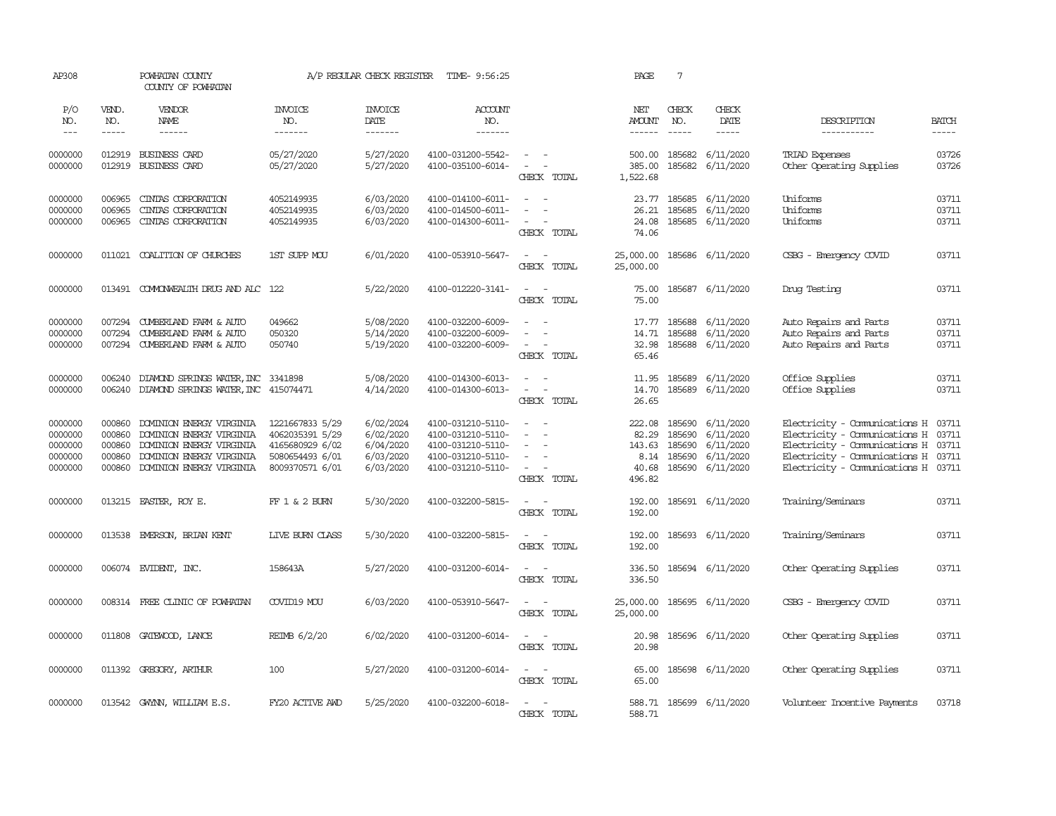AP308 POWHATAN COUNTY A/P REGULAR CHECK REGISTER TIME- 9:56:25 PAGE 7

COUNTY OF POWHATAN

| P/O NO. | VEND. NO. | VENDOR NAME | INVOICE NO. | INVOICE DATE | ACCOUNT NO. | | NET AMOUNT | CHECK NO. | CHECK DATE | DESCRIPTION | BATCH |
|---|---|---|---|---|---|---|---|---|---|---|---|
| --- | ----- | ------ | ------- | ------- | ------- | | ------ | ----- | ----- | ----------- | ----- |
| 0000000 | 012919 | BUSINESS CARD | 05/27/2020 | 5/27/2020 | 4100-031200-5542- | - - | 500.00 | 185682 | 6/11/2020 | TRIAD Expenses | 03726 |
| 0000000 | 012919 | BUSINESS CARD | 05/27/2020 | 5/27/2020 | 4100-035100-6014- | - - | 385.00 | 185682 | 6/11/2020 | Other Operating Supplies | 03726 |
| | | | | | | CHECK TOTAL | 1,522.68 | | | | |
| 0000000 | 006965 | CINTAS CORPORATION | 4052149935 | 6/03/2020 | 4100-014100-6011- | - - | 23.77 | 185685 | 6/11/2020 | Uniforms | 03711 |
| 0000000 | 006965 | CINTAS CORPORATION | 4052149935 | 6/03/2020 | 4100-014500-6011- | - - | 26.21 | 185685 | 6/11/2020 | Uniforms | 03711 |
| 0000000 | 006965 | CINTAS CORPORATION | 4052149935 | 6/03/2020 | 4100-014300-6011- | - - | 24.08 | 185685 | 6/11/2020 | Uniforms | 03711 |
| | | | | | | CHECK TOTAL | 74.06 | | | | |
| 0000000 | 011021 | COALITION OF CHURCHES | 1ST SUPP MOU | 6/01/2020 | 4100-053910-5647- | - - | 25,000.00 | 185686 | 6/11/2020 | CSBG - Emergency COVID | 03711 |
| | | | | | | CHECK TOTAL | 25,000.00 | | | | |
| 0000000 | 013491 | COMMONWEALTH DRUG AND ALC | 122 | 5/22/2020 | 4100-012220-3141- | - - | 75.00 | 185687 | 6/11/2020 | Drug Testing | 03711 |
| | | | | | | CHECK TOTAL | 75.00 | | | | |
| 0000000 | 007294 | CUMBERLAND FARM & AUTO | 049662 | 5/08/2020 | 4100-032200-6009- | - - | 17.77 | 185688 | 6/11/2020 | Auto Repairs and Parts | 03711 |
| 0000000 | 007294 | CUMBERLAND FARM & AUTO | 050320 | 5/14/2020 | 4100-032200-6009- | - - | 14.71 | 185688 | 6/11/2020 | Auto Repairs and Parts | 03711 |
| 0000000 | 007294 | CUMBERLAND FARM & AUTO | 050740 | 5/19/2020 | 4100-032200-6009- | - - | 32.98 | 185688 | 6/11/2020 | Auto Repairs and Parts | 03711 |
| | | | | | | CHECK TOTAL | 65.46 | | | | |
| 0000000 | 006240 | DIAMOND SPRINGS WATER, INC | 3341898 | 5/08/2020 | 4100-014300-6013- | - - | 11.95 | 185689 | 6/11/2020 | Office Supplies | 03711 |
| 0000000 | 006240 | DIAMOND SPRINGS WATER, INC | 415074471 | 4/14/2020 | 4100-014300-6013- | - - | 14.70 | 185689 | 6/11/2020 | Office Supplies | 03711 |
| | | | | | | CHECK TOTAL | 26.65 | | | | |
| 0000000 | 000860 | DOMINION ENERGY VIRGINIA | 1221667833 5/29 | 6/02/2024 | 4100-031210-5110- | - - | 222.08 | 185690 | 6/11/2020 | Electricity - Communications H | 03711 |
| 0000000 | 000860 | DOMINION ENERGY VIRGINIA | 4062035391 5/29 | 6/02/2020 | 4100-031210-5110- | - - | 82.29 | 185690 | 6/11/2020 | Electricity - Communications H | 03711 |
| 0000000 | 000860 | DOMINION ENERGY VIRGINIA | 4165680929 6/02 | 6/04/2020 | 4100-031210-5110- | - - | 143.63 | 185690 | 6/11/2020 | Electricity - Communications H | 03711 |
| 0000000 | 000860 | DOMINION ENERGY VIRGINIA | 5080654493 6/01 | 6/03/2020 | 4100-031210-5110- | - - | 8.14 | 185690 | 6/11/2020 | Electricity - Communications H | 03711 |
| 0000000 | 000860 | DOMINION ENERGY VIRGINIA | 8009370571 6/01 | 6/03/2020 | 4100-031210-5110- | - - | 40.68 | 185690 | 6/11/2020 | Electricity - Communications H | 03711 |
| | | | | | | CHECK TOTAL | 496.82 | | | | |
| 0000000 | 013215 | EASTER, ROY E. | FF 1 & 2 BURN | 5/30/2020 | 4100-032200-5815- | - - | 192.00 | 185691 | 6/11/2020 | Training/Seminars | 03711 |
| | | | | | | CHECK TOTAL | 192.00 | | | | |
| 0000000 | 013538 | EMERSON, BRIAN KENT | LIVE BURN CLASS | 5/30/2020 | 4100-032200-5815- | - - | 192.00 | 185693 | 6/11/2020 | Training/Seminars | 03711 |
| | | | | | | CHECK TOTAL | 192.00 | | | | |
| 0000000 | 006074 | EVIDENT, INC. | 158643A | 5/27/2020 | 4100-031200-6014- | - - | 336.50 | 185694 | 6/11/2020 | Other Operating Supplies | 03711 |
| | | | | | | CHECK TOTAL | 336.50 | | | | |
| 0000000 | 008314 | FREE CLINIC OF POWHATAN | COVID19 MOU | 6/03/2020 | 4100-053910-5647- | - - | 25,000.00 | 185695 | 6/11/2020 | CSBG - Emergency COVID | 03711 |
| | | | | | | CHECK TOTAL | 25,000.00 | | | | |
| 0000000 | 011808 | GATEWOOD, LANCE | REIMB 6/2/20 | 6/02/2020 | 4100-031200-6014- | - - | 20.98 | 185696 | 6/11/2020 | Other Operating Supplies | 03711 |
| | | | | | | CHECK TOTAL | 20.98 | | | | |
| 0000000 | 011392 | GREGORY, ARTHUR | 100 | 5/27/2020 | 4100-031200-6014- | - - | 65.00 | 185698 | 6/11/2020 | Other Operating Supplies | 03711 |
| | | | | | | CHECK TOTAL | 65.00 | | | | |
| 0000000 | 013542 | GWYNN, WILLIAM E.S. | FY20 ACTIVE AWD | 5/25/2020 | 4100-032200-6018- | - - | 588.71 | 185699 | 6/11/2020 | Volunteer Incentive Payments | 03718 |
| | | | | | | CHECK TOTAL | 588.71 | | | | |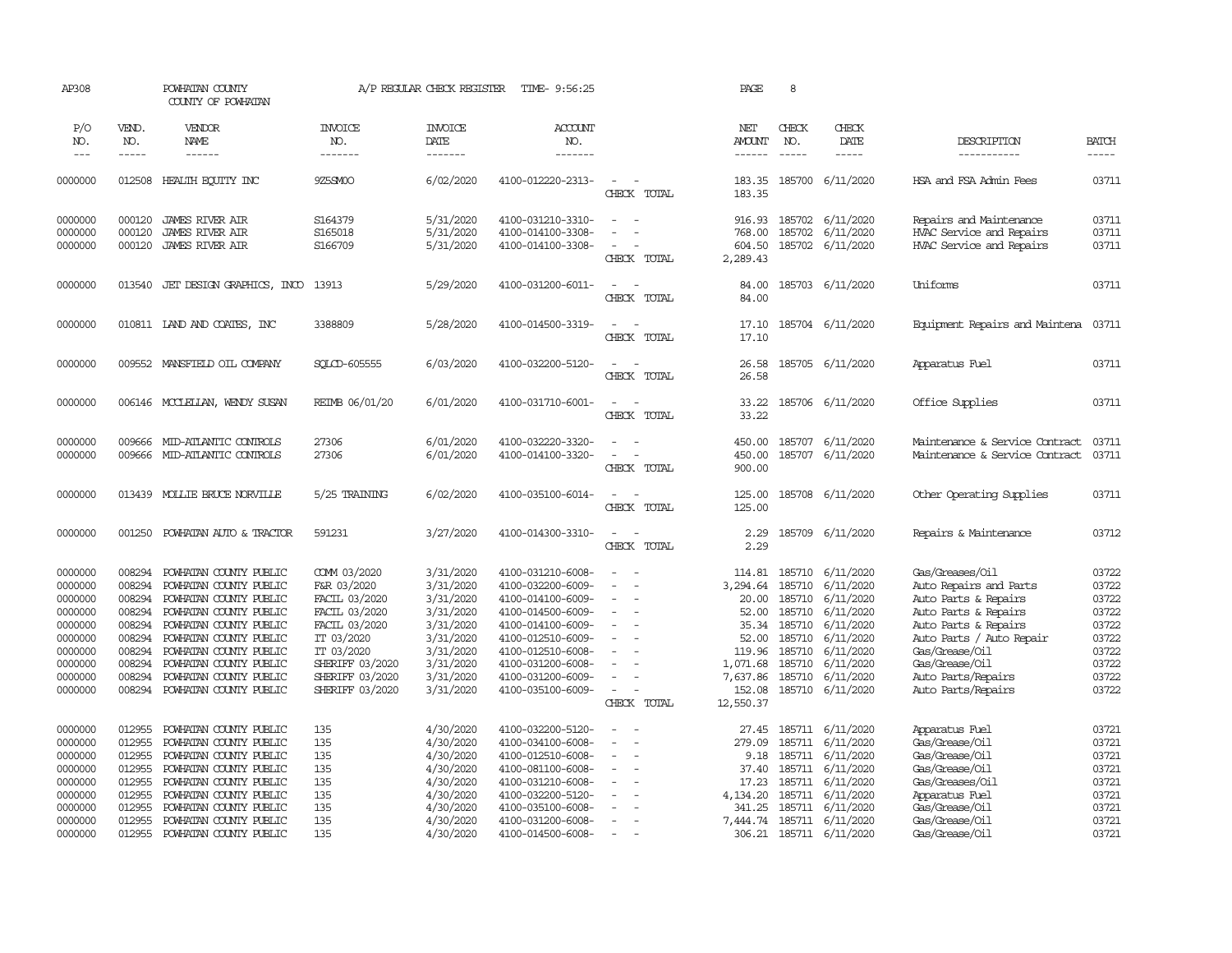AP308 POWHATAN COUNTY A/P REGULAR CHECK REGISTER TIME- 9:56:25 PAGE 8

COUNTY OF POWHATAN

| P/O NO. | VEND. NO. | VENDOR NAME | INVOICE NO. | INVOICE DATE | ACCOUNT NO. | | NET AMOUNT | CHECK NO. | CHECK DATE | DESCRIPTION | BATCH |
|---|---|---|---|---|---|---|---|---|---|---|---|
| 0000000 | 012508 | HEALTH EQUITY INC | 9Z5SM0O | 6/02/2020 | 4100-012220-2313- | - - | 183.35 | 185700 | 6/11/2020 | HSA and FSA Admin Fees | 03711 |
| | | | | | | CHECK TOTAL | 183.35 | | | | |
| 0000000 | 000120 | JAMES RIVER AIR | S164379 | 5/31/2020 | 4100-031210-3310- | - - | 916.93 | 185702 | 6/11/2020 | Repairs and Maintenance | 03711 |
| 0000000 | 000120 | JAMES RIVER AIR | S165018 | 5/31/2020 | 4100-014100-3308- | - - | 768.00 | 185702 | 6/11/2020 | HVAC Service and Repairs | 03711 |
| 0000000 | 000120 | JAMES RIVER AIR | S166709 | 5/31/2020 | 4100-014100-3308- | - - | 604.50 | 185702 | 6/11/2020 | HVAC Service and Repairs | 03711 |
| | | | | | | CHECK TOTAL | 2,289.43 | | | | |
| 0000000 | 013540 | JET DESIGN GRAPHICS, INCO | 13913 | 5/29/2020 | 4100-031200-6011- | - - | 84.00 | 185703 | 6/11/2020 | Uniforms | 03711 |
| | | | | | | CHECK TOTAL | 84.00 | | | | |
| 0000000 | 010811 | LAND AND COATES, INC | 3388809 | 5/28/2020 | 4100-014500-3319- | - - | 17.10 | 185704 | 6/11/2020 | Equipment Repairs and Maintena | 03711 |
| | | | | | | CHECK TOTAL | 17.10 | | | | |
| 0000000 | 009552 | MANSFIELD OIL COMPANY | SQLCD-605555 | 6/03/2020 | 4100-032200-5120- | - - | 26.58 | 185705 | 6/11/2020 | Apparatus Fuel | 03711 |
| | | | | | | CHECK TOTAL | 26.58 | | | | |
| 0000000 | 006146 | MCCLELLAN, WENDY SUSAN | REIMB 06/01/20 | 6/01/2020 | 4100-031710-6001- | - - | 33.22 | 185706 | 6/11/2020 | Office Supplies | 03711 |
| | | | | | | CHECK TOTAL | 33.22 | | | | |
| 0000000 | 009666 | MID-ATLANTIC CONTROLS | 27306 | 6/01/2020 | 4100-032220-3320- | - - | 450.00 | 185707 | 6/11/2020 | Maintenance & Service Contract | 03711 |
| 0000000 | 009666 | MID-ATLANTIC CONTROLS | 27306 | 6/01/2020 | 4100-014100-3320- | - - | 450.00 | 185707 | 6/11/2020 | Maintenance & Service Contract | 03711 |
| | | | | | | CHECK TOTAL | 900.00 | | | | |
| 0000000 | 013439 | MOLLIE BRUCE NORVILLE | 5/25 TRAINING | 6/02/2020 | 4100-035100-6014- | - - | 125.00 | 185708 | 6/11/2020 | Other Operating Supplies | 03711 |
| | | | | | | CHECK TOTAL | 125.00 | | | | |
| 0000000 | 001250 | POWHATAN AUTO & TRACTOR | 591231 | 3/27/2020 | 4100-014300-3310- | - - | 2.29 | 185709 | 6/11/2020 | Repairs & Maintenance | 03712 |
| | | | | | | CHECK TOTAL | 2.29 | | | | |
| 0000000 | 008294 | POWHATAN COUNTY PUBLIC | COMM 03/2020 | 3/31/2020 | 4100-031210-6008- | - - | 114.81 | 185710 | 6/11/2020 | Gas/Greases/Oil | 03722 |
| 0000000 | 008294 | POWHATAN COUNTY PUBLIC | F&R 03/2020 | 3/31/2020 | 4100-032200-6009- | - - | 3,294.64 | 185710 | 6/11/2020 | Auto Repairs and Parts | 03722 |
| 0000000 | 008294 | POWHATAN COUNTY PUBLIC | FACIL 03/2020 | 3/31/2020 | 4100-014100-6009- | - - | 20.00 | 185710 | 6/11/2020 | Auto Parts & Repairs | 03722 |
| 0000000 | 008294 | POWHATAN COUNTY PUBLIC | FACIL 03/2020 | 3/31/2020 | 4100-014500-6009- | - - | 52.00 | 185710 | 6/11/2020 | Auto Parts & Repairs | 03722 |
| 0000000 | 008294 | POWHATAN COUNTY PUBLIC | FACIL 03/2020 | 3/31/2020 | 4100-014100-6009- | - - | 35.34 | 185710 | 6/11/2020 | Auto Parts & Repairs | 03722 |
| 0000000 | 008294 | POWHATAN COUNTY PUBLIC | IT 03/2020 | 3/31/2020 | 4100-012510-6009- | - - | 52.00 | 185710 | 6/11/2020 | Auto Parts / Auto Repair | 03722 |
| 0000000 | 008294 | POWHATAN COUNTY PUBLIC | IT 03/2020 | 3/31/2020 | 4100-012510-6008- | - - | 119.96 | 185710 | 6/11/2020 | Gas/Grease/Oil | 03722 |
| 0000000 | 008294 | POWHATAN COUNTY PUBLIC | SHERIFF 03/2020 | 3/31/2020 | 4100-031200-6008- | - - | 1,071.68 | 185710 | 6/11/2020 | Gas/Grease/Oil | 03722 |
| 0000000 | 008294 | POWHATAN COUNTY PUBLIC | SHERIFF 03/2020 | 3/31/2020 | 4100-031200-6009- | - - | 7,637.86 | 185710 | 6/11/2020 | Auto Parts/Repairs | 03722 |
| 0000000 | 008294 | POWHATAN COUNTY PUBLIC | SHERIFF 03/2020 | 3/31/2020 | 4100-035100-6009- | - - | 152.08 | 185710 | 6/11/2020 | Auto Parts/Repairs | 03722 |
| | | | | | | CHECK TOTAL | 12,550.37 | | | | |
| 0000000 | 012955 | POWHATAN COUNTY PUBLIC | 135 | 4/30/2020 | 4100-032200-5120- | - - | 27.45 | 185711 | 6/11/2020 | Apparatus Fuel | 03721 |
| 0000000 | 012955 | POWHATAN COUNTY PUBLIC | 135 | 4/30/2020 | 4100-034100-6008- | - - | 279.09 | 185711 | 6/11/2020 | Gas/Grease/Oil | 03721 |
| 0000000 | 012955 | POWHATAN COUNTY PUBLIC | 135 | 4/30/2020 | 4100-012510-6008- | - - | 9.18 | 185711 | 6/11/2020 | Gas/Grease/Oil | 03721 |
| 0000000 | 012955 | POWHATAN COUNTY PUBLIC | 135 | 4/30/2020 | 4100-081100-6008- | - - | 37.40 | 185711 | 6/11/2020 | Gas/Grease/Oil | 03721 |
| 0000000 | 012955 | POWHATAN COUNTY PUBLIC | 135 | 4/30/2020 | 4100-031210-6008- | - - | 17.23 | 185711 | 6/11/2020 | Gas/Greases/Oil | 03721 |
| 0000000 | 012955 | POWHATAN COUNTY PUBLIC | 135 | 4/30/2020 | 4100-032200-5120- | - - | 4,134.20 | 185711 | 6/11/2020 | Apparatus Fuel | 03721 |
| 0000000 | 012955 | POWHATAN COUNTY PUBLIC | 135 | 4/30/2020 | 4100-035100-6008- | - - | 341.25 | 185711 | 6/11/2020 | Gas/Grease/Oil | 03721 |
| 0000000 | 012955 | POWHATAN COUNTY PUBLIC | 135 | 4/30/2020 | 4100-031200-6008- | - - | 7,444.74 | 185711 | 6/11/2020 | Gas/Grease/Oil | 03721 |
| 0000000 | 012955 | POWHATAN COUNTY PUBLIC | 135 | 4/30/2020 | 4100-014500-6008- | - - | 306.21 | 185711 | 6/11/2020 | Gas/Grease/Oil | 03721 |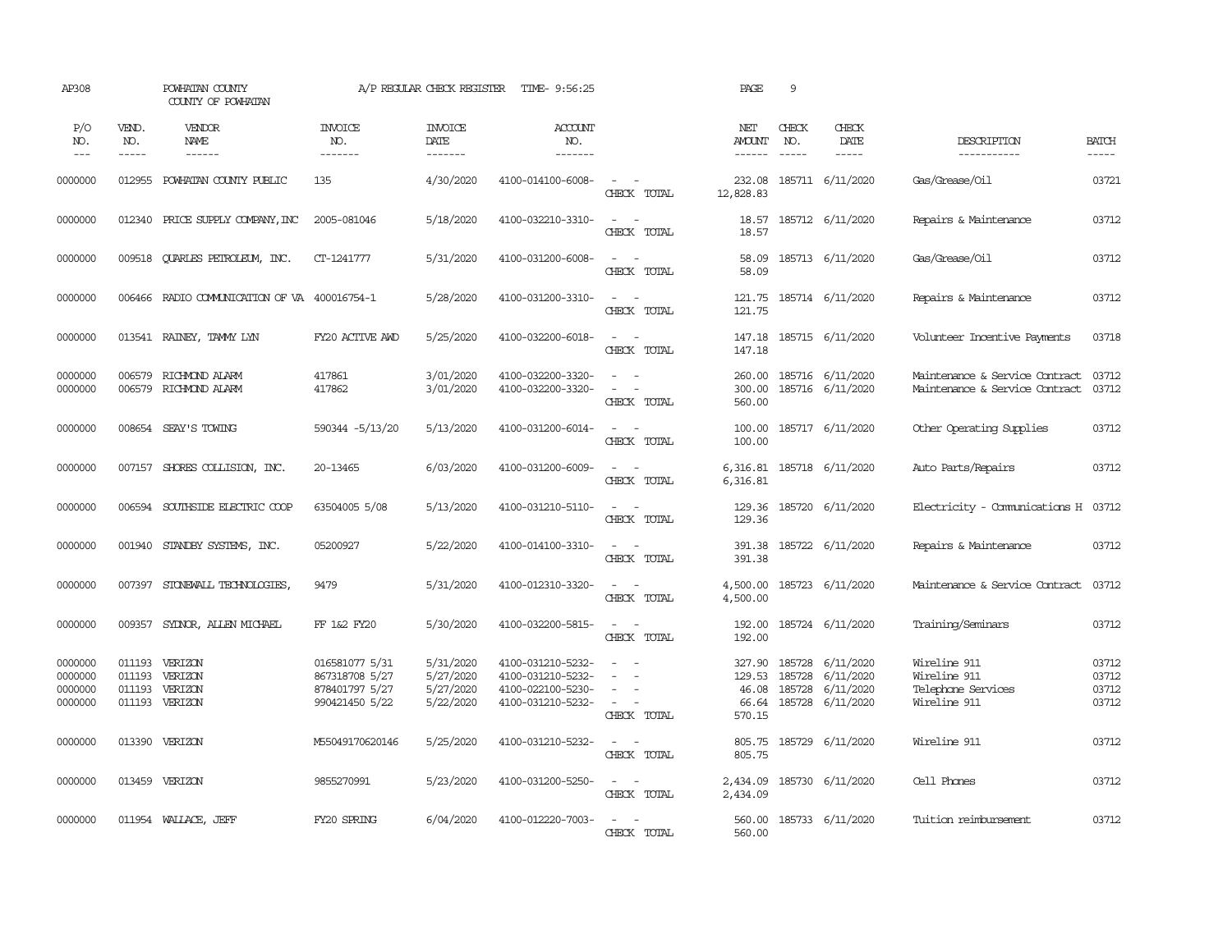AP308 POWHATAN COUNTY A/P REGULAR CHECK REGISTER TIME- 9:56:25 PAGE 9

COUNTY OF POWHATAN

| P/O NO. | VEND. NO. | VENDOR NAME | INVOICE NO. | INVOICE DATE | ACCOUNT NO. | | NET AMOUNT | CHECK NO. | CHECK DATE | DESCRIPTION | BATCH |
|---|---|---|---|---|---|---|---|---|---|---|---|
| 0000000 | 012955 | POWHATAN COUNTY PUBLIC | 135 | 4/30/2020 | 4100-014100-6008- | - - | 232.08 | 185711 | 6/11/2020 | Gas/Grease/Oil | 03721 |
| | | | | | | CHECK TOTAL | 12,828.83 | | | | |
| 0000000 | 012340 | PRICE SUPPLY COMPANY, INC | 2005-081046 | 5/18/2020 | 4100-032210-3310- | - - | 18.57 | 185712 | 6/11/2020 | Repairs & Maintenance | 03712 |
| | | | | | | CHECK TOTAL | 18.57 | | | | |
| 0000000 | 009518 | QUARLES PETROLEUM, INC. | CT-1241777 | 5/31/2020 | 4100-031200-6008- | - - | 58.09 | 185713 | 6/11/2020 | Gas/Grease/Oil | 03712 |
| | | | | | | CHECK TOTAL | 58.09 | | | | |
| 0000000 | 006466 | RADIO COMMUNICATION OF VA | 400016754-1 | 5/28/2020 | 4100-031200-3310- | - - | 121.75 | 185714 | 6/11/2020 | Repairs & Maintenance | 03712 |
| | | | | | | CHECK TOTAL | 121.75 | | | | |
| 0000000 | 013541 | RAINEY, TAMMY LYN | FY20 ACTIVE AWD | 5/25/2020 | 4100-032200-6018- | - - | 147.18 | 185715 | 6/11/2020 | Volunteer Incentive Payments | 03718 |
| | | | | | | CHECK TOTAL | 147.18 | | | | |
| 0000000 | 006579 | RICHMOND ALARM | 417861 | 3/01/2020 | 4100-032200-3320- | - - | 260.00 | 185716 | 6/11/2020 | Maintenance & Service Contract | 03712 |
| 0000000 | 006579 | RICHMOND ALARM | 417862 | 3/01/2020 | 4100-032200-3320- | - - | 300.00 | 185716 | 6/11/2020 | Maintenance & Service Contract | 03712 |
| | | | | | | CHECK TOTAL | 560.00 | | | | |
| 0000000 | 008654 | SEAY'S TOWING | 590344 -5/13/20 | 5/13/2020 | 4100-031200-6014- | - - | 100.00 | 185717 | 6/11/2020 | Other Operating Supplies | 03712 |
| | | | | | | CHECK TOTAL | 100.00 | | | | |
| 0000000 | 007157 | SHORES COLLISION, INC. | 20-13465 | 6/03/2020 | 4100-031200-6009- | - - | 6,316.81 | 185718 | 6/11/2020 | Auto Parts/Repairs | 03712 |
| | | | | | | CHECK TOTAL | 6,316.81 | | | | |
| 0000000 | 006594 | SOUTHSIDE ELECTRIC COOP | 63504005 5/08 | 5/13/2020 | 4100-031210-5110- | - - | 129.36 | 185720 | 6/11/2020 | Electricity - Communications H | 03712 |
| | | | | | | CHECK TOTAL | 129.36 | | | | |
| 0000000 | 001940 | STANDBY SYSTEMS, INC. | 05200927 | 5/22/2020 | 4100-014100-3310- | - - | 391.38 | 185722 | 6/11/2020 | Repairs & Maintenance | 03712 |
| | | | | | | CHECK TOTAL | 391.38 | | | | |
| 0000000 | 007397 | STONEWALL TECHNOLOGIES, | 9479 | 5/31/2020 | 4100-012310-3320- | - - | 4,500.00 | 185723 | 6/11/2020 | Maintenance & Service Contract | 03712 |
| | | | | | | CHECK TOTAL | 4,500.00 | | | | |
| 0000000 | 009357 | SYDNOR, ALLEN MICHAEL | FF 1&2 FY20 | 5/30/2020 | 4100-032200-5815- | - - | 192.00 | 185724 | 6/11/2020 | Training/Seminars | 03712 |
| | | | | | | CHECK TOTAL | 192.00 | | | | |
| 0000000 | 011193 | VERIZON | 016581077 5/31 | 5/31/2020 | 4100-031210-5232- | - - | 327.90 | 185728 | 6/11/2020 | Wireline 911 | 03712 |
| 0000000 | 011193 | VERIZON | 867318708 5/27 | 5/27/2020 | 4100-031210-5232- | - - | 129.53 | 185728 | 6/11/2020 | Wireline 911 | 03712 |
| 0000000 | 011193 | VERIZON | 878401797 5/27 | 5/27/2020 | 4100-022100-5230- | - - | 46.08 | 185728 | 6/11/2020 | Telephone Services | 03712 |
| 0000000 | 011193 | VERIZON | 990421450 5/22 | 5/22/2020 | 4100-031210-5232- | - - | 66.64 | 185728 | 6/11/2020 | Wireline 911 | 03712 |
| | | | | | | CHECK TOTAL | 570.15 | | | | |
| 0000000 | 013390 | VERIZON | M55049170620146 | 5/25/2020 | 4100-031210-5232- | - - | 805.75 | 185729 | 6/11/2020 | Wireline 911 | 03712 |
| | | | | | | CHECK TOTAL | 805.75 | | | | |
| 0000000 | 013459 | VERIZON | 9855270991 | 5/23/2020 | 4100-031200-5250- | - - | 2,434.09 | 185730 | 6/11/2020 | Cell Phones | 03712 |
| | | | | | | CHECK TOTAL | 2,434.09 | | | | |
| 0000000 | 011954 | WALLACE, JEFF | FY20 SPRING | 6/04/2020 | 4100-012220-7003- | - - | 560.00 | 185733 | 6/11/2020 | Tuition reimbursement | 03712 |
| | | | | | | CHECK TOTAL | 560.00 | | | | |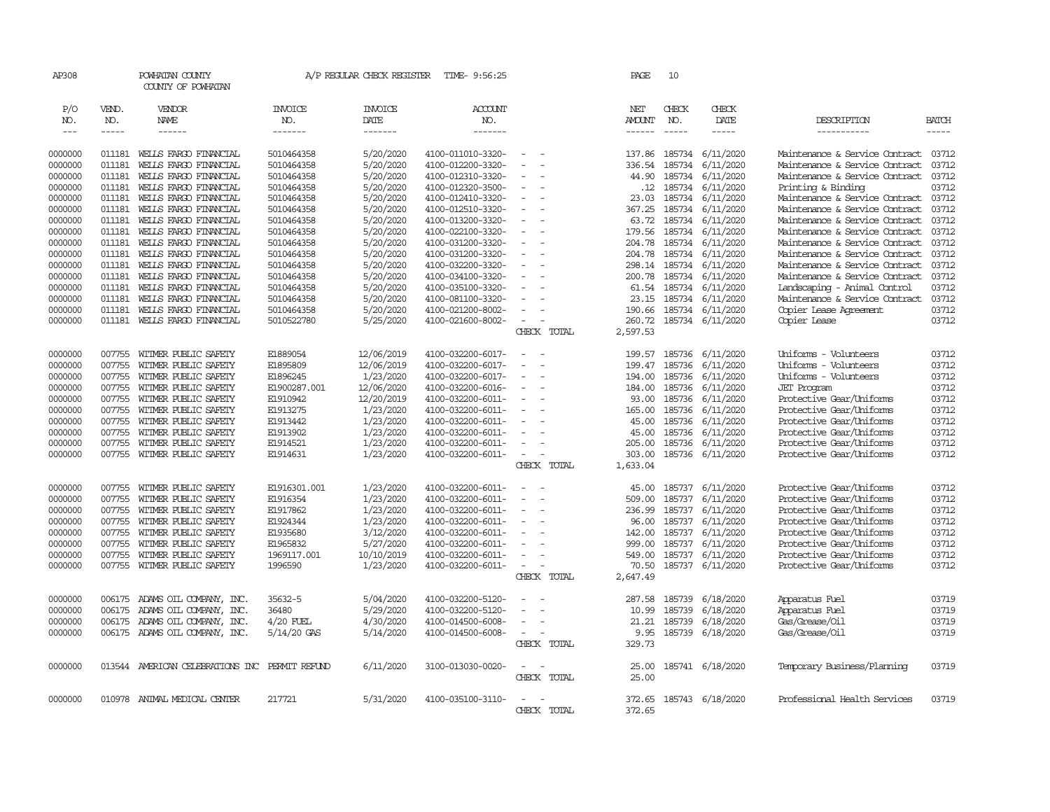AP308 POWHATAN COUNTY A/P REGULAR CHECK REGISTER TIME- 9:56:25
COUNTY OF POWHATAN

| P/O NO. | VEND. NO. | VENDOR NAME | INVOICE NO. | INVOICE DATE | ACCOUNT NO. | | NET AMOUNT | CHECK NO. | CHECK DATE | DESCRIPTION | BATCH |
|---|---|---|---|---|---|---|---|---|---|---|---|
| 0000000 | 011181 | WELLS FARGO FINANCIAL | 5010464358 | 5/20/2020 | 4100-011010-3320- | - - | 137.86 | 185734 | 6/11/2020 | Maintenance & Service Contract | 03712 |
| 0000000 | 011181 | WELLS FARGO FINANCIAL | 5010464358 | 5/20/2020 | 4100-012200-3320- | - - | 336.54 | 185734 | 6/11/2020 | Maintenance & Service Contract | 03712 |
| 0000000 | 011181 | WELLS FARGO FINANCIAL | 5010464358 | 5/20/2020 | 4100-012310-3320- | - - | 44.90 | 185734 | 6/11/2020 | Maintenance & Service Contract | 03712 |
| 0000000 | 011181 | WELLS FARGO FINANCIAL | 5010464358 | 5/20/2020 | 4100-012320-3500- | - - | .12 | 185734 | 6/11/2020 | Printing & Binding | 03712 |
| 0000000 | 011181 | WELLS FARGO FINANCIAL | 5010464358 | 5/20/2020 | 4100-012410-3320- | - - | 23.03 | 185734 | 6/11/2020 | Maintenance & Service Contract | 03712 |
| 0000000 | 011181 | WELLS FARGO FINANCIAL | 5010464358 | 5/20/2020 | 4100-012510-3320- | - - | 367.25 | 185734 | 6/11/2020 | Maintenance & Service Contract | 03712 |
| 0000000 | 011181 | WELLS FARGO FINANCIAL | 5010464358 | 5/20/2020 | 4100-013200-3320- | - - | 63.72 | 185734 | 6/11/2020 | Maintenance & Service Contract | 03712 |
| 0000000 | 011181 | WELLS FARGO FINANCIAL | 5010464358 | 5/20/2020 | 4100-022100-3320- | - - | 179.56 | 185734 | 6/11/2020 | Maintenance & Service Contract | 03712 |
| 0000000 | 011181 | WELLS FARGO FINANCIAL | 5010464358 | 5/20/2020 | 4100-031200-3320- | - - | 204.78 | 185734 | 6/11/2020 | Maintenance & Service Contract | 03712 |
| 0000000 | 011181 | WELLS FARGO FINANCIAL | 5010464358 | 5/20/2020 | 4100-031200-3320- | - - | 204.78 | 185734 | 6/11/2020 | Maintenance & Service Contract | 03712 |
| 0000000 | 011181 | WELLS FARGO FINANCIAL | 5010464358 | 5/20/2020 | 4100-032200-3320- | - - | 298.14 | 185734 | 6/11/2020 | Maintenance & Service Contract | 03712 |
| 0000000 | 011181 | WELLS FARGO FINANCIAL | 5010464358 | 5/20/2020 | 4100-034100-3320- | - - | 200.78 | 185734 | 6/11/2020 | Maintenance & Service Contract | 03712 |
| 0000000 | 011181 | WELLS FARGO FINANCIAL | 5010464358 | 5/20/2020 | 4100-035100-3320- | - - | 61.54 | 185734 | 6/11/2020 | Landscaping - Animal Control | 03712 |
| 0000000 | 011181 | WELLS FARGO FINANCIAL | 5010464358 | 5/20/2020 | 4100-081100-3320- | - - | 23.15 | 185734 | 6/11/2020 | Maintenance & Service Contract | 03712 |
| 0000000 | 011181 | WELLS FARGO FINANCIAL | 5010464358 | 5/20/2020 | 4100-021200-8002- | - - | 190.66 | 185734 | 6/11/2020 | Copier Lease Agreement | 03712 |
| 0000000 | 011181 | WELLS FARGO FINANCIAL | 5010522780 | 5/25/2020 | 4100-021600-8002- | - - | 260.72 | 185734 | 6/11/2020 | Copier Lease | 03712 |
| | | | | | | CHECK TOTAL | 2,597.53 | | | | |
| 0000000 | 007755 | WITMER PUBLIC SAFETY | E1889054 | 12/06/2019 | 4100-032200-6017- | - - | 199.57 | 185736 | 6/11/2020 | Uniforms - Volunteers | 03712 |
| 0000000 | 007755 | WITMER PUBLIC SAFETY | E1895809 | 12/06/2019 | 4100-032200-6017- | - - | 199.47 | 185736 | 6/11/2020 | Uniforms - Volunteers | 03712 |
| 0000000 | 007755 | WITMER PUBLIC SAFETY | E1896245 | 1/23/2020 | 4100-032200-6017- | - - | 194.00 | 185736 | 6/11/2020 | Uniforms - Volunteers | 03712 |
| 0000000 | 007755 | WITMER PUBLIC SAFETY | E1900287.001 | 12/06/2020 | 4100-032200-6016- | - - | 184.00 | 185736 | 6/11/2020 | JET Program | 03712 |
| 0000000 | 007755 | WITMER PUBLIC SAFETY | E1910942 | 12/20/2019 | 4100-032200-6011- | - - | 93.00 | 185736 | 6/11/2020 | Protective Gear/Uniforms | 03712 |
| 0000000 | 007755 | WITMER PUBLIC SAFETY | E1913275 | 1/23/2020 | 4100-032200-6011- | - - | 165.00 | 185736 | 6/11/2020 | Protective Gear/Uniforms | 03712 |
| 0000000 | 007755 | WITMER PUBLIC SAFETY | E1913442 | 1/23/2020 | 4100-032200-6011- | - - | 45.00 | 185736 | 6/11/2020 | Protective Gear/Uniforms | 03712 |
| 0000000 | 007755 | WITMER PUBLIC SAFETY | E1913902 | 1/23/2020 | 4100-032200-6011- | - - | 45.00 | 185736 | 6/11/2020 | Protective Gear/Uniforms | 03712 |
| 0000000 | 007755 | WITMER PUBLIC SAFETY | E1914521 | 1/23/2020 | 4100-032200-6011- | - - | 205.00 | 185736 | 6/11/2020 | Protective Gear/Uniforms | 03712 |
| 0000000 | 007755 | WITMER PUBLIC SAFETY | E1914631 | 1/23/2020 | 4100-032200-6011- | - - | 303.00 | 185736 | 6/11/2020 | Protective Gear/Uniforms | 03712 |
| | | | | | | CHECK TOTAL | 1,633.04 | | | | |
| 0000000 | 007755 | WITMER PUBLIC SAFETY | E1916301.001 | 1/23/2020 | 4100-032200-6011- | - - | 45.00 | 185737 | 6/11/2020 | Protective Gear/Uniforms | 03712 |
| 0000000 | 007755 | WITMER PUBLIC SAFETY | E1916354 | 1/23/2020 | 4100-032200-6011- | - - | 509.00 | 185737 | 6/11/2020 | Protective Gear/Uniforms | 03712 |
| 0000000 | 007755 | WITMER PUBLIC SAFETY | E1917862 | 1/23/2020 | 4100-032200-6011- | - - | 236.99 | 185737 | 6/11/2020 | Protective Gear/Uniforms | 03712 |
| 0000000 | 007755 | WITMER PUBLIC SAFETY | E1924344 | 1/23/2020 | 4100-032200-6011- | - - | 96.00 | 185737 | 6/11/2020 | Protective Gear/Uniforms | 03712 |
| 0000000 | 007755 | WITMER PUBLIC SAFETY | E1935680 | 3/12/2020 | 4100-032200-6011- | - - | 142.00 | 185737 | 6/11/2020 | Protective Gear/Uniforms | 03712 |
| 0000000 | 007755 | WITMER PUBLIC SAFETY | E1965832 | 5/27/2020 | 4100-032200-6011- | - - | 999.00 | 185737 | 6/11/2020 | Protective Gear/Uniforms | 03712 |
| 0000000 | 007755 | WITMER PUBLIC SAFETY | 1969117.001 | 10/10/2019 | 4100-032200-6011- | - - | 549.00 | 185737 | 6/11/2020 | Protective Gear/Uniforms | 03712 |
| 0000000 | 007755 | WITMER PUBLIC SAFETY | 1996590 | 1/23/2020 | 4100-032200-6011- | - - | 70.50 | 185737 | 6/11/2020 | Protective Gear/Uniforms | 03712 |
| | | | | | | CHECK TOTAL | 2,647.49 | | | | |
| 0000000 | 006175 | ADAMS OIL COMPANY, INC. | 35632-5 | 5/04/2020 | 4100-032200-5120- | - - | 287.58 | 185739 | 6/18/2020 | Apparatus Fuel | 03719 |
| 0000000 | 006175 | ADAMS OIL COMPANY, INC. | 36480 | 5/29/2020 | 4100-032200-5120- | - - | 10.99 | 185739 | 6/18/2020 | Apparatus Fuel | 03719 |
| 0000000 | 006175 | ADAMS OIL COMPANY, INC. | 4/20 FUEL | 4/30/2020 | 4100-014500-6008- | - - | 21.21 | 185739 | 6/18/2020 | Gas/Grease/Oil | 03719 |
| 0000000 | 006175 | ADAMS OIL COMPANY, INC. | 5/14/20 GAS | 5/14/2020 | 4100-014500-6008- | - - | 9.95 | 185739 | 6/18/2020 | Gas/Grease/Oil | 03719 |
| | | | | | | CHECK TOTAL | 329.73 | | | | |
| 0000000 | 013544 | AMERICAN CELEBRATIONS INC | PERMIT REFUND | 6/11/2020 | 3100-013030-0020- | - - | 25.00 | 185741 | 6/18/2020 | Temporary Business/Planning | 03719 |
| | | | | | | CHECK TOTAL | 25.00 | | | | |
| 0000000 | 010978 | ANIMAL MEDICAL CENTER | 217721 | 5/31/2020 | 4100-035100-3110- | - - | 372.65 | 185743 | 6/18/2020 | Professional Health Services | 03719 |
| | | | | | | CHECK TOTAL | 372.65 | | | | |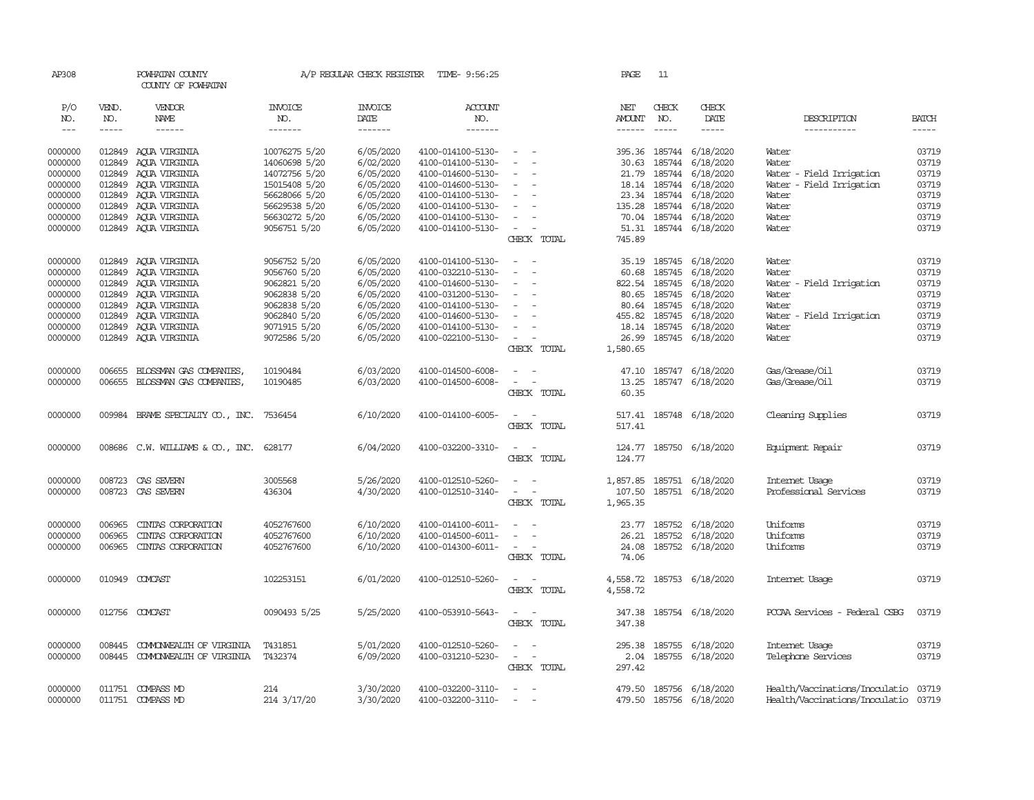AP308 POWHATAN COUNTY A/P REGULAR CHECK REGISTER TIME- 9:56:25 PAGE 11
COUNTY OF POWHATAN

| P/O NO. | VEND. NO. | VENDOR NAME | INVOICE NO. | INVOICE DATE | ACCOUNT NO. | | NET AMOUNT | CHECK NO. | CHECK DATE | DESCRIPTION | BATCH |
|---|---|---|---|---|---|---|---|---|---|---|---|
| --- | ----- | ------ | ------- | ------- | ------- | | ------ | ----- | ----- | ----------- | ----- |
| 0000000 | 012849 | AQUA VIRGINIA | 10076275 5/20 | 6/05/2020 | 4100-014100-5130- | - - | 395.36 | 185744 | 6/18/2020 | Water | 03719 |
| 0000000 | 012849 | AQUA VIRGINIA | 14060698 5/20 | 6/02/2020 | 4100-014100-5130- | - - | 30.63 | 185744 | 6/18/2020 | Water | 03719 |
| 0000000 | 012849 | AQUA VIRGINIA | 14072756 5/20 | 6/05/2020 | 4100-014600-5130- | - - | 21.79 | 185744 | 6/18/2020 | Water - Field Irrigation | 03719 |
| 0000000 | 012849 | AQUA VIRGINIA | 15015408 5/20 | 6/05/2020 | 4100-014600-5130- | - - | 18.14 | 185744 | 6/18/2020 | Water - Field Irrigation | 03719 |
| 0000000 | 012849 | AQUA VIRGINIA | 56628066 5/20 | 6/05/2020 | 4100-014100-5130- | - - | 23.34 | 185744 | 6/18/2020 | Water | 03719 |
| 0000000 | 012849 | AQUA VIRGINIA | 56629538 5/20 | 6/05/2020 | 4100-014100-5130- | - - | 135.28 | 185744 | 6/18/2020 | Water | 03719 |
| 0000000 | 012849 | AQUA VIRGINIA | 56630272 5/20 | 6/05/2020 | 4100-014100-5130- | - - | 70.04 | 185744 | 6/18/2020 | Water | 03719 |
| 0000000 | 012849 | AQUA VIRGINIA | 9056751 5/20 | 6/05/2020 | 4100-014100-5130- | - - | 51.31 | 185744 | 6/18/2020 | Water | 03719 |
| | | | | | | CHECK TOTAL | 745.89 | | | | |
| 0000000 | 012849 | AQUA VIRGINIA | 9056752 5/20 | 6/05/2020 | 4100-014100-5130- | - - | 35.19 | 185745 | 6/18/2020 | Water | 03719 |
| 0000000 | 012849 | AQUA VIRGINIA | 9056760 5/20 | 6/05/2020 | 4100-032210-5130- | - - | 60.68 | 185745 | 6/18/2020 | Water | 03719 |
| 0000000 | 012849 | AQUA VIRGINIA | 9062821 5/20 | 6/05/2020 | 4100-014600-5130- | - - | 822.54 | 185745 | 6/18/2020 | Water - Field Irrigation | 03719 |
| 0000000 | 012849 | AQUA VIRGINIA | 9062838 5/20 | 6/05/2020 | 4100-031200-5130- | - - | 80.65 | 185745 | 6/18/2020 | Water | 03719 |
| 0000000 | 012849 | AQUA VIRGINIA | 9062838 5/20 | 6/05/2020 | 4100-014100-5130- | - - | 80.64 | 185745 | 6/18/2020 | Water | 03719 |
| 0000000 | 012849 | AQUA VIRGINIA | 9062840 5/20 | 6/05/2020 | 4100-014600-5130- | - - | 455.82 | 185745 | 6/18/2020 | Water - Field Irrigation | 03719 |
| 0000000 | 012849 | AQUA VIRGINIA | 9071915 5/20 | 6/05/2020 | 4100-014100-5130- | - - | 18.14 | 185745 | 6/18/2020 | Water | 03719 |
| 0000000 | 012849 | AQUA VIRGINIA | 9072586 5/20 | 6/05/2020 | 4100-022100-5130- | - - | 26.99 | 185745 | 6/18/2020 | Water | 03719 |
| | | | | | | CHECK TOTAL | 1,580.65 | | | | |
| 0000000 | 006655 | BLOSSMAN GAS COMPANIES, | 10190484 | 6/03/2020 | 4100-014500-6008- | - - | 47.10 | 185747 | 6/18/2020 | Gas/Grease/Oil | 03719 |
| 0000000 | 006655 | BLOSSMAN GAS COMPANIES, | 10190485 | 6/03/2020 | 4100-014500-6008- | - - | 13.25 | 185747 | 6/18/2020 | Gas/Grease/Oil | 03719 |
| | | | | | | CHECK TOTAL | 60.35 | | | | |
| 0000000 | 009984 | BRAME SPECIALTY CO., INC. | 7536454 | 6/10/2020 | 4100-014100-6005- | - - | 517.41 | 185748 | 6/18/2020 | Cleaning Supplies | 03719 |
| | | | | | | CHECK TOTAL | 517.41 | | | | |
| 0000000 | 008686 | C.W. WILLIAMS & CO., INC. | 628177 | 6/04/2020 | 4100-032200-3310- | - - | 124.77 | 185750 | 6/18/2020 | Equipment Repair | 03719 |
| | | | | | | CHECK TOTAL | 124.77 | | | | |
| 0000000 | 008723 | CAS SEVERN | 3005568 | 5/26/2020 | 4100-012510-5260- | - - | 1,857.85 | 185751 | 6/18/2020 | Internet Usage | 03719 |
| 0000000 | 008723 | CAS SEVERN | 436304 | 4/30/2020 | 4100-012510-3140- | - - | 107.50 | 185751 | 6/18/2020 | Professional Services | 03719 |
| | | | | | | CHECK TOTAL | 1,965.35 | | | | |
| 0000000 | 006965 | CINTAS CORPORATION | 4052767600 | 6/10/2020 | 4100-014100-6011- | - - | 23.77 | 185752 | 6/18/2020 | Uniforms | 03719 |
| 0000000 | 006965 | CINTAS CORPORATION | 4052767600 | 6/10/2020 | 4100-014500-6011- | - - | 26.21 | 185752 | 6/18/2020 | Uniforms | 03719 |
| 0000000 | 006965 | CINTAS CORPORATION | 4052767600 | 6/10/2020 | 4100-014300-6011- | - - | 24.08 | 185752 | 6/18/2020 | Uniforms | 03719 |
| | | | | | | CHECK TOTAL | 74.06 | | | | |
| 0000000 | 010949 | COMCAST | 102253151 | 6/01/2020 | 4100-012510-5260- | - - | 4,558.72 | 185753 | 6/18/2020 | Internet Usage | 03719 |
| | | | | | | CHECK TOTAL | 4,558.72 | | | | |
| 0000000 | 012756 | COMCAST | 0090493 5/25 | 5/25/2020 | 4100-053910-5643- | - - | 347.38 | 185754 | 6/18/2020 | PCCAA Services - Federal CSBG | 03719 |
| | | | | | | CHECK TOTAL | 347.38 | | | | |
| 0000000 | 008445 | COMMONWEALTH OF VIRGINIA | T431851 | 5/01/2020 | 4100-012510-5260- | - - | 295.38 | 185755 | 6/18/2020 | Internet Usage | 03719 |
| 0000000 | 008445 | COMMONWEALTH OF VIRGINIA | T432374 | 6/09/2020 | 4100-031210-5230- | - - | 2.04 | 185755 | 6/18/2020 | Telephone Services | 03719 |
| | | | | | | CHECK TOTAL | 297.42 | | | | |
| 0000000 | 011751 | COMPASS MD | 214 | 3/30/2020 | 4100-032200-3110- | - - | 479.50 | 185756 | 6/18/2020 | Health/Vaccinations/Inoculatio | 03719 |
| 0000000 | 011751 | COMPASS MD | 214 3/17/20 | 3/30/2020 | 4100-032200-3110- | - - | 479.50 | 185756 | 6/18/2020 | Health/Vaccinations/Inoculatio | 03719 |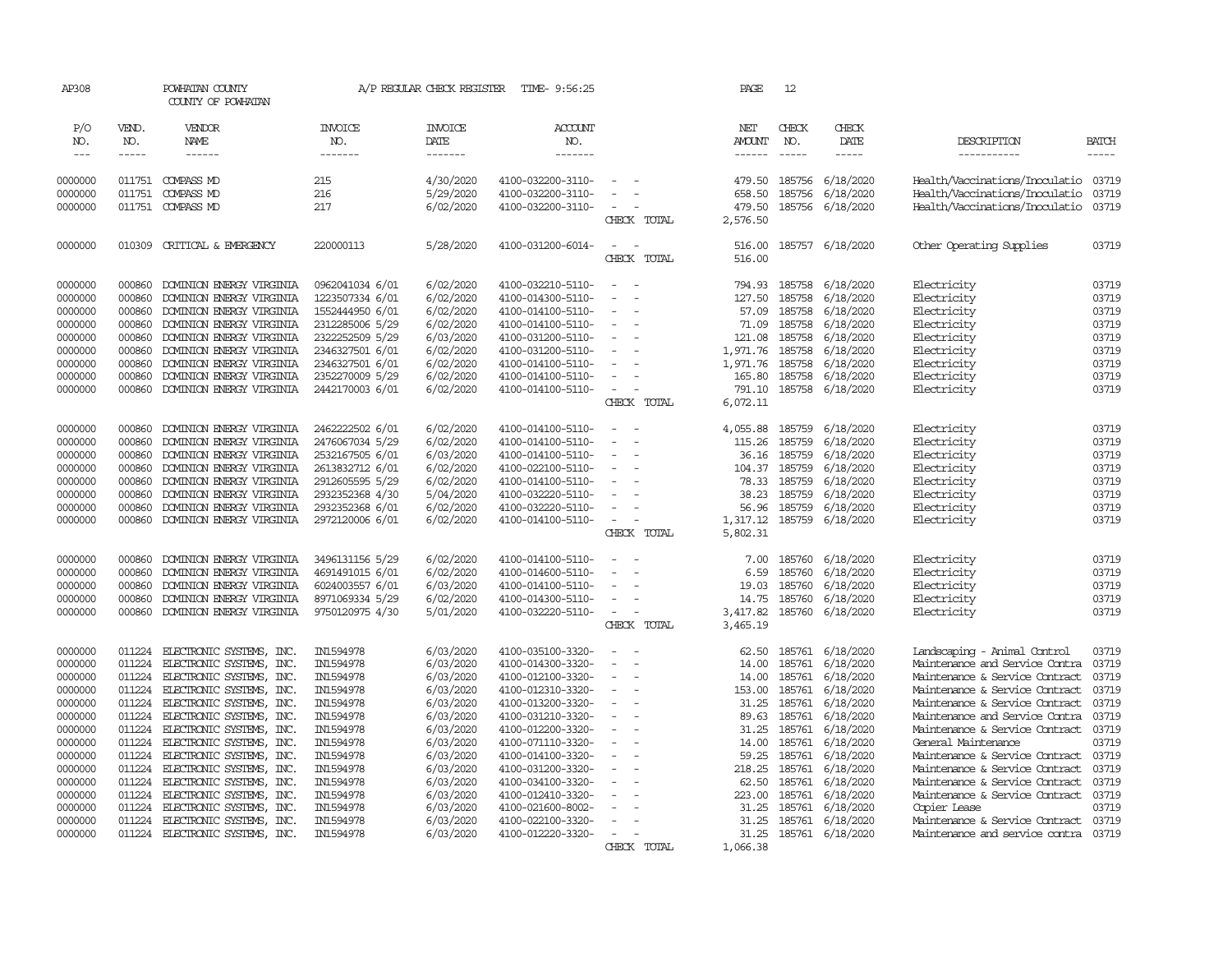AP308 POWHATAN COUNTY A/P REGULAR CHECK REGISTER TIME- 9:56:25 PAGE 12

COUNTY OF POWHATAN

| P/O NO. | VEND. NO. | VENDOR NAME | INVOICE NO. | INVOICE DATE | ACCOUNT NO. | | NET AMOUNT | CHECK NO. | CHECK DATE | DESCRIPTION | BATCH |
|---|---|---|---|---|---|---|---|---|---|---|---|
| 0000000 | 011751 | COMPASS MD | 215 | 4/30/2020 | 4100-032200-3110- | - - | 479.50 | 185756 | 6/18/2020 | Health/Vaccinations/Inoculatio | 03719 |
| 0000000 | 011751 | COMPASS MD | 216 | 5/29/2020 | 4100-032200-3110- | - - | 658.50 | 185756 | 6/18/2020 | Health/Vaccinations/Inoculatio | 03719 |
| 0000000 | 011751 | COMPASS MD | 217 | 6/02/2020 | 4100-032200-3110- | - - | 479.50 | 185756 | 6/18/2020 | Health/Vaccinations/Inoculatio | 03719 |
| | | | | | | CHECK TOTAL | 2,576.50 | | | | |
| 0000000 | 010309 | CRITICAL & EMERGENCY | 220000113 | 5/28/2020 | 4100-031200-6014- | - - | 516.00 | 185757 | 6/18/2020 | Other Operating Supplies | 03719 |
| | | | | | | CHECK TOTAL | 516.00 | | | | |
| 0000000 | 000860 | DOMINION ENERGY VIRGINIA | 0962041034 6/01 | 6/02/2020 | 4100-032210-5110- | - - | 794.93 | 185758 | 6/18/2020 | Electricity | 03719 |
| 0000000 | 000860 | DOMINION ENERGY VIRGINIA | 1223507334 6/01 | 6/02/2020 | 4100-014300-5110- | - - | 127.50 | 185758 | 6/18/2020 | Electricity | 03719 |
| 0000000 | 000860 | DOMINION ENERGY VIRGINIA | 1552444950 6/01 | 6/02/2020 | 4100-014100-5110- | - - | 57.09 | 185758 | 6/18/2020 | Electricity | 03719 |
| 0000000 | 000860 | DOMINION ENERGY VIRGINIA | 2312285006 5/29 | 6/02/2020 | 4100-014100-5110- | - - | 71.09 | 185758 | 6/18/2020 | Electricity | 03719 |
| 0000000 | 000860 | DOMINION ENERGY VIRGINIA | 2322252509 5/29 | 6/03/2020 | 4100-031200-5110- | - - | 121.08 | 185758 | 6/18/2020 | Electricity | 03719 |
| 0000000 | 000860 | DOMINION ENERGY VIRGINIA | 2346327501 6/01 | 6/02/2020 | 4100-031200-5110- | - - | 1,971.76 | 185758 | 6/18/2020 | Electricity | 03719 |
| 0000000 | 000860 | DOMINION ENERGY VIRGINIA | 2346327501 6/01 | 6/02/2020 | 4100-014100-5110- | - - | 1,971.76 | 185758 | 6/18/2020 | Electricity | 03719 |
| 0000000 | 000860 | DOMINION ENERGY VIRGINIA | 2352270009 5/29 | 6/02/2020 | 4100-014100-5110- | - - | 165.80 | 185758 | 6/18/2020 | Electricity | 03719 |
| 0000000 | 000860 | DOMINION ENERGY VIRGINIA | 2442170003 6/01 | 6/02/2020 | 4100-014100-5110- | - - | 791.10 | 185758 | 6/18/2020 | Electricity | 03719 |
| | | | | | | CHECK TOTAL | 6,072.11 | | | | |
| 0000000 | 000860 | DOMINION ENERGY VIRGINIA | 2462222502 6/01 | 6/02/2020 | 4100-014100-5110- | - - | 4,055.88 | 185759 | 6/18/2020 | Electricity | 03719 |
| 0000000 | 000860 | DOMINION ENERGY VIRGINIA | 2476067034 5/29 | 6/02/2020 | 4100-014100-5110- | - - | 115.26 | 185759 | 6/18/2020 | Electricity | 03719 |
| 0000000 | 000860 | DOMINION ENERGY VIRGINIA | 2532167505 6/01 | 6/03/2020 | 4100-014100-5110- | - - | 36.16 | 185759 | 6/18/2020 | Electricity | 03719 |
| 0000000 | 000860 | DOMINION ENERGY VIRGINIA | 2613832712 6/01 | 6/02/2020 | 4100-022100-5110- | - - | 104.37 | 185759 | 6/18/2020 | Electricity | 03719 |
| 0000000 | 000860 | DOMINION ENERGY VIRGINIA | 2912605595 5/29 | 6/02/2020 | 4100-014100-5110- | - - | 78.33 | 185759 | 6/18/2020 | Electricity | 03719 |
| 0000000 | 000860 | DOMINION ENERGY VIRGINIA | 2932352368 4/30 | 5/04/2020 | 4100-032220-5110- | - - | 38.23 | 185759 | 6/18/2020 | Electricity | 03719 |
| 0000000 | 000860 | DOMINION ENERGY VIRGINIA | 2932352368 6/01 | 6/02/2020 | 4100-032220-5110- | - - | 56.96 | 185759 | 6/18/2020 | Electricity | 03719 |
| 0000000 | 000860 | DOMINION ENERGY VIRGINIA | 2972120006 6/01 | 6/02/2020 | 4100-014100-5110- | - - | 1,317.12 | 185759 | 6/18/2020 | Electricity | 03719 |
| | | | | | | CHECK TOTAL | 5,802.31 | | | | |
| 0000000 | 000860 | DOMINION ENERGY VIRGINIA | 3496131156 5/29 | 6/02/2020 | 4100-014100-5110- | - - | 7.00 | 185760 | 6/18/2020 | Electricity | 03719 |
| 0000000 | 000860 | DOMINION ENERGY VIRGINIA | 4691491015 6/01 | 6/02/2020 | 4100-014600-5110- | - - | 6.59 | 185760 | 6/18/2020 | Electricity | 03719 |
| 0000000 | 000860 | DOMINION ENERGY VIRGINIA | 6024003557 6/01 | 6/03/2020 | 4100-014100-5110- | - - | 19.03 | 185760 | 6/18/2020 | Electricity | 03719 |
| 0000000 | 000860 | DOMINION ENERGY VIRGINIA | 8971069334 5/29 | 6/02/2020 | 4100-014300-5110- | - - | 14.75 | 185760 | 6/18/2020 | Electricity | 03719 |
| 0000000 | 000860 | DOMINION ENERGY VIRGINIA | 9750120975 4/30 | 5/01/2020 | 4100-032220-5110- | - - | 3,417.82 | 185760 | 6/18/2020 | Electricity | 03719 |
| | | | | | | CHECK TOTAL | 3,465.19 | | | | |
| 0000000 | 011224 | ELECTRONIC SYSTEMS, INC. | IN1594978 | 6/03/2020 | 4100-035100-3320- | - - | 62.50 | 185761 | 6/18/2020 | Landscaping - Animal Control | 03719 |
| 0000000 | 011224 | ELECTRONIC SYSTEMS, INC. | IN1594978 | 6/03/2020 | 4100-014300-3320- | - - | 14.00 | 185761 | 6/18/2020 | Maintenance and Service Contra | 03719 |
| 0000000 | 011224 | ELECTRONIC SYSTEMS, INC. | IN1594978 | 6/03/2020 | 4100-012100-3320- | - - | 14.00 | 185761 | 6/18/2020 | Maintenance & Service Contract | 03719 |
| 0000000 | 011224 | ELECTRONIC SYSTEMS, INC. | IN1594978 | 6/03/2020 | 4100-012310-3320- | - - | 153.00 | 185761 | 6/18/2020 | Maintenance & Service Contract | 03719 |
| 0000000 | 011224 | ELECTRONIC SYSTEMS, INC. | IN1594978 | 6/03/2020 | 4100-013200-3320- | - - | 31.25 | 185761 | 6/18/2020 | Maintenance & Service Contract | 03719 |
| 0000000 | 011224 | ELECTRONIC SYSTEMS, INC. | IN1594978 | 6/03/2020 | 4100-031210-3320- | - - | 89.63 | 185761 | 6/18/2020 | Maintenance and Service Contra | 03719 |
| 0000000 | 011224 | ELECTRONIC SYSTEMS, INC. | IN1594978 | 6/03/2020 | 4100-012200-3320- | - - | 31.25 | 185761 | 6/18/2020 | Maintenance & Service Contract | 03719 |
| 0000000 | 011224 | ELECTRONIC SYSTEMS, INC. | IN1594978 | 6/03/2020 | 4100-071110-3320- | - - | 14.00 | 185761 | 6/18/2020 | General Maintenance | 03719 |
| 0000000 | 011224 | ELECTRONIC SYSTEMS, INC. | IN1594978 | 6/03/2020 | 4100-014100-3320- | - - | 59.25 | 185761 | 6/18/2020 | Maintenance & Service Contract | 03719 |
| 0000000 | 011224 | ELECTRONIC SYSTEMS, INC. | IN1594978 | 6/03/2020 | 4100-031200-3320- | - - | 218.25 | 185761 | 6/18/2020 | Maintenance & Service Contract | 03719 |
| 0000000 | 011224 | ELECTRONIC SYSTEMS, INC. | IN1594978 | 6/03/2020 | 4100-034100-3320- | - - | 62.50 | 185761 | 6/18/2020 | Maintenance & Service Contract | 03719 |
| 0000000 | 011224 | ELECTRONIC SYSTEMS, INC. | IN1594978 | 6/03/2020 | 4100-012410-3320- | - - | 223.00 | 185761 | 6/18/2020 | Maintenance & Service Contract | 03719 |
| 0000000 | 011224 | ELECTRONIC SYSTEMS, INC. | IN1594978 | 6/03/2020 | 4100-021600-8002- | - - | 31.25 | 185761 | 6/18/2020 | Copier Lease | 03719 |
| 0000000 | 011224 | ELECTRONIC SYSTEMS, INC. | IN1594978 | 6/03/2020 | 4100-022100-3320- | - - | 31.25 | 185761 | 6/18/2020 | Maintenance & Service Contract | 03719 |
| 0000000 | 011224 | ELECTRONIC SYSTEMS, INC. | IN1594978 | 6/03/2020 | 4100-012220-3320- | - - | 31.25 | 185761 | 6/18/2020 | Maintenance and service contra | 03719 |
| | | | | | | CHECK TOTAL | 1,066.38 | | | | |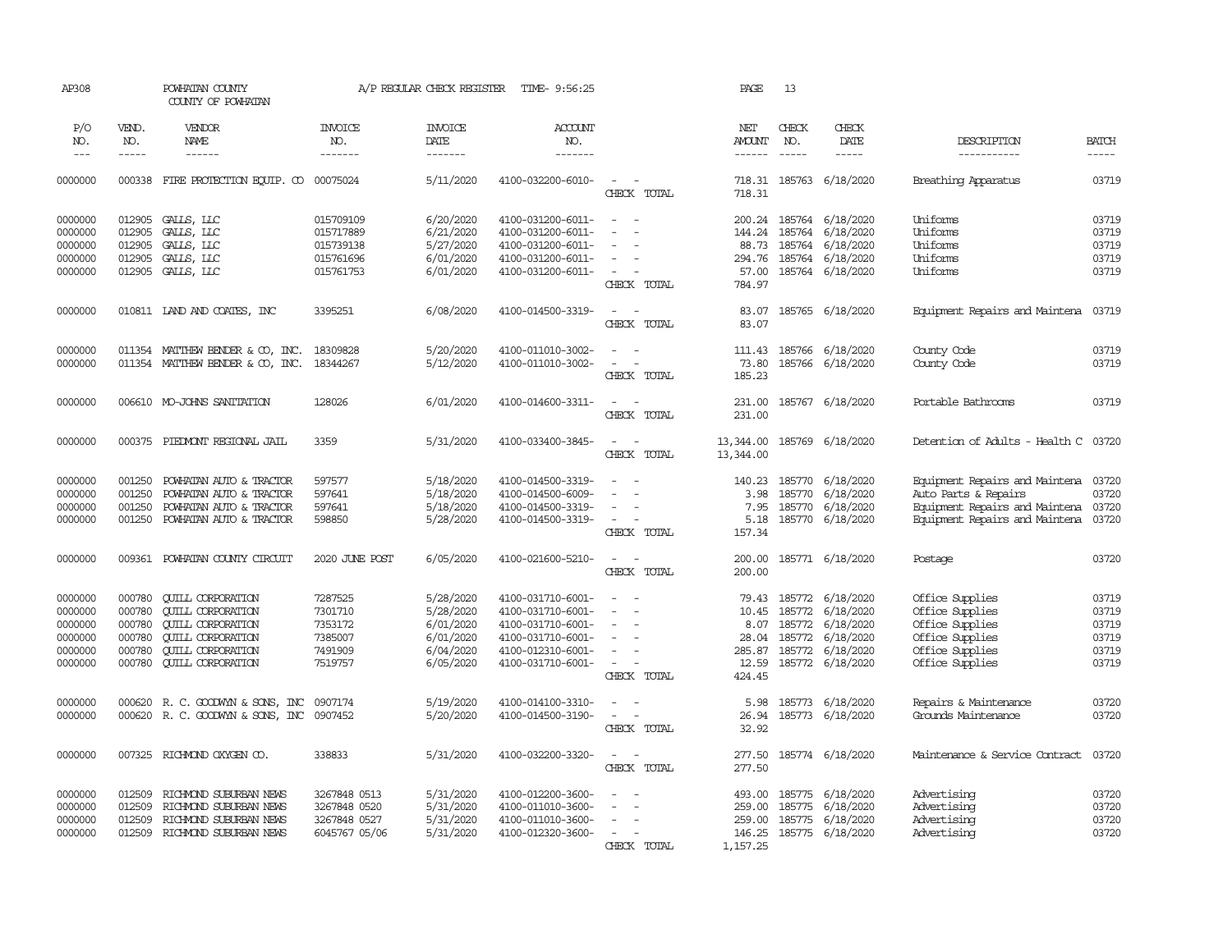AP308 POWHATAN COUNTY A/P REGULAR CHECK REGISTER TIME- 9:56:25 PAGE 13

COUNTY OF POWHATAN

| P/O NO. | VEND. NO. | VENDOR NAME | INVOICE NO. | INVOICE DATE | ACCOUNT NO. | | NET AMOUNT | CHECK NO. | CHECK DATE | DESCRIPTION | BATCH |
|---|---|---|---|---|---|---|---|---|---|---|---|
| 0000000 | 000338 | FIRE PROTECTION EQUIP. CO | 00075024 | 5/11/2020 | 4100-032200-6010- | - - | 718.31 | 185763 | 6/18/2020 | Breathing Apparatus | 03719 |
| | | | | | | CHECK TOTAL | 718.31 | | | | |
| 0000000 | 012905 | GALLS, LLC | 015709109 | 6/20/2020 | 4100-031200-6011- | - - | 200.24 | 185764 | 6/18/2020 | Uniforms | 03719 |
| 0000000 | 012905 | GALLS, LLC | 015717889 | 6/21/2020 | 4100-031200-6011- | - - | 144.24 | 185764 | 6/18/2020 | Uniforms | 03719 |
| 0000000 | 012905 | GALLS, LLC | 015739138 | 5/27/2020 | 4100-031200-6011- | - - | 88.73 | 185764 | 6/18/2020 | Uniforms | 03719 |
| 0000000 | 012905 | GALLS, LLC | 015761696 | 6/01/2020 | 4100-031200-6011- | - - | 294.76 | 185764 | 6/18/2020 | Uniforms | 03719 |
| 0000000 | 012905 | GALLS, LLC | 015761753 | 6/01/2020 | 4100-031200-6011- | - - | 57.00 | 185764 | 6/18/2020 | Uniforms | 03719 |
| | | | | | | CHECK TOTAL | 784.97 | | | | |
| 0000000 | 010811 | LAND AND COATES, INC | 3395251 | 6/08/2020 | 4100-014500-3319- | - - | 83.07 | 185765 | 6/18/2020 | Equipment Repairs and Maintena | 03719 |
| | | | | | | CHECK TOTAL | 83.07 | | | | |
| 0000000 | 011354 | MATTHEW BENDER & CO, INC. | 18309828 | 5/20/2020 | 4100-011010-3002- | - - | 111.43 | 185766 | 6/18/2020 | County Code | 03719 |
| 0000000 | 011354 | MATTHEW BENDER & CO, INC. | 18344267 | 5/12/2020 | 4100-011010-3002- | - - | 73.80 | 185766 | 6/18/2020 | County Code | 03719 |
| | | | | | | CHECK TOTAL | 185.23 | | | | |
| 0000000 | 006610 | MO-JOHNS SANITATION | 128026 | 6/01/2020 | 4100-014600-3311- | - - | 231.00 | 185767 | 6/18/2020 | Portable Bathrooms | 03719 |
| | | | | | | CHECK TOTAL | 231.00 | | | | |
| 0000000 | 000375 | PIEDMONT REGIONAL JAIL | 3359 | 5/31/2020 | 4100-033400-3845- | - - | 13,344.00 | 185769 | 6/18/2020 | Detention of Adults - Health C | 03720 |
| | | | | | | CHECK TOTAL | 13,344.00 | | | | |
| 0000000 | 001250 | POWHATAN AUTO & TRACTOR | 597577 | 5/18/2020 | 4100-014500-3319- | - - | 140.23 | 185770 | 6/18/2020 | Equipment Repairs and Maintena | 03720 |
| 0000000 | 001250 | POWHATAN AUTO & TRACTOR | 597641 | 5/18/2020 | 4100-014500-6009- | - - | 3.98 | 185770 | 6/18/2020 | Auto Parts & Repairs | 03720 |
| 0000000 | 001250 | POWHATAN AUTO & TRACTOR | 597641 | 5/18/2020 | 4100-014500-3319- | - - | 7.95 | 185770 | 6/18/2020 | Equipment Repairs and Maintena | 03720 |
| 0000000 | 001250 | POWHATAN AUTO & TRACTOR | 598850 | 5/28/2020 | 4100-014500-3319- | - - | 5.18 | 185770 | 6/18/2020 | Equipment Repairs and Maintena | 03720 |
| | | | | | | CHECK TOTAL | 157.34 | | | | |
| 0000000 | 009361 | POWHATAN COUNTY CIRCUIT | 2020 JUNE POST | 6/05/2020 | 4100-021600-5210- | - - | 200.00 | 185771 | 6/18/2020 | Postage | 03720 |
| | | | | | | CHECK TOTAL | 200.00 | | | | |
| 0000000 | 000780 | QUILL CORPORATION | 7287525 | 5/28/2020 | 4100-031710-6001- | - - | 79.43 | 185772 | 6/18/2020 | Office Supplies | 03719 |
| 0000000 | 000780 | QUILL CORPORATION | 7301710 | 5/28/2020 | 4100-031710-6001- | - - | 10.45 | 185772 | 6/18/2020 | Office Supplies | 03719 |
| 0000000 | 000780 | QUILL CORPORATION | 7353172 | 6/01/2020 | 4100-031710-6001- | - - | 8.07 | 185772 | 6/18/2020 | Office Supplies | 03719 |
| 0000000 | 000780 | QUILL CORPORATION | 7385007 | 6/01/2020 | 4100-031710-6001- | - - | 28.04 | 185772 | 6/18/2020 | Office Supplies | 03719 |
| 0000000 | 000780 | QUILL CORPORATION | 7491909 | 6/04/2020 | 4100-012310-6001- | - - | 285.87 | 185772 | 6/18/2020 | Office Supplies | 03719 |
| 0000000 | 000780 | QUILL CORPORATION | 7519757 | 6/05/2020 | 4100-031710-6001- | - - | 12.59 | 185772 | 6/18/2020 | Office Supplies | 03719 |
| | | | | | | CHECK TOTAL | 424.45 | | | | |
| 0000000 | 000620 | R. C. GOODWYN & SONS, INC | 0907174 | 5/19/2020 | 4100-014100-3310- | - - | 5.98 | 185773 | 6/18/2020 | Repairs & Maintenance | 03720 |
| 0000000 | 000620 | R. C. GOODWYN & SONS, INC | 0907452 | 5/20/2020 | 4100-014500-3190- | - - | 26.94 | 185773 | 6/18/2020 | Grounds Maintenance | 03720 |
| | | | | | | CHECK TOTAL | 32.92 | | | | |
| 0000000 | 007325 | RICHMOND OXYGEN CO. | 338833 | 5/31/2020 | 4100-032200-3320- | - - | 277.50 | 185774 | 6/18/2020 | Maintenance & Service Contract | 03720 |
| | | | | | | CHECK TOTAL | 277.50 | | | | |
| 0000000 | 012509 | RICHMOND SUBURBAN NEWS | 3267848 0513 | 5/31/2020 | 4100-012200-3600- | - - | 493.00 | 185775 | 6/18/2020 | Advertising | 03720 |
| 0000000 | 012509 | RICHMOND SUBURBAN NEWS | 3267848 0520 | 5/31/2020 | 4100-011010-3600- | - - | 259.00 | 185775 | 6/18/2020 | Advertising | 03720 |
| 0000000 | 012509 | RICHMOND SUBURBAN NEWS | 3267848 0527 | 5/31/2020 | 4100-011010-3600- | - - | 259.00 | 185775 | 6/18/2020 | Advertising | 03720 |
| 0000000 | 012509 | RICHMOND SUBURBAN NEWS | 6045767 05/06 | 5/31/2020 | 4100-012320-3600- | - - | 146.25 | 185775 | 6/18/2020 | Advertising | 03720 |
| | | | | | | CHECK TOTAL | 1,157.25 | | | | |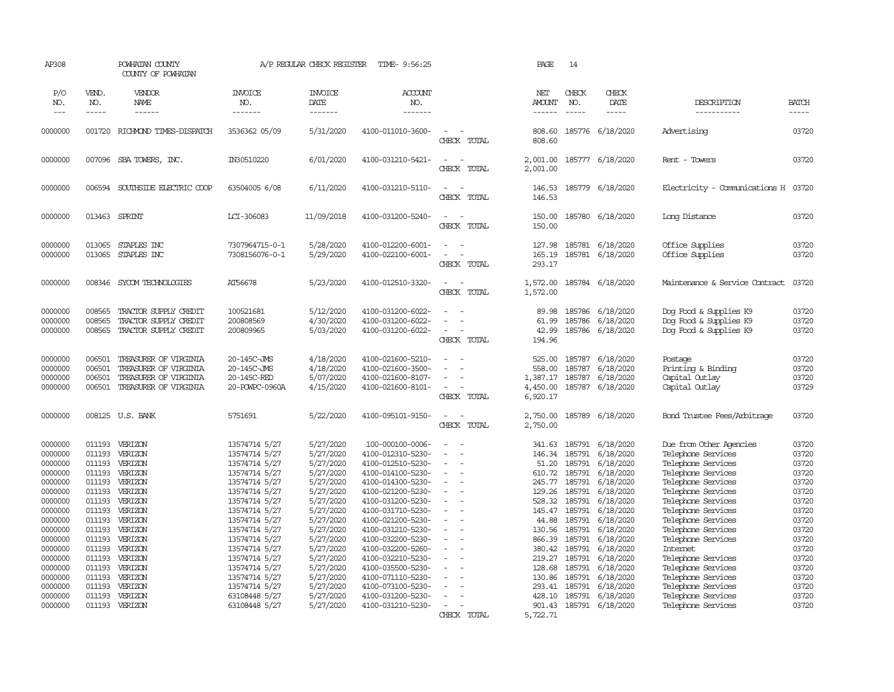AP308 POWHATAN COUNTY A/P REGULAR CHECK REGISTER TIME- 9:56:25 PAGE 14

COUNTY OF POWHATAN

| P/O NO. | VEND. NO. | VENDOR NAME | INVOICE NO. | INVOICE DATE | ACCOUNT NO. | | NET AMOUNT | CHECK NO. | CHECK DATE | DESCRIPTION | BATCH |
|---|---|---|---|---|---|---|---|---|---|---|---|
| 0000000 | 001720 | RICHMOND TIMES-DISPATCH | 3536362 05/09 | 5/31/2020 | 4100-011010-3600- | - - | 808.60 | 185776 | 6/18/2020 | Advertising | 03720 |
| | | | | | | CHECK TOTAL | 808.60 | | | | |
| 0000000 | 007096 | SBA TOWERS, INC. | IN30510220 | 6/01/2020 | 4100-031210-5421- | - - | 2,001.00 | 185777 | 6/18/2020 | Rent - Towers | 03720 |
| | | | | | | CHECK TOTAL | 2,001.00 | | | | |
| 0000000 | 006594 | SOUTHSIDE ELECTRIC COOP | 63504005 6/08 | 6/11/2020 | 4100-031210-5110- | - - | 146.53 | 185779 | 6/18/2020 | Electricity - Communications H | 03720 |
| | | | | | | CHECK TOTAL | 146.53 | | | | |
| 0000000 | 013463 | SPRINT | LCI-306083 | 11/09/2018 | 4100-031200-5240- | - - | 150.00 | 185780 | 6/18/2020 | Long Distance | 03720 |
| | | | | | | CHECK TOTAL | 150.00 | | | | |
| 0000000 | 013065 | STAPLES INC | 7307964715-0-1 | 5/28/2020 | 4100-012200-6001- | - - | 127.98 | 185781 | 6/18/2020 | Office Supplies | 03720 |
| 0000000 | 013065 | STAPLES INC | 7308156076-0-1 | 5/29/2020 | 4100-022100-6001- | - - | 165.19 | 185781 | 6/18/2020 | Office Supplies | 03720 |
| | | | | | | CHECK TOTAL | 293.17 | | | | |
| 0000000 | 008346 | SYCOM TECHNOLOGIES | AI56678 | 5/23/2020 | 4100-012510-3320- | - - | 1,572.00 | 185784 | 6/18/2020 | Maintenance & Service Contract | 03720 |
| | | | | | | CHECK TOTAL | 1,572.00 | | | | |
| 0000000 | 008565 | TRACTOR SUPPLY CREDIT | 100521681 | 5/12/2020 | 4100-031200-6022- | - - | 89.98 | 185786 | 6/18/2020 | Dog Food & Supplies K9 | 03720 |
| 0000000 | 008565 | TRACTOR SUPPLY CREDIT | 200808569 | 4/30/2020 | 4100-031200-6022- | - - | 61.99 | 185786 | 6/18/2020 | Dog Food & Supplies K9 | 03720 |
| 0000000 | 008565 | TRACTOR SUPPLY CREDIT | 200809965 | 5/03/2020 | 4100-031200-6022- | - - | 42.99 | 185786 | 6/18/2020 | Dog Food & Supplies K9 | 03720 |
| | | | | | | CHECK TOTAL | 194.96 | | | | |
| 0000000 | 006501 | TREASURER OF VIRGINIA | 20-145C-JMS | 4/18/2020 | 4100-021600-5210- | - - | 525.00 | 185787 | 6/18/2020 | Postage | 03720 |
| 0000000 | 006501 | TREASURER OF VIRGINIA | 20-145C-JMS | 4/18/2020 | 4100-021600-3500- | - - | 558.00 | 185787 | 6/18/2020 | Printing & Binding | 03720 |
| 0000000 | 006501 | TREASURER OF VIRGINIA | 20-145C-RED | 5/07/2020 | 4100-021600-8107- | - - | 1,387.17 | 185787 | 6/18/2020 | Capital Outlay | 03720 |
| 0000000 | 006501 | TREASURER OF VIRGINIA | 20-POWPC-0960A | 4/15/2020 | 4100-021600-8101- | - - | 4,450.00 | 185787 | 6/18/2020 | Capital Outlay | 03729 |
| | | | | | | CHECK TOTAL | 6,920.17 | | | | |
| 0000000 | 008125 | U.S. BANK | 5751691 | 5/22/2020 | 4100-095101-9150- | - - | 2,750.00 | 185789 | 6/18/2020 | Bond Trustee Fees/Arbitrage | 03720 |
| | | | | | | CHECK TOTAL | 2,750.00 | | | | |
| 0000000 | 011193 | VERIZON | 13574714 5/27 | 5/27/2020 | 100-000100-0006- | - - | 341.63 | 185791 | 6/18/2020 | Due from Other Agencies | 03720 |
| 0000000 | 011193 | VERIZON | 13574714 5/27 | 5/27/2020 | 4100-012310-5230- | - - | 146.34 | 185791 | 6/18/2020 | Telephone Services | 03720 |
| 0000000 | 011193 | VERIZON | 13574714 5/27 | 5/27/2020 | 4100-012510-5230- | - - | 51.20 | 185791 | 6/18/2020 | Telephone Services | 03720 |
| 0000000 | 011193 | VERIZON | 13574714 5/27 | 5/27/2020 | 4100-014100-5230- | - - | 610.72 | 185791 | 6/18/2020 | Telephone Services | 03720 |
| 0000000 | 011193 | VERIZON | 13574714 5/27 | 5/27/2020 | 4100-014300-5230- | - - | 245.77 | 185791 | 6/18/2020 | Telephone Services | 03720 |
| 0000000 | 011193 | VERIZON | 13574714 5/27 | 5/27/2020 | 4100-021200-5230- | - - | 129.26 | 185791 | 6/18/2020 | Telephone Services | 03720 |
| 0000000 | 011193 | VERIZON | 13574714 5/27 | 5/27/2020 | 4100-031200-5230- | - - | 528.32 | 185791 | 6/18/2020 | Telephone Services | 03720 |
| 0000000 | 011193 | VERIZON | 13574714 5/27 | 5/27/2020 | 4100-031710-5230- | - - | 145.47 | 185791 | 6/18/2020 | Telephone Services | 03720 |
| 0000000 | 011193 | VERIZON | 13574714 5/27 | 5/27/2020 | 4100-021200-5230- | - - | 44.88 | 185791 | 6/18/2020 | Telephone Services | 03720 |
| 0000000 | 011193 | VERIZON | 13574714 5/27 | 5/27/2020 | 4100-031210-5230- | - - | 130.56 | 185791 | 6/18/2020 | Telephone Services | 03720 |
| 0000000 | 011193 | VERIZON | 13574714 5/27 | 5/27/2020 | 4100-032200-5230- | - - | 866.39 | 185791 | 6/18/2020 | Telephone Services | 03720 |
| 0000000 | 011193 | VERIZON | 13574714 5/27 | 5/27/2020 | 4100-032200-5260- | - - | 380.42 | 185791 | 6/18/2020 | Internet | 03720 |
| 0000000 | 011193 | VERIZON | 13574714 5/27 | 5/27/2020 | 4100-032210-5230- | - - | 219.27 | 185791 | 6/18/2020 | Telephone Services | 03720 |
| 0000000 | 011193 | VERIZON | 13574714 5/27 | 5/27/2020 | 4100-035500-5230- | - - | 128.68 | 185791 | 6/18/2020 | Telephone Services | 03720 |
| 0000000 | 011193 | VERIZON | 13574714 5/27 | 5/27/2020 | 4100-071110-5230- | - - | 130.86 | 185791 | 6/18/2020 | Telephone Services | 03720 |
| 0000000 | 011193 | VERIZON | 13574714 5/27 | 5/27/2020 | 4100-073100-5230- | - - | 293.41 | 185791 | 6/18/2020 | Telephone Services | 03720 |
| 0000000 | 011193 | VERIZON | 63108448 5/27 | 5/27/2020 | 4100-031200-5230- | - - | 428.10 | 185791 | 6/18/2020 | Telephone Services | 03720 |
| 0000000 | 011193 | VERIZON | 63108448 5/27 | 5/27/2020 | 4100-031210-5230- | - - | 901.43 | 185791 | 6/18/2020 | Telephone Services | 03720 |
| | | | | | | CHECK TOTAL | 5,722.71 | | | | |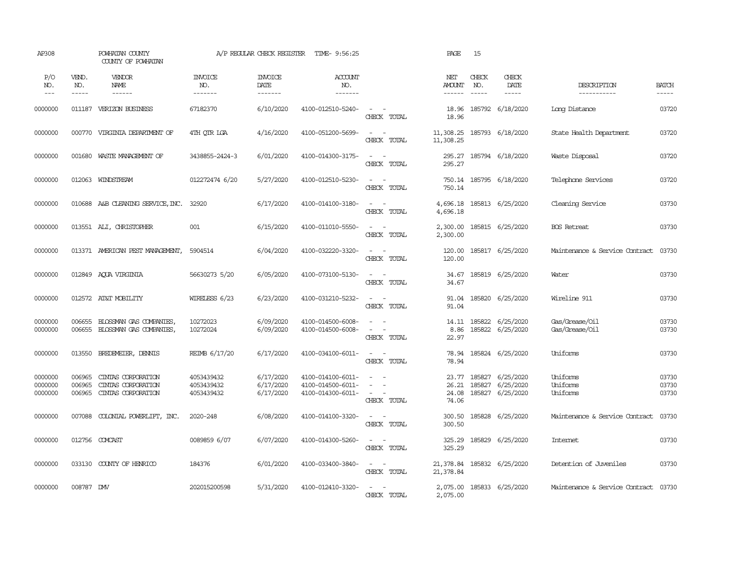| P/O NO. | VEND. NO. | VENDOR NAME | INVOICE NO. | INVOICE DATE | ACCOUNT NO. | | NET AMOUNT | CHECK NO. | CHECK DATE | DESCRIPTION | BATCH |
|---|---|---|---|---|---|---|---|---|---|---|---|
| 0000000 | 011187 | VERIZON BUSINESS | 67182370 | 6/10/2020 | 4100-012510-5240- | - - | 18.96 | 185792 | 6/18/2020 | Long Distance | 03720 |
| | | | | | | CHECK TOTAL | 18.96 | | | | |
| 0000000 | 000770 | VIRGINIA DEPARTMENT OF | 4TH QTR LGA | 4/16/2020 | 4100-051200-5699- | - - | 11,308.25 | 185793 | 6/18/2020 | State Health Department | 03720 |
| | | | | | | CHECK TOTAL | 11,308.25 | | | | |
| 0000000 | 001680 | WASTE MANAGEMENT OF | 3438855-2424-3 | 6/01/2020 | 4100-014300-3175- | - - | 295.27 | 185794 | 6/18/2020 | Waste Disposal | 03720 |
| | | | | | | CHECK TOTAL | 295.27 | | | | |
| 0000000 | 012063 | WINDSTREAM | 012272474 6/20 | 5/27/2020 | 4100-012510-5230- | - - | 750.14 | 185795 | 6/18/2020 | Telephone Services | 03720 |
| | | | | | | CHECK TOTAL | 750.14 | | | | |
| 0000000 | 010688 | A&B CLEANING SERVICE, INC. | 32920 | 6/17/2020 | 4100-014100-3180- | - - | 4,696.18 | 185813 | 6/25/2020 | Cleaning Service | 03730 |
| | | | | | | CHECK TOTAL | 4,696.18 | | | | |
| 0000000 | 013551 | ALI, CHRISTOPHER | 001 | 6/15/2020 | 4100-011010-5550- | - - | 2,300.00 | 185815 | 6/25/2020 | BOS Retreat | 03730 |
| | | | | | | CHECK TOTAL | 2,300.00 | | | | |
| 0000000 | 013371 | AMERICAN PEST MANAGEMENT, | 5904514 | 6/04/2020 | 4100-032220-3320- | - - | 120.00 | 185817 | 6/25/2020 | Maintenance & Service Contract | 03730 |
| | | | | | | CHECK TOTAL | 120.00 | | | | |
| 0000000 | 012849 | AQUA VIRGINIA | 56630273 5/20 | 6/05/2020 | 4100-073100-5130- | - - | 34.67 | 185819 | 6/25/2020 | Water | 03730 |
| | | | | | | CHECK TOTAL | 34.67 | | | | |
| 0000000 | 012572 | AT&T MOBILITY | WIRELESS 6/23 | 6/23/2020 | 4100-031210-5232- | - - | 91.04 | 185820 | 6/25/2020 | Wireline 911 | 03730 |
| | | | | | | CHECK TOTAL | 91.04 | | | | |
| 0000000 | 006655 | BLOSSMAN GAS COMPANIES, | 10272023 | 6/09/2020 | 4100-014500-6008- | - - | 14.11 | 185822 | 6/25/2020 | Gas/Grease/Oil | 03730 |
| 0000000 | 006655 | BLOSSMAN GAS COMPANIES, | 10272024 | 6/09/2020 | 4100-014500-6008- | - - | 8.86 | 185822 | 6/25/2020 | Gas/Grease/Oil | 03730 |
| | | | | | | CHECK TOTAL | 22.97 | | | | |
| 0000000 | 013550 | BREDEMEIER, DENNIS | REIMB 6/17/20 | 6/17/2020 | 4100-034100-6011- | - - | 78.94 | 185824 | 6/25/2020 | Uniforms | 03730 |
| | | | | | | CHECK TOTAL | 78.94 | | | | |
| 0000000 | 006965 | CINTAS CORPORATION | 4053439432 | 6/17/2020 | 4100-014100-6011- | - - | 23.77 | 185827 | 6/25/2020 | Uniforms | 03730 |
| 0000000 | 006965 | CINTAS CORPORATION | 4053439432 | 6/17/2020 | 4100-014500-6011- | - - | 26.21 | 185827 | 6/25/2020 | Uniforms | 03730 |
| 0000000 | 006965 | CINTAS CORPORATION | 4053439432 | 6/17/2020 | 4100-014300-6011- | - - | 24.08 | 185827 | 6/25/2020 | Uniforms | 03730 |
| | | | | | | CHECK TOTAL | 74.06 | | | | |
| 0000000 | 007088 | COLONIAL POWERLIFT, INC. | 2020-248 | 6/08/2020 | 4100-014100-3320- | - - | 300.50 | 185828 | 6/25/2020 | Maintenance & Service Contract | 03730 |
| | | | | | | CHECK TOTAL | 300.50 | | | | |
| 0000000 | 012756 | COMCAST | 0089859 6/07 | 6/07/2020 | 4100-014300-5260- | - - | 325.29 | 185829 | 6/25/2020 | Internet | 03730 |
| | | | | | | CHECK TOTAL | 325.29 | | | | |
| 0000000 | 033130 | COUNTY OF HENRICO | 184376 | 6/01/2020 | 4100-033400-3840- | - - | 21,378.84 | 185832 | 6/25/2020 | Detention of Juveniles | 03730 |
| | | | | | | CHECK TOTAL | 21,378.84 | | | | |
| 0000000 | 008787 | DMV | 202015200598 | 5/31/2020 | 4100-012410-3320- | - - | 2,075.00 | 185833 | 6/25/2020 | Maintenance & Service Contract | 03730 |
| | | | | | | CHECK TOTAL | 2,075.00 | | | | |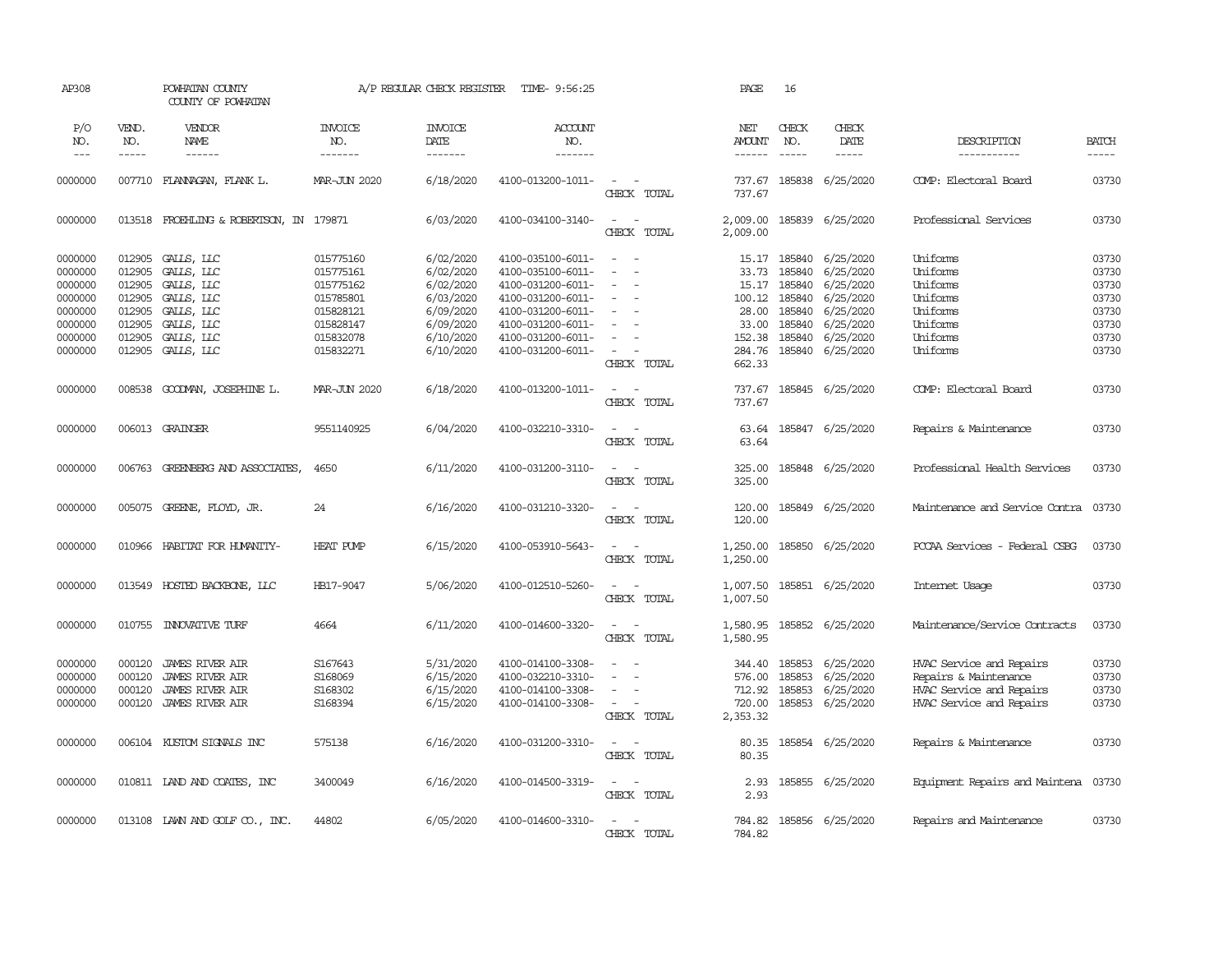AP308 POWHATAN COUNTY A/P REGULAR CHECK REGISTER TIME- 9:56:25 PAGE 16
COUNTY OF POWHATAN

| P/O NO. | VEND. NO. | VENDOR NAME | INVOICE NO. | INVOICE DATE | ACCOUNT NO. | | NET AMOUNT | CHECK NO. | CHECK DATE | DESCRIPTION | BATCH |
|---|---|---|---|---|---|---|---|---|---|---|---|
| --- | ----- | ------ | ------- | ------- | ------- | | ------ | ----- | ----- | ----------- | ----- |
| 0000000 | 007710 | FLANNAGAN, FLANK L. | MAR-JUN 2020 | 6/18/2020 | 4100-013200-1011- | - - | 737.67 | 185838 | 6/25/2020 | COMP: Electoral Board | 03730 |
| | | | | | | CHECK TOTAL | 737.67 | | | | |
| 0000000 | 013518 | FROEHLING & ROBERTSON, IN | 179871 | 6/03/2020 | 4100-034100-3140- | - - | 2,009.00 | 185839 | 6/25/2020 | Professional Services | 03730 |
| | | | | | | CHECK TOTAL | 2,009.00 | | | | |
| 0000000 | 012905 | GALLS, LLC | 015775160 | 6/02/2020 | 4100-035100-6011- | - - | 15.17 | 185840 | 6/25/2020 | Uniforms | 03730 |
| 0000000 | 012905 | GALLS, LLC | 015775161 | 6/02/2020 | 4100-035100-6011- | - - | 33.73 | 185840 | 6/25/2020 | Uniforms | 03730 |
| 0000000 | 012905 | GALLS, LLC | 015775162 | 6/02/2020 | 4100-031200-6011- | - - | 15.17 | 185840 | 6/25/2020 | Uniforms | 03730 |
| 0000000 | 012905 | GALLS, LLC | 015785801 | 6/03/2020 | 4100-031200-6011- | - - | 100.12 | 185840 | 6/25/2020 | Uniforms | 03730 |
| 0000000 | 012905 | GALLS, LLC | 015828121 | 6/09/2020 | 4100-031200-6011- | - - | 28.00 | 185840 | 6/25/2020 | Uniforms | 03730 |
| 0000000 | 012905 | GALLS, LLC | 015828147 | 6/09/2020 | 4100-031200-6011- | - - | 33.00 | 185840 | 6/25/2020 | Uniforms | 03730 |
| 0000000 | 012905 | GALLS, LLC | 015832078 | 6/10/2020 | 4100-031200-6011- | - - | 152.38 | 185840 | 6/25/2020 | Uniforms | 03730 |
| 0000000 | 012905 | GALLS, LLC | 015832271 | 6/10/2020 | 4100-031200-6011- | - - | 284.76 | 185840 | 6/25/2020 | Uniforms | 03730 |
| | | | | | | CHECK TOTAL | 662.33 | | | | |
| 0000000 | 008538 | GOODMAN, JOSEPHINE L. | MAR-JUN 2020 | 6/18/2020 | 4100-013200-1011- | - - | 737.67 | 185845 | 6/25/2020 | COMP: Electoral Board | 03730 |
| | | | | | | CHECK TOTAL | 737.67 | | | | |
| 0000000 | 006013 | GRAINGER | 9551140925 | 6/04/2020 | 4100-032210-3310- | - - | 63.64 | 185847 | 6/25/2020 | Repairs & Maintenance | 03730 |
| | | | | | | CHECK TOTAL | 63.64 | | | | |
| 0000000 | 006763 | GREENBERG AND ASSOCIATES, | 4650 | 6/11/2020 | 4100-031200-3110- | - - | 325.00 | 185848 | 6/25/2020 | Professional Health Services | 03730 |
| | | | | | | CHECK TOTAL | 325.00 | | | | |
| 0000000 | 005075 | GREENE, FLOYD, JR. | 24 | 6/16/2020 | 4100-031210-3320- | - - | 120.00 | 185849 | 6/25/2020 | Maintenance and Service Contra | 03730 |
| | | | | | | CHECK TOTAL | 120.00 | | | | |
| 0000000 | 010966 | HABITAT FOR HUMANITY- | HEAT PUMP | 6/15/2020 | 4100-053910-5643- | - - | 1,250.00 | 185850 | 6/25/2020 | PCCAA Services - Federal CSBG | 03730 |
| | | | | | | CHECK TOTAL | 1,250.00 | | | | |
| 0000000 | 013549 | HOSTED BACKBONE, LLC | HB17-9047 | 5/06/2020 | 4100-012510-5260- | - - | 1,007.50 | 185851 | 6/25/2020 | Internet Usage | 03730 |
| | | | | | | CHECK TOTAL | 1,007.50 | | | | |
| 0000000 | 010755 | INNOVATIVE TURF | 4664 | 6/11/2020 | 4100-014600-3320- | - - | 1,580.95 | 185852 | 6/25/2020 | Maintenance/Service Contracts | 03730 |
| | | | | | | CHECK TOTAL | 1,580.95 | | | | |
| 0000000 | 000120 | JAMES RIVER AIR | S167643 | 5/31/2020 | 4100-014100-3308- | - - | 344.40 | 185853 | 6/25/2020 | HVAC Service and Repairs | 03730 |
| 0000000 | 000120 | JAMES RIVER AIR | S168069 | 6/15/2020 | 4100-032210-3310- | - - | 576.00 | 185853 | 6/25/2020 | Repairs & Maintenance | 03730 |
| 0000000 | 000120 | JAMES RIVER AIR | S168302 | 6/15/2020 | 4100-014100-3308- | - - | 712.92 | 185853 | 6/25/2020 | HVAC Service and Repairs | 03730 |
| 0000000 | 000120 | JAMES RIVER AIR | S168394 | 6/15/2020 | 4100-014100-3308- | - - | 720.00 | 185853 | 6/25/2020 | HVAC Service and Repairs | 03730 |
| | | | | | | CHECK TOTAL | 2,353.32 | | | | |
| 0000000 | 006104 | KUSTOM SIGNALS INC | 575138 | 6/16/2020 | 4100-031200-3310- | - - | 80.35 | 185854 | 6/25/2020 | Repairs & Maintenance | 03730 |
| | | | | | | CHECK TOTAL | 80.35 | | | | |
| 0000000 | 010811 | LAND AND COATES, INC | 3400049 | 6/16/2020 | 4100-014500-3319- | - - | 2.93 | 185855 | 6/25/2020 | Equipment Repairs and Maintena | 03730 |
| | | | | | | CHECK TOTAL | 2.93 | | | | |
| 0000000 | 013108 | LAWN AND GOLF CO., INC. | 44802 | 6/05/2020 | 4100-014600-3310- | - - | 784.82 | 185856 | 6/25/2020 | Repairs and Maintenance | 03730 |
| | | | | | | CHECK TOTAL | 784.82 | | | | |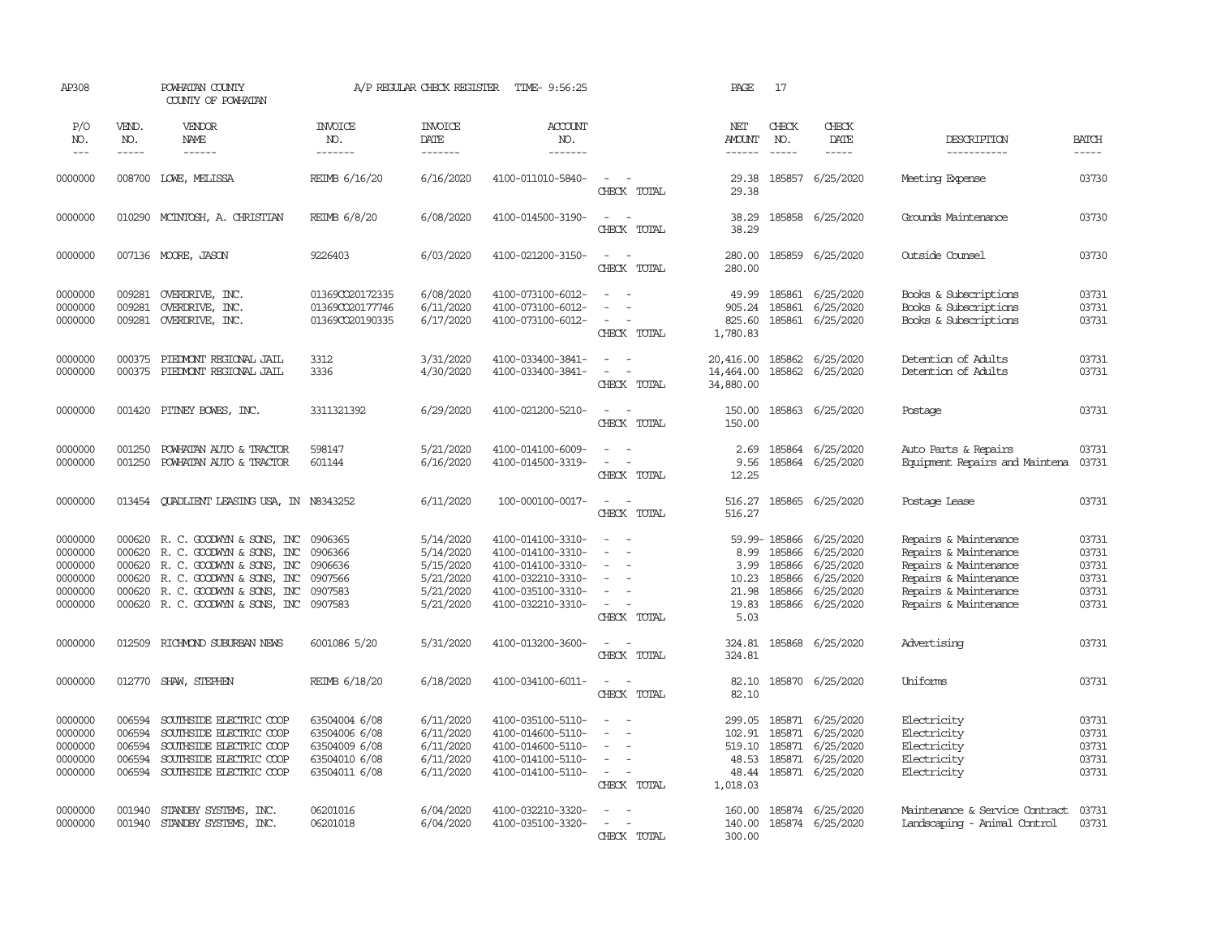AP308 POWHATAN COUNTY A/P REGULAR CHECK REGISTER TIME- 9:56:25 PAGE 17

COUNTY OF POWHATAN

| P/O NO. | VEND. NO. | VENDOR NAME | INVOICE NO. | INVOICE DATE | ACCOUNT NO. | | NET AMOUNT | CHECK NO. | CHECK DATE | DESCRIPTION | BATCH |
|---|---|---|---|---|---|---|---|---|---|---|---|
| 0000000 | 008700 | LOWE, MELISSA | REIMB 6/16/20 | 6/16/2020 | 4100-011010-5840- | - - | 29.38 | 185857 | 6/25/2020 | Meeting Expense | 03730 |
| | | | | | | CHECK TOTAL | 29.38 | | | | |
| 0000000 | 010290 | MCINTOSH, A. CHRISTIAN | REIMB 6/8/20 | 6/08/2020 | 4100-014500-3190- | - - | 38.29 | 185858 | 6/25/2020 | Grounds Maintenance | 03730 |
| | | | | | | CHECK TOTAL | 38.29 | | | | |
| 0000000 | 007136 | MOORE, JASON | 9226403 | 6/03/2020 | 4100-021200-3150- | - - | 280.00 | 185859 | 6/25/2020 | Outside Counsel | 03730 |
| | | | | | | CHECK TOTAL | 280.00 | | | | |
| 0000000 | 009281 | OVERDRIVE, INC. | 01369CO20172335 | 6/08/2020 | 4100-073100-6012- | - - | 49.99 | 185861 | 6/25/2020 | Books & Subscriptions | 03731 |
| 0000000 | 009281 | OVERDRIVE, INC. | 01369CO20177746 | 6/11/2020 | 4100-073100-6012- | - - | 905.24 | 185861 | 6/25/2020 | Books & Subscriptions | 03731 |
| 0000000 | 009281 | OVERDRIVE, INC. | 01369CO20190335 | 6/17/2020 | 4100-073100-6012- | - - | 825.60 | 185861 | 6/25/2020 | Books & Subscriptions | 03731 |
| | | | | | | CHECK TOTAL | 1,780.83 | | | | |
| 0000000 | 000375 | PIEDMONT REGIONAL JAIL | 3312 | 3/31/2020 | 4100-033400-3841- | - - | 20,416.00 | 185862 | 6/25/2020 | Detention of Adults | 03731 |
| 0000000 | 000375 | PIEDMONT REGIONAL JAIL | 3336 | 4/30/2020 | 4100-033400-3841- | - - | 14,464.00 | 185862 | 6/25/2020 | Detention of Adults | 03731 |
| | | | | | | CHECK TOTAL | 34,880.00 | | | | |
| 0000000 | 001420 | PITNEY BOWES, INC. | 3311321392 | 6/29/2020 | 4100-021200-5210- | - - | 150.00 | 185863 | 6/25/2020 | Postage | 03731 |
| | | | | | | CHECK TOTAL | 150.00 | | | | |
| 0000000 | 001250 | POWHATAN AUTO & TRACTOR | 598147 | 5/21/2020 | 4100-014100-6009- | - - | 2.69 | 185864 | 6/25/2020 | Auto Parts & Repairs | 03731 |
| 0000000 | 001250 | POWHATAN AUTO & TRACTOR | 601144 | 6/16/2020 | 4100-014500-3319- | - - | 9.56 | 185864 | 6/25/2020 | Equipment Repairs and Maintena | 03731 |
| | | | | | | CHECK TOTAL | 12.25 | | | | |
| 0000000 | 013454 | QUADLIENT LEASING USA, IN | N8343252 | 6/11/2020 | 100-000100-0017- | - - | 516.27 | 185865 | 6/25/2020 | Postage Lease | 03731 |
| | | | | | | CHECK TOTAL | 516.27 | | | | |
| 0000000 | 000620 | R. C. GOODWYN & SONS, INC | 0906365 | 5/14/2020 | 4100-014100-3310- | - - | 59.99- | 185866 | 6/25/2020 | Repairs & Maintenance | 03731 |
| 0000000 | 000620 | R. C. GOODWYN & SONS, INC | 0906366 | 5/14/2020 | 4100-014100-3310- | - - | 8.99 | 185866 | 6/25/2020 | Repairs & Maintenance | 03731 |
| 0000000 | 000620 | R. C. GOODWYN & SONS, INC | 0906636 | 5/15/2020 | 4100-014100-3310- | - - | 3.99 | 185866 | 6/25/2020 | Repairs & Maintenance | 03731 |
| 0000000 | 000620 | R. C. GOODWYN & SONS, INC | 0907566 | 5/21/2020 | 4100-032210-3310- | - - | 10.23 | 185866 | 6/25/2020 | Repairs & Maintenance | 03731 |
| 0000000 | 000620 | R. C. GOODWYN & SONS, INC | 0907583 | 5/21/2020 | 4100-035100-3310- | - - | 21.98 | 185866 | 6/25/2020 | Repairs & Maintenance | 03731 |
| 0000000 | 000620 | R. C. GOODWYN & SONS, INC | 0907583 | 5/21/2020 | 4100-032210-3310- | - - | 19.83 | 185866 | 6/25/2020 | Repairs & Maintenance | 03731 |
| | | | | | | CHECK TOTAL | 5.03 | | | | |
| 0000000 | 012509 | RICHMOND SUBURBAN NEWS | 6001086 5/20 | 5/31/2020 | 4100-013200-3600- | - - | 324.81 | 185868 | 6/25/2020 | Advertising | 03731 |
| | | | | | | CHECK TOTAL | 324.81 | | | | |
| 0000000 | 012770 | SHAW, STEPHEN | REIMB 6/18/20 | 6/18/2020 | 4100-034100-6011- | - - | 82.10 | 185870 | 6/25/2020 | Uniforms | 03731 |
| | | | | | | CHECK TOTAL | 82.10 | | | | |
| 0000000 | 006594 | SOUTHSIDE ELECTRIC COOP | 63504004 6/08 | 6/11/2020 | 4100-035100-5110- | - - | 299.05 | 185871 | 6/25/2020 | Electricity | 03731 |
| 0000000 | 006594 | SOUTHSIDE ELECTRIC COOP | 63504006 6/08 | 6/11/2020 | 4100-014600-5110- | - - | 102.91 | 185871 | 6/25/2020 | Electricity | 03731 |
| 0000000 | 006594 | SOUTHSIDE ELECTRIC COOP | 63504009 6/08 | 6/11/2020 | 4100-014600-5110- | - - | 519.10 | 185871 | 6/25/2020 | Electricity | 03731 |
| 0000000 | 006594 | SOUTHSIDE ELECTRIC COOP | 63504010 6/08 | 6/11/2020 | 4100-014100-5110- | - - | 48.53 | 185871 | 6/25/2020 | Electricity | 03731 |
| 0000000 | 006594 | SOUTHSIDE ELECTRIC COOP | 63504011 6/08 | 6/11/2020 | 4100-014100-5110- | - - | 48.44 | 185871 | 6/25/2020 | Electricity | 03731 |
| | | | | | | CHECK TOTAL | 1,018.03 | | | | |
| 0000000 | 001940 | STANDBY SYSTEMS, INC. | 06201016 | 6/04/2020 | 4100-032210-3320- | - - | 160.00 | 185874 | 6/25/2020 | Maintenance & Service Contract | 03731 |
| 0000000 | 001940 | STANDBY SYSTEMS, INC. | 06201018 | 6/04/2020 | 4100-035100-3320- | - - | 140.00 | 185874 | 6/25/2020 | Landscaping - Animal Control | 03731 |
| | | | | | | CHECK TOTAL | 300.00 | | | | |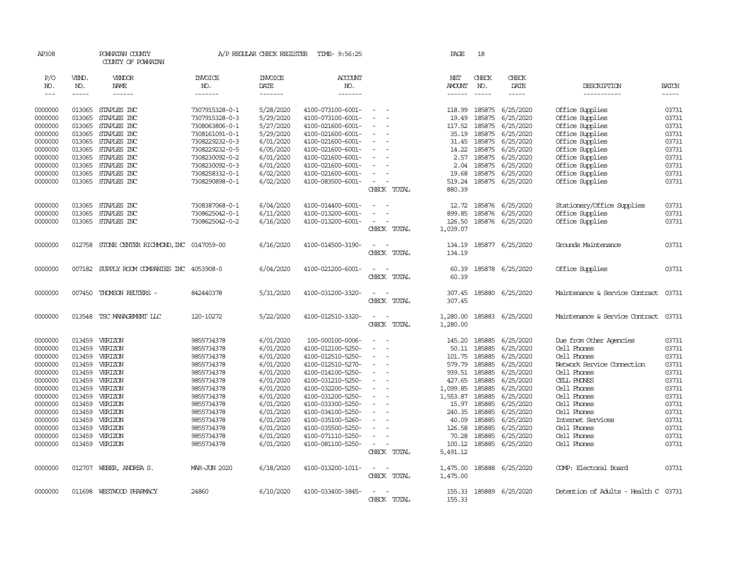AP308 POWHATAN COUNTY A/P REGULAR CHECK REGISTER TIME- 9:56:25 PAGE 18

COUNTY OF POWHATAN

| P/O NO. | VEND. NO. | VENDOR NAME | INVOICE NO. | INVOICE DATE | ACCOUNT NO. | | NET AMOUNT | CHECK NO. | CHECK DATE | DESCRIPTION | BATCH |
|---|---|---|---|---|---|---|---|---|---|---|---|
| --- | ----- | ------ | ------- | ------- | ------- | | ------ | ----- | ----- | ----------- | ----- |
| 0000000 | 013065 | STAPLES INC | 7307915328-0-1 | 5/28/2020 | 4100-073100-6001- | - - | 118.99 | 185875 | 6/25/2020 | Office Supplies | 03731 |
| 0000000 | 013065 | STAPLES INC | 7307915328-0-3 | 5/29/2020 | 4100-073100-6001- | - - | 19.49 | 185875 | 6/25/2020 | Office Supplies | 03731 |
| 0000000 | 013065 | STAPLES INC | 7308063806-0-1 | 5/27/2020 | 4100-021600-6001- | - - | 117.52 | 185875 | 6/25/2020 | Office Supplies | 03731 |
| 0000000 | 013065 | STAPLES INC | 7308161091-0-1 | 5/29/2020 | 4100-021600-6001- | - - | 35.19 | 185875 | 6/25/2020 | Office Supplies | 03731 |
| 0000000 | 013065 | STAPLES INC | 7308229232-0-3 | 6/01/2020 | 4100-021600-6001- | - - | 31.45 | 185875 | 6/25/2020 | Office Supplies | 03731 |
| 0000000 | 013065 | STAPLES INC | 7308229232-0-5 | 6/05/2020 | 4100-021600-6001- | - - | 14.22 | 185875 | 6/25/2020 | Office Supplies | 03731 |
| 0000000 | 013065 | STAPLES INC | 7308230092-0-2 | 6/01/2020 | 4100-021600-6001- | - - | 2.57 | 185875 | 6/25/2020 | Office Supplies | 03731 |
| 0000000 | 013065 | STAPLES INC | 7308230092-0-3 | 6/01/2020 | 4100-021600-6001- | - - | 2.04 | 185875 | 6/25/2020 | Office Supplies | 03731 |
| 0000000 | 013065 | STAPLES INC | 7308258332-0-1 | 6/02/2020 | 4100-021600-6001- | - - | 19.68 | 185875 | 6/25/2020 | Office Supplies | 03731 |
| 0000000 | 013065 | STAPLES INC | 7308290898-0-1 | 6/02/2020 | 4100-083500-6001- | - - | 519.24 | 185875 | 6/25/2020 | Office Supplies | 03731 |
| | | | | | | CHECK TOTAL | 880.39 | | | | |
| 0000000 | 013065 | STAPLES INC | 7308387068-0-1 | 6/04/2020 | 4100-014400-6001- | - - | 12.72 | 185876 | 6/25/2020 | Stationery/Office Supplies | 03731 |
| 0000000 | 013065 | STAPLES INC | 7308625042-0-1 | 6/11/2020 | 4100-013200-6001- | - - | 899.85 | 185876 | 6/25/2020 | Office Supplies | 03731 |
| 0000000 | 013065 | STAPLES INC | 7308625042-0-2 | 6/16/2020 | 4100-013200-6001- | - - | 126.50 | 185876 | 6/25/2020 | Office Supplies | 03731 |
| | | | | | | CHECK TOTAL | 1,039.07 | | | | |
| 0000000 | 012758 | STONE CENTER RICHMOND,INC | 0147059-00 | 6/16/2020 | 4100-014500-3190- | - - | 134.19 | 185877 | 6/25/2020 | Grounds Maintenance | 03731 |
| | | | | | | CHECK TOTAL | 134.19 | | | | |
| 0000000 | 007182 | SUPPLY ROOM COMPANIES INC | 4053908-0 | 6/04/2020 | 4100-021200-6001- | - - | 60.39 | 185878 | 6/25/2020 | Office Supplies | 03731 |
| | | | | | | CHECK TOTAL | 60.39 | | | | |
| 0000000 | 007450 | THOMSON REUTERS - | 842440378 | 5/31/2020 | 4100-031200-3320- | - - | 307.45 | 185880 | 6/25/2020 | Maintenance & Service Contract | 03731 |
| | | | | | | CHECK TOTAL | 307.45 | | | | |
| 0000000 | 013548 | TSC MANAGEMENT LLC | 120-10272 | 5/22/2020 | 4100-012510-3320- | - - | 1,280.00 | 185883 | 6/25/2020 | Maintenance & Service Contract | 03731 |
| | | | | | | CHECK TOTAL | 1,280.00 | | | | |
| 0000000 | 013459 | VERIZON | 9855734378 | 6/01/2020 | 100-000100-0006- | - - | 145.20 | 185885 | 6/25/2020 | Due from Other Agencies | 03731 |
| 0000000 | 013459 | VERIZON | 9855734378 | 6/01/2020 | 4100-012100-5250- | - - | 50.11 | 185885 | 6/25/2020 | Cell Phones | 03731 |
| 0000000 | 013459 | VERIZON | 9855734378 | 6/01/2020 | 4100-012510-5250- | - - | 101.75 | 185885 | 6/25/2020 | Cell Phones | 03731 |
| 0000000 | 013459 | VERIZON | 9855734378 | 6/01/2020 | 4100-012510-5270- | - - | 579.79 | 185885 | 6/25/2020 | Network Service Connection | 03731 |
| 0000000 | 013459 | VERIZON | 9855734378 | 6/01/2020 | 4100-014100-5250- | - - | 939.51 | 185885 | 6/25/2020 | Cell Phones | 03731 |
| 0000000 | 013459 | VERIZON | 9855734378 | 6/01/2020 | 4100-031210-5250- | - - | 427.65 | 185885 | 6/25/2020 | CELL PHONES | 03731 |
| 0000000 | 013459 | VERIZON | 9855734378 | 6/01/2020 | 4100-032200-5250- | - - | 1,099.85 | 185885 | 6/25/2020 | Cell Phones | 03731 |
| 0000000 | 013459 | VERIZON | 9855734378 | 6/01/2020 | 4100-031200-5250- | - - | 1,553.87 | 185885 | 6/25/2020 | Cell Phones | 03731 |
| 0000000 | 013459 | VERIZON | 9855734378 | 6/01/2020 | 4100-033300-5250- | - - | 15.97 | 185885 | 6/25/2020 | Cell Phones | 03731 |
| 0000000 | 013459 | VERIZON | 9855734378 | 6/01/2020 | 4100-034100-5250- | - - | 240.35 | 185885 | 6/25/2020 | Cell Phones | 03731 |
| 0000000 | 013459 | VERIZON | 9855734378 | 6/01/2020 | 4100-035100-5260- | - - | 40.09 | 185885 | 6/25/2020 | Internet Services | 03731 |
| 0000000 | 013459 | VERIZON | 9855734378 | 6/01/2020 | 4100-035500-5250- | - - | 126.58 | 185885 | 6/25/2020 | Cell Phones | 03731 |
| 0000000 | 013459 | VERIZON | 9855734378 | 6/01/2020 | 4100-071110-5250- | - - | 70.28 | 185885 | 6/25/2020 | Cell Phones | 03731 |
| 0000000 | 013459 | VERIZON | 9855734378 | 6/01/2020 | 4100-081100-5250- | - - | 100.12 | 185885 | 6/25/2020 | Cell Phones | 03731 |
| | | | | | | CHECK TOTAL | 5,491.12 | | | | |
| 0000000 | 012707 | WEBER, ANDREA S. | MAR-JUN 2020 | 6/18/2020 | 4100-013200-1011- | - - | 1,475.00 | 185888 | 6/25/2020 | COMP: Electoral Board | 03731 |
| | | | | | | CHECK TOTAL | 1,475.00 | | | | |
| 0000000 | 011698 | WESTWOOD PHARMACY | 24860 | 6/10/2020 | 4100-033400-3845- | - - | 155.33 | 185889 | 6/25/2020 | Detention of Adults - Health C | 03731 |
| | | | | | | CHECK TOTAL | 155.33 | | | | |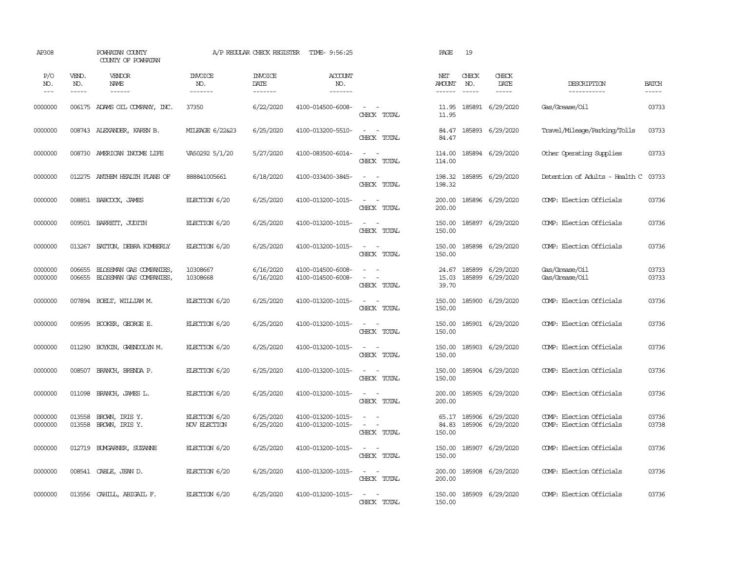AP308 POWHATAN COUNTY COUNTY OF POWHATAN A/P REGULAR CHECK REGISTER TIME- 9:56:25 PAGE 19

| P/O NO. | VEND. NO. | VENDOR NAME | INVOICE NO. | INVOICE DATE | ACCOUNT NO. | | NET AMOUNT | CHECK NO. | CHECK DATE | DESCRIPTION | BATCH |
|---|---|---|---|---|---|---|---|---|---|---|---|
| 0000000 | 006175 | ADAMS OIL COMPANY, INC. | 37350 | 6/22/2020 | 4100-014500-6008- | - - | 11.95 | 185891 | 6/29/2020 | Gas/Grease/Oil | 03733 |
| | | | | | | CHECK TOTAL | 11.95 | | | | |
| 0000000 | 008743 | ALEXANDER, KAREN B. | MILEAGE 6/22&23 | 6/25/2020 | 4100-013200-5510- | - - | 84.47 | 185893 | 6/29/2020 | Travel/Mileage/Parking/Tolls | 03733 |
| | | | | | | CHECK TOTAL | 84.47 | | | | |
| 0000000 | 008730 | AMERICAN INCOME LIFE | VA50292 5/1/20 | 5/27/2020 | 4100-083500-6014- | - - | 114.00 | 185894 | 6/29/2020 | Other Operating Supplies | 03733 |
| | | | | | | CHECK TOTAL | 114.00 | | | | |
| 0000000 | 012275 | ANTHEM HEALTH PLANS OF | 888841005661 | 6/18/2020 | 4100-033400-3845- | - - | 198.32 | 185895 | 6/29/2020 | Detention of Adults - Health C | 03733 |
| | | | | | | CHECK TOTAL | 198.32 | | | | |
| 0000000 | 008851 | BABCOCK, JAMES | ELECTION 6/20 | 6/25/2020 | 4100-013200-1015- | - - | 200.00 | 185896 | 6/29/2020 | COMP: Election Officials | 03736 |
| | | | | | | CHECK TOTAL | 200.00 | | | | |
| 0000000 | 009501 | BARRETT, JUDITH | ELECTION 6/20 | 6/25/2020 | 4100-013200-1015- | - - | 150.00 | 185897 | 6/29/2020 | COMP: Election Officials | 03736 |
| | | | | | | CHECK TOTAL | 150.00 | | | | |
| 0000000 | 013267 | BATTON, DEBRA KIMBERLY | ELECTION 6/20 | 6/25/2020 | 4100-013200-1015- | - - | 150.00 | 185898 | 6/29/2020 | COMP: Election Officials | 03736 |
| | | | | | | CHECK TOTAL | 150.00 | | | | |
| 0000000 | 006655 | BLOSSMAN GAS COMPANIES, | 10308667 | 6/16/2020 | 4100-014500-6008- | - - | 24.67 | 185899 | 6/29/2020 | Gas/Grease/Oil | 03733 |
| 0000000 | 006655 | BLOSSMAN GAS COMPANIES, | 10308668 | 6/16/2020 | 4100-014500-6008- | - - | 15.03 | 185899 | 6/29/2020 | Gas/Grease/Oil | 03733 |
| | | | | | | CHECK TOTAL | 39.70 | | | | |
| 0000000 | 007894 | BOELT, WILLIAM M. | ELECTION 6/20 | 6/25/2020 | 4100-013200-1015- | - - | 150.00 | 185900 | 6/29/2020 | COMP: Election Officials | 03736 |
| | | | | | | CHECK TOTAL | 150.00 | | | | |
| 0000000 | 009595 | BOOKER, GEORGE E. | ELECTION 6/20 | 6/25/2020 | 4100-013200-1015- | - - | 150.00 | 185901 | 6/29/2020 | COMP: Election Officials | 03736 |
| | | | | | | CHECK TOTAL | 150.00 | | | | |
| 0000000 | 011290 | BOYKIN, GWENDOLYN M. | ELECTION 6/20 | 6/25/2020 | 4100-013200-1015- | - - | 150.00 | 185903 | 6/29/2020 | COMP: Election Officials | 03736 |
| | | | | | | CHECK TOTAL | 150.00 | | | | |
| 0000000 | 008507 | BRANCH, BRENDA P. | ELECTION 6/20 | 6/25/2020 | 4100-013200-1015- | - - | 150.00 | 185904 | 6/29/2020 | COMP: Election Officials | 03736 |
| | | | | | | CHECK TOTAL | 150.00 | | | | |
| 0000000 | 011098 | BRANCH, JAMES L. | ELECTION 6/20 | 6/25/2020 | 4100-013200-1015- | - - | 200.00 | 185905 | 6/29/2020 | COMP: Election Officials | 03736 |
| | | | | | | CHECK TOTAL | 200.00 | | | | |
| 0000000 | 013558 | BROWN, IRIS Y. | ELECTION 6/20 | 6/25/2020 | 4100-013200-1015- | - - | 65.17 | 185906 | 6/29/2020 | COMP: Election Officials | 03736 |
| 0000000 | 013558 | BROWN, IRIS Y. | NOV ELECTION | 6/25/2020 | 4100-013200-1015- | - - | 84.83 | 185906 | 6/29/2020 | COMP: Election Officials | 03738 |
| | | | | | | CHECK TOTAL | 150.00 | | | | |
| 0000000 | 012719 | BUMGARNER, SUZANNE | ELECTION 6/20 | 6/25/2020 | 4100-013200-1015- | - - | 150.00 | 185907 | 6/29/2020 | COMP: Election Officials | 03736 |
| | | | | | | CHECK TOTAL | 150.00 | | | | |
| 0000000 | 008541 | CABLE, JEAN D. | ELECTION 6/20 | 6/25/2020 | 4100-013200-1015- | - - | 200.00 | 185908 | 6/29/2020 | COMP: Election Officials | 03736 |
| | | | | | | CHECK TOTAL | 200.00 | | | | |
| 0000000 | 013556 | CAHILL, ABIGAIL F. | ELECTION 6/20 | 6/25/2020 | 4100-013200-1015- | - - | 150.00 | 185909 | 6/29/2020 | COMP: Election Officials | 03736 |
| | | | | | | CHECK TOTAL | 150.00 | | | | |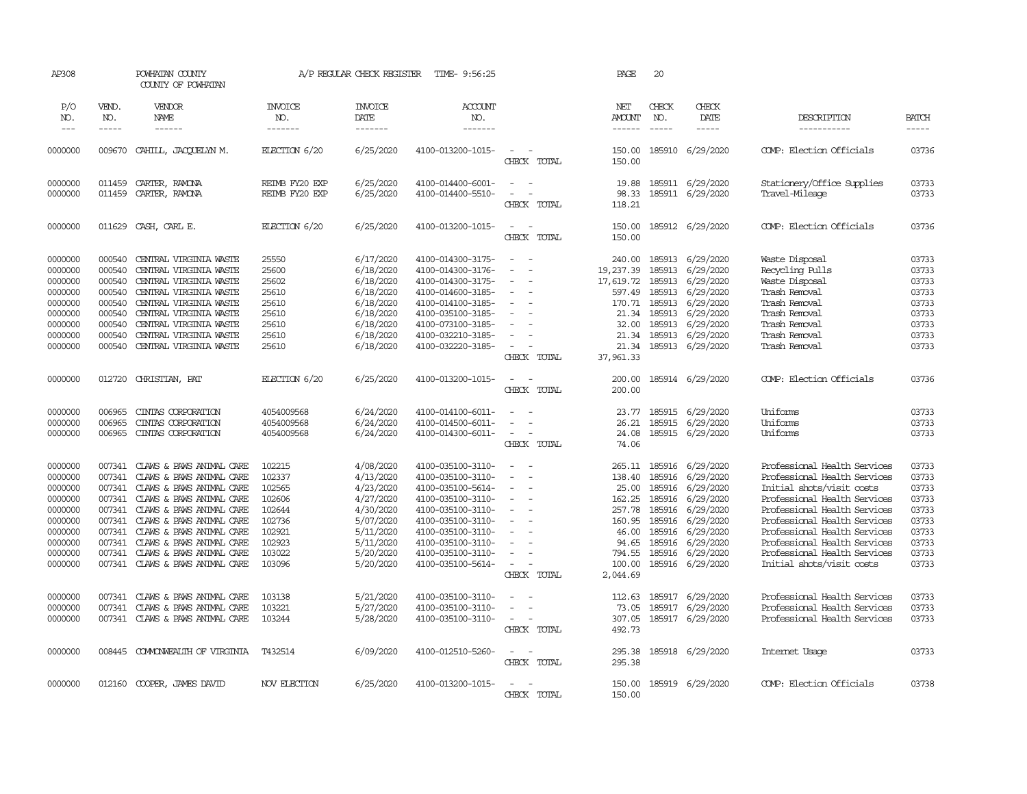AP308 POWHATAN COUNTY A/P REGULAR CHECK REGISTER TIME- 9:56:25 PAGE 20

COUNTY OF POWHATAN

| P/O NO. | VEND. NO. | VENDOR NAME | INVOICE NO. | INVOICE DATE | ACCOUNT NO. | | NET AMOUNT | CHECK NO. | CHECK DATE | DESCRIPTION | BATCH |
|---|---|---|---|---|---|---|---|---|---|---|---|
| --- | ----- | ------ | ------- | ------- | ------- | | ------ | ----- | ----- | ----------- | ----- |
| 0000000 | 009670 | CAHILL, JACQUELYN M. | ELECTION 6/20 | 6/25/2020 | 4100-013200-1015- | - - | 150.00 | 185910 | 6/29/2020 | COMP: Election Officials | 03736 |
| | | | | | | CHECK TOTAL | 150.00 | | | | |
| 0000000 | 011459 | CARTER, RAMONA | REIMB FY20 EXP | 6/25/2020 | 4100-014400-6001- | - - | 19.88 | 185911 | 6/29/2020 | Stationery/Office Supplies | 03733 |
| 0000000 | 011459 | CARTER, RAMONA | REIMB FY20 EXP | 6/25/2020 | 4100-014400-5510- | - - | 98.33 | 185911 | 6/29/2020 | Travel-Mileage | 03733 |
| | | | | | | CHECK TOTAL | 118.21 | | | | |
| 0000000 | 011629 | CASH, CARL E. | ELECTION 6/20 | 6/25/2020 | 4100-013200-1015- | - - | 150.00 | 185912 | 6/29/2020 | COMP: Election Officials | 03736 |
| | | | | | | CHECK TOTAL | 150.00 | | | | |
| 0000000 | 000540 | CENTRAL VIRGINIA WASTE | 25550 | 6/17/2020 | 4100-014300-3175- | - - | 240.00 | 185913 | 6/29/2020 | Waste Disposal | 03733 |
| 0000000 | 000540 | CENTRAL VIRGINIA WASTE | 25600 | 6/18/2020 | 4100-014300-3176- | - - | 19,237.39 | 185913 | 6/29/2020 | Recycling Pulls | 03733 |
| 0000000 | 000540 | CENTRAL VIRGINIA WASTE | 25602 | 6/18/2020 | 4100-014300-3175- | - - | 17,619.72 | 185913 | 6/29/2020 | Waste Disposal | 03733 |
| 0000000 | 000540 | CENTRAL VIRGINIA WASTE | 25610 | 6/18/2020 | 4100-014600-3185- | - - | 597.49 | 185913 | 6/29/2020 | Trash Removal | 03733 |
| 0000000 | 000540 | CENTRAL VIRGINIA WASTE | 25610 | 6/18/2020 | 4100-014100-3185- | - - | 170.71 | 185913 | 6/29/2020 | Trash Removal | 03733 |
| 0000000 | 000540 | CENTRAL VIRGINIA WASTE | 25610 | 6/18/2020 | 4100-035100-3185- | - - | 21.34 | 185913 | 6/29/2020 | Trash Removal | 03733 |
| 0000000 | 000540 | CENTRAL VIRGINIA WASTE | 25610 | 6/18/2020 | 4100-073100-3185- | - - | 32.00 | 185913 | 6/29/2020 | Trash Removal | 03733 |
| 0000000 | 000540 | CENTRAL VIRGINIA WASTE | 25610 | 6/18/2020 | 4100-032210-3185- | - - | 21.34 | 185913 | 6/29/2020 | Trash Removal | 03733 |
| 0000000 | 000540 | CENTRAL VIRGINIA WASTE | 25610 | 6/18/2020 | 4100-032220-3185- | - - | 21.34 | 185913 | 6/29/2020 | Trash Removal | 03733 |
| | | | | | | CHECK TOTAL | 37,961.33 | | | | |
| 0000000 | 012720 | CHRISTIAN, PAT | ELECTION 6/20 | 6/25/2020 | 4100-013200-1015- | - - | 200.00 | 185914 | 6/29/2020 | COMP: Election Officials | 03736 |
| | | | | | | CHECK TOTAL | 200.00 | | | | |
| 0000000 | 006965 | CINTAS CORPORATION | 4054009568 | 6/24/2020 | 4100-014100-6011- | - - | 23.77 | 185915 | 6/29/2020 | Uniforms | 03733 |
| 0000000 | 006965 | CINTAS CORPORATION | 4054009568 | 6/24/2020 | 4100-014500-6011- | - - | 26.21 | 185915 | 6/29/2020 | Uniforms | 03733 |
| 0000000 | 006965 | CINTAS CORPORATION | 4054009568 | 6/24/2020 | 4100-014300-6011- | - - | 24.08 | 185915 | 6/29/2020 | Uniforms | 03733 |
| | | | | | | CHECK TOTAL | 74.06 | | | | |
| 0000000 | 007341 | CLAWS & PAWS ANIMAL CARE | 102215 | 4/08/2020 | 4100-035100-3110- | - - | 265.11 | 185916 | 6/29/2020 | Professional Health Services | 03733 |
| 0000000 | 007341 | CLAWS & PAWS ANIMAL CARE | 102337 | 4/13/2020 | 4100-035100-3110- | - - | 138.40 | 185916 | 6/29/2020 | Professional Health Services | 03733 |
| 0000000 | 007341 | CLAWS & PAWS ANIMAL CARE | 102565 | 4/23/2020 | 4100-035100-5614- | - - | 25.00 | 185916 | 6/29/2020 | Initial shots/visit costs | 03733 |
| 0000000 | 007341 | CLAWS & PAWS ANIMAL CARE | 102606 | 4/27/2020 | 4100-035100-3110- | - - | 162.25 | 185916 | 6/29/2020 | Professional Health Services | 03733 |
| 0000000 | 007341 | CLAWS & PAWS ANIMAL CARE | 102644 | 4/30/2020 | 4100-035100-3110- | - - | 257.78 | 185916 | 6/29/2020 | Professional Health Services | 03733 |
| 0000000 | 007341 | CLAWS & PAWS ANIMAL CARE | 102736 | 5/07/2020 | 4100-035100-3110- | - - | 160.95 | 185916 | 6/29/2020 | Professional Health Services | 03733 |
| 0000000 | 007341 | CLAWS & PAWS ANIMAL CARE | 102921 | 5/11/2020 | 4100-035100-3110- | - - | 46.00 | 185916 | 6/29/2020 | Professional Health Services | 03733 |
| 0000000 | 007341 | CLAWS & PAWS ANIMAL CARE | 102923 | 5/11/2020 | 4100-035100-3110- | - - | 94.65 | 185916 | 6/29/2020 | Professional Health Services | 03733 |
| 0000000 | 007341 | CLAWS & PAWS ANIMAL CARE | 103022 | 5/20/2020 | 4100-035100-3110- | - - | 794.55 | 185916 | 6/29/2020 | Professional Health Services | 03733 |
| 0000000 | 007341 | CLAWS & PAWS ANIMAL CARE | 103096 | 5/20/2020 | 4100-035100-5614- | - - | 100.00 | 185916 | 6/29/2020 | Initial shots/visit costs | 03733 |
| | | | | | | CHECK TOTAL | 2,044.69 | | | | |
| 0000000 | 007341 | CLAWS & PAWS ANIMAL CARE | 103138 | 5/21/2020 | 4100-035100-3110- | - - | 112.63 | 185917 | 6/29/2020 | Professional Health Services | 03733 |
| 0000000 | 007341 | CLAWS & PAWS ANIMAL CARE | 103221 | 5/27/2020 | 4100-035100-3110- | - - | 73.05 | 185917 | 6/29/2020 | Professional Health Services | 03733 |
| 0000000 | 007341 | CLAWS & PAWS ANIMAL CARE | 103244 | 5/28/2020 | 4100-035100-3110- | - - | 307.05 | 185917 | 6/29/2020 | Professional Health Services | 03733 |
| | | | | | | CHECK TOTAL | 492.73 | | | | |
| 0000000 | 008445 | COMMONWEALTH OF VIRGINIA | T432514 | 6/09/2020 | 4100-012510-5260- | - - | 295.38 | 185918 | 6/29/2020 | Internet Usage | 03733 |
| | | | | | | CHECK TOTAL | 295.38 | | | | |
| 0000000 | 012160 | COOPER, JAMES DAVID | NOV ELECTION | 6/25/2020 | 4100-013200-1015- | - - | 150.00 | 185919 | 6/29/2020 | COMP: Election Officials | 03738 |
| | | | | | | CHECK TOTAL | 150.00 | | | | |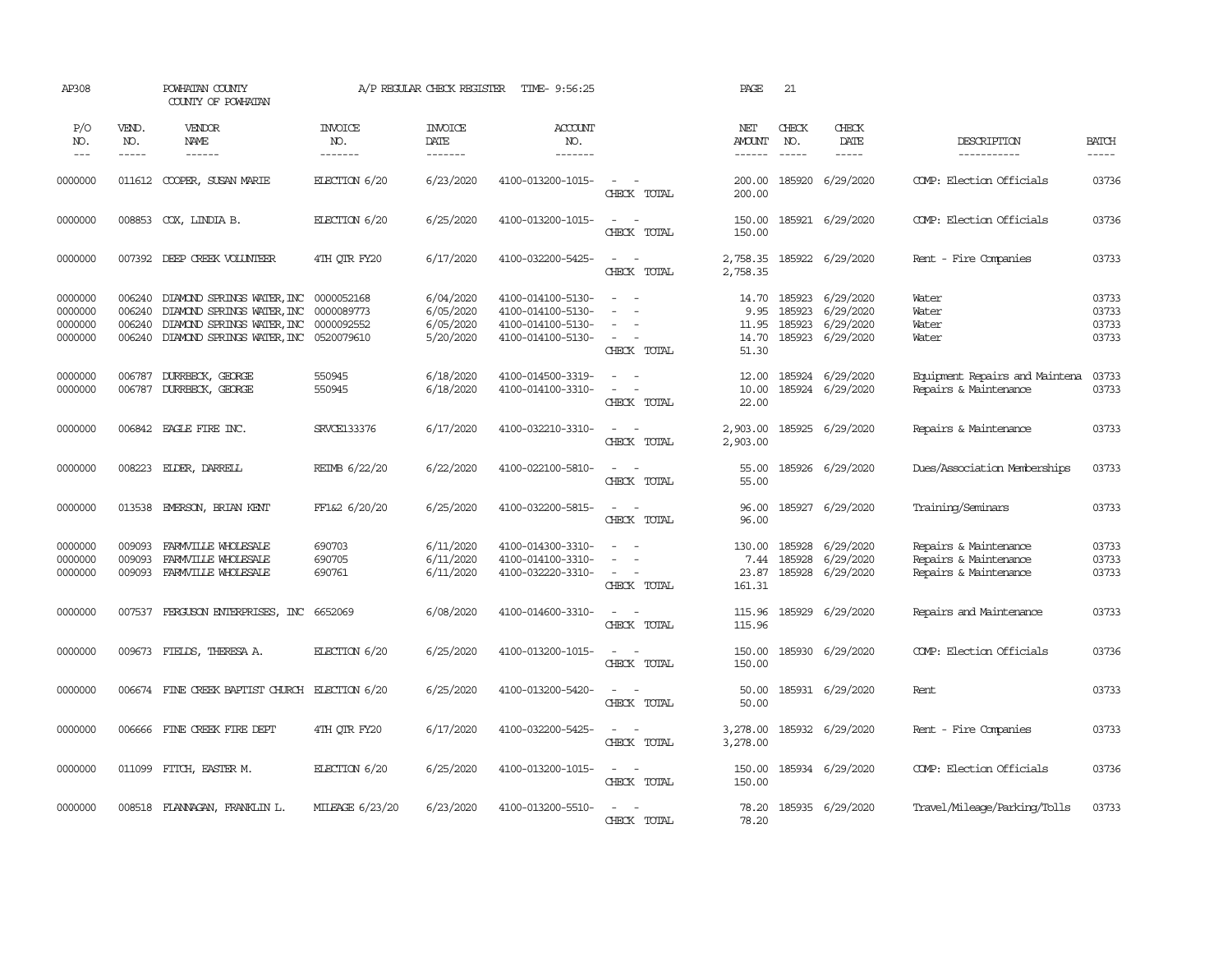AP308 POWHATAN COUNTY A/P REGULAR CHECK REGISTER TIME- 9:56:25 PAGE 21

COUNTY OF POWHATAN

| P/O NO. | VEND. NO. | VENDOR NAME | INVOICE NO. | INVOICE DATE | ACCOUNT NO. | | NET AMOUNT | CHECK NO. | CHECK DATE | DESCRIPTION | BATCH |
|---|---|---|---|---|---|---|---|---|---|---|---|
| 0000000 | 011612 | COOPER, SUSAN MARIE | ELECTION 6/20 | 6/23/2020 | 4100-013200-1015- | - - | 200.00 | 185920 | 6/29/2020 | COMP: Election Officials | 03736 |
| | | | | | | CHECK TOTAL | 200.00 | | | | |
| 0000000 | 008853 | COX, LINDIA B. | ELECTION 6/20 | 6/25/2020 | 4100-013200-1015- | - - | 150.00 | 185921 | 6/29/2020 | COMP: Election Officials | 03736 |
| | | | | | | CHECK TOTAL | 150.00 | | | | |
| 0000000 | 007392 | DEEP CREEK VOLUNTEER | 4TH QTR FY20 | 6/17/2020 | 4100-032200-5425- | - - | 2,758.35 | 185922 | 6/29/2020 | Rent - Fire Companies | 03733 |
| | | | | | | CHECK TOTAL | 2,758.35 | | | | |
| 0000000 | 006240 | DIAMOND SPRINGS WATER,INC | 0000052168 | 6/04/2020 | 4100-014100-5130- | - - | 14.70 | 185923 | 6/29/2020 | Water | 03733 |
| 0000000 | 006240 | DIAMOND SPRINGS WATER,INC | 0000089773 | 6/05/2020 | 4100-014100-5130- | - - | 9.95 | 185923 | 6/29/2020 | Water | 03733 |
| 0000000 | 006240 | DIAMOND SPRINGS WATER,INC | 0000092552 | 6/05/2020 | 4100-014100-5130- | - - | 11.95 | 185923 | 6/29/2020 | Water | 03733 |
| 0000000 | 006240 | DIAMOND SPRINGS WATER,INC | 0520079610 | 5/20/2020 | 4100-014100-5130- | - - | 14.70 | 185923 | 6/29/2020 | Water | 03733 |
| | | | | | | CHECK TOTAL | 51.30 | | | | |
| 0000000 | 006787 | DURRBECK, GEORGE | 550945 | 6/18/2020 | 4100-014500-3319- | - - | 12.00 | 185924 | 6/29/2020 | Equipment Repairs and Maintena | 03733 |
| 0000000 | 006787 | DURRBECK, GEORGE | 550945 | 6/18/2020 | 4100-014100-3310- | - - | 10.00 | 185924 | 6/29/2020 | Repairs & Maintenance | 03733 |
| | | | | | | CHECK TOTAL | 22.00 | | | | |
| 0000000 | 006842 | EAGLE FIRE INC. | SRVCE133376 | 6/17/2020 | 4100-032210-3310- | - - | 2,903.00 | 185925 | 6/29/2020 | Repairs & Maintenance | 03733 |
| | | | | | | CHECK TOTAL | 2,903.00 | | | | |
| 0000000 | 008223 | ELDER, DARRELL | REIMB 6/22/20 | 6/22/2020 | 4100-022100-5810- | - - | 55.00 | 185926 | 6/29/2020 | Dues/Association Memberships | 03733 |
| | | | | | | CHECK TOTAL | 55.00 | | | | |
| 0000000 | 013538 | EMERSON, BRIAN KENT | FF1&2 6/20/20 | 6/25/2020 | 4100-032200-5815- | - - | 96.00 | 185927 | 6/29/2020 | Training/Seminars | 03733 |
| | | | | | | CHECK TOTAL | 96.00 | | | | |
| 0000000 | 009093 | FARMVILLE WHOLESALE | 690703 | 6/11/2020 | 4100-014300-3310- | - - | 130.00 | 185928 | 6/29/2020 | Repairs & Maintenance | 03733 |
| 0000000 | 009093 | FARMVILLE WHOLESALE | 690705 | 6/11/2020 | 4100-014100-3310- | - - | 7.44 | 185928 | 6/29/2020 | Repairs & Maintenance | 03733 |
| 0000000 | 009093 | FARMVILLE WHOLESALE | 690761 | 6/11/2020 | 4100-032220-3310- | - - | 23.87 | 185928 | 6/29/2020 | Repairs & Maintenance | 03733 |
| | | | | | | CHECK TOTAL | 161.31 | | | | |
| 0000000 | 007537 | FERGUSON ENTERPRISES, INC | 6652069 | 6/08/2020 | 4100-014600-3310- | - - | 115.96 | 185929 | 6/29/2020 | Repairs and Maintenance | 03733 |
| | | | | | | CHECK TOTAL | 115.96 | | | | |
| 0000000 | 009673 | FIELDS, THERESA A. | ELECTION 6/20 | 6/25/2020 | 4100-013200-1015- | - - | 150.00 | 185930 | 6/29/2020 | COMP: Election Officials | 03736 |
| | | | | | | CHECK TOTAL | 150.00 | | | | |
| 0000000 | 006674 | FINE CREEK BAPTIST CHURCH | ELECTION 6/20 | 6/25/2020 | 4100-013200-5420- | - - | 50.00 | 185931 | 6/29/2020 | Rent | 03733 |
| | | | | | | CHECK TOTAL | 50.00 | | | | |
| 0000000 | 006666 | FINE CREEK FIRE DEPT | 4TH QTR FY20 | 6/17/2020 | 4100-032200-5425- | - - | 3,278.00 | 185932 | 6/29/2020 | Rent - Fire Companies | 03733 |
| | | | | | | CHECK TOTAL | 3,278.00 | | | | |
| 0000000 | 011099 | FITCH, EASTER M. | ELECTION 6/20 | 6/25/2020 | 4100-013200-1015- | - - | 150.00 | 185934 | 6/29/2020 | COMP: Election Officials | 03736 |
| | | | | | | CHECK TOTAL | 150.00 | | | | |
| 0000000 | 008518 | FLANNAGAN, FRANKLIN L. | MILEAGE 6/23/20 | 6/23/2020 | 4100-013200-5510- | - - | 78.20 | 185935 | 6/29/2020 | Travel/Mileage/Parking/Tolls | 03733 |
| | | | | | | CHECK TOTAL | 78.20 | | | | |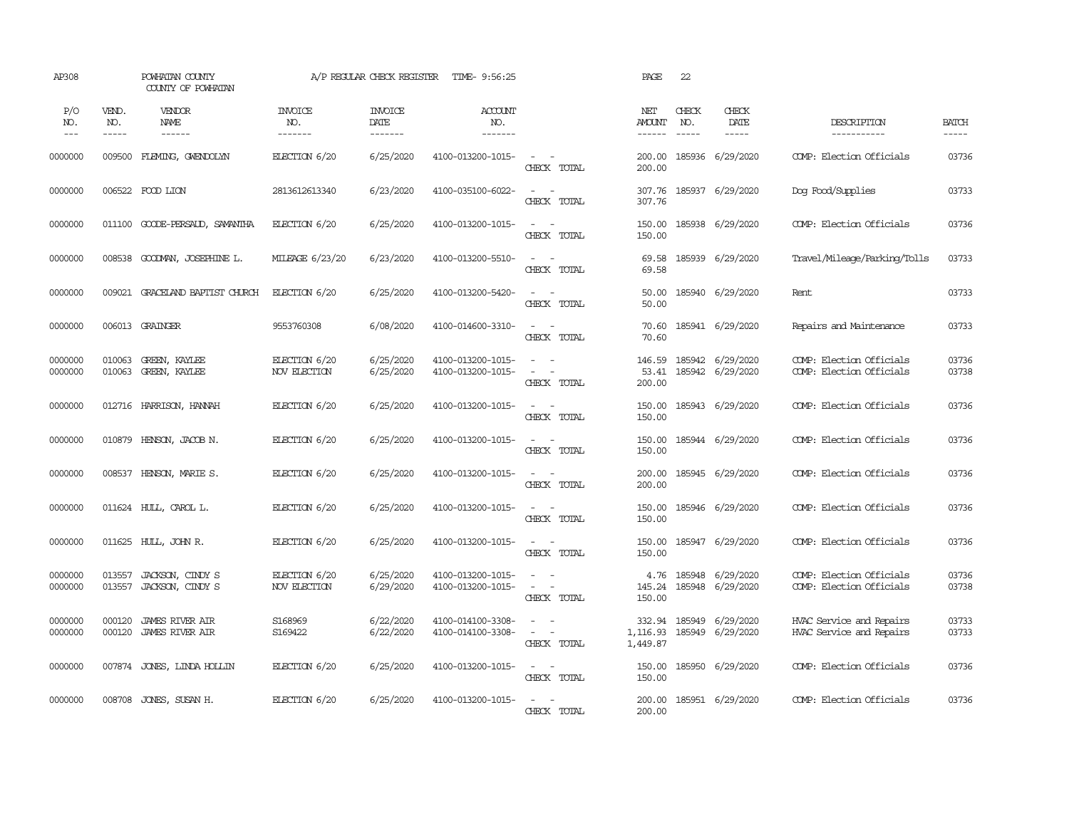AP308 POWHATAN COUNTY A/P REGULAR CHECK REGISTER TIME- 9:56:25 PAGE 22
COUNTY OF POWHATAN

| P/O NO. | VEND. NO. | VENDOR NAME | INVOICE NO. | INVOICE DATE | ACCOUNT NO. | | NET AMOUNT | CHECK NO. | CHECK DATE | DESCRIPTION | BATCH |
|---|---|---|---|---|---|---|---|---|---|---|---|
| 0000000 | 009500 | FLEMING, GWENDOLYN | ELECTION 6/20 | 6/25/2020 | 4100-013200-1015- | - - | 200.00 | 185936 | 6/29/2020 | COMP: Election Officials | 03736 |
| | | | | | | CHECK TOTAL | 200.00 | | | | |
| 0000000 | 006522 | FOOD LION | 2813612613340 | 6/23/2020 | 4100-035100-6022- | - - | 307.76 | 185937 | 6/29/2020 | Dog Food/Supplies | 03733 |
| | | | | | | CHECK TOTAL | 307.76 | | | | |
| 0000000 | 011100 | GOODE-PERSAUD, SAMANTHA | ELECTION 6/20 | 6/25/2020 | 4100-013200-1015- | - - | 150.00 | 185938 | 6/29/2020 | COMP: Election Officials | 03736 |
| | | | | | | CHECK TOTAL | 150.00 | | | | |
| 0000000 | 008538 | GOODMAN, JOSEPHINE L. | MILEAGE 6/23/20 | 6/23/2020 | 4100-013200-5510- | - - | 69.58 | 185939 | 6/29/2020 | Travel/Mileage/Parking/Tolls | 03733 |
| | | | | | | CHECK TOTAL | 69.58 | | | | |
| 0000000 | 009021 | GRACELAND BAPTIST CHURCH | ELECTION 6/20 | 6/25/2020 | 4100-013200-5420- | - - | 50.00 | 185940 | 6/29/2020 | Rent | 03733 |
| | | | | | | CHECK TOTAL | 50.00 | | | | |
| 0000000 | 006013 | GRAINGER | 9553760308 | 6/08/2020 | 4100-014600-3310- | - - | 70.60 | 185941 | 6/29/2020 | Repairs and Maintenance | 03733 |
| | | | | | | CHECK TOTAL | 70.60 | | | | |
| 0000000 | 010063 | GREEN, KAYLEE | ELECTION 6/20 | 6/25/2020 | 4100-013200-1015- | - - | 146.59 | 185942 | 6/29/2020 | COMP: Election Officials | 03736 |
| 0000000 | 010063 | GREEN, KAYLEE | NOV ELECTION | 6/25/2020 | 4100-013200-1015- | - - | 53.41 | 185942 | 6/29/2020 | COMP: Election Officials | 03738 |
| | | | | | | CHECK TOTAL | 200.00 | | | | |
| 0000000 | 012716 | HARRISON, HANNAH | ELECTION 6/20 | 6/25/2020 | 4100-013200-1015- | - - | 150.00 | 185943 | 6/29/2020 | COMP: Election Officials | 03736 |
| | | | | | | CHECK TOTAL | 150.00 | | | | |
| 0000000 | 010879 | HENSON, JACOB N. | ELECTION 6/20 | 6/25/2020 | 4100-013200-1015- | - - | 150.00 | 185944 | 6/29/2020 | COMP: Election Officials | 03736 |
| | | | | | | CHECK TOTAL | 150.00 | | | | |
| 0000000 | 008537 | HENSON, MARIE S. | ELECTION 6/20 | 6/25/2020 | 4100-013200-1015- | - - | 200.00 | 185945 | 6/29/2020 | COMP: Election Officials | 03736 |
| | | | | | | CHECK TOTAL | 200.00 | | | | |
| 0000000 | 011624 | HULL, CAROL L. | ELECTION 6/20 | 6/25/2020 | 4100-013200-1015- | - - | 150.00 | 185946 | 6/29/2020 | COMP: Election Officials | 03736 |
| | | | | | | CHECK TOTAL | 150.00 | | | | |
| 0000000 | 011625 | HULL, JOHN R. | ELECTION 6/20 | 6/25/2020 | 4100-013200-1015- | - - | 150.00 | 185947 | 6/29/2020 | COMP: Election Officials | 03736 |
| | | | | | | CHECK TOTAL | 150.00 | | | | |
| 0000000 | 013557 | JACKSON, CINDY S | ELECTION 6/20 | 6/25/2020 | 4100-013200-1015- | - - | 4.76 | 185948 | 6/29/2020 | COMP: Election Officials | 03736 |
| 0000000 | 013557 | JACKSON, CINDY S | NOV ELECTION | 6/29/2020 | 4100-013200-1015- | - - | 145.24 | 185948 | 6/29/2020 | COMP: Election Officials | 03738 |
| | | | | | | CHECK TOTAL | 150.00 | | | | |
| 0000000 | 000120 | JAMES RIVER AIR | S168969 | 6/22/2020 | 4100-014100-3308- | - - | 332.94 | 185949 | 6/29/2020 | HVAC Service and Repairs | 03733 |
| 0000000 | 000120 | JAMES RIVER AIR | S169422 | 6/22/2020 | 4100-014100-3308- | - - | 1,116.93 | 185949 | 6/29/2020 | HVAC Service and Repairs | 03733 |
| | | | | | | CHECK TOTAL | 1,449.87 | | | | |
| 0000000 | 007874 | JONES, LINDA HOLLIN | ELECTION 6/20 | 6/25/2020 | 4100-013200-1015- | - - | 150.00 | 185950 | 6/29/2020 | COMP: Election Officials | 03736 |
| | | | | | | CHECK TOTAL | 150.00 | | | | |
| 0000000 | 008708 | JONES, SUSAN H. | ELECTION 6/20 | 6/25/2020 | 4100-013200-1015- | - - | 200.00 | 185951 | 6/29/2020 | COMP: Election Officials | 03736 |
| | | | | | | CHECK TOTAL | 200.00 | | | | |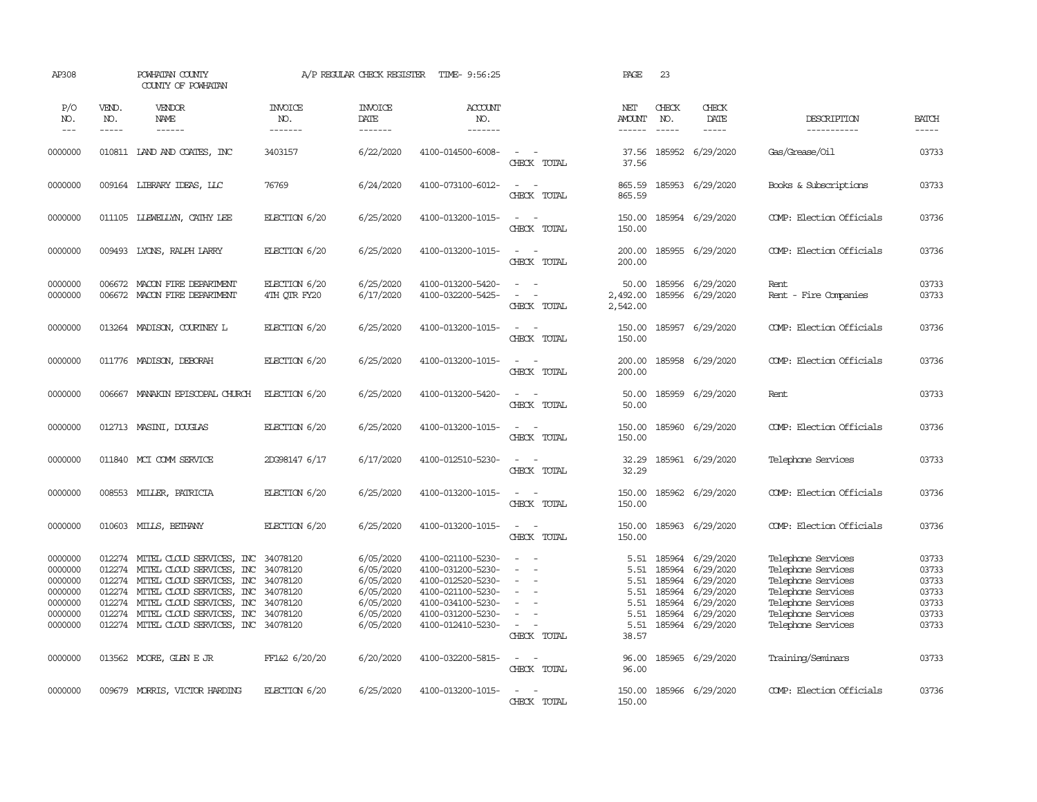AP308 POWHATAN COUNTY A/P REGULAR CHECK REGISTER TIME- 9:56:25 PAGE 23

COUNTY OF POWHATAN

| P/O NO. | VEND. NO. | VENDOR NAME | INVOICE NO. | INVOICE DATE | ACCOUNT NO. | | NET AMOUNT | CHECK NO. | CHECK DATE | DESCRIPTION | BATCH |
|---|---|---|---|---|---|---|---|---|---|---|---|
| --- | ----- | ------ | ------- | ------- | ------- | | ------ | ----- | ----- | ----------- | ----- |
| 0000000 | 010811 | LAND AND COATES, INC | 3403157 | 6/22/2020 | 4100-014500-6008- | - - | 37.56 | 185952 | 6/29/2020 | Gas/Grease/Oil | 03733 |
| | | | | | | CHECK TOTAL | 37.56 | | | | |
| 0000000 | 009164 | LIBRARY IDEAS, LLC | 76769 | 6/24/2020 | 4100-073100-6012- | - - | 865.59 | 185953 | 6/29/2020 | Books & Subscriptions | 03733 |
| | | | | | | CHECK TOTAL | 865.59 | | | | |
| 0000000 | 011105 | LLEWELLYN, CATHY LEE | ELECTION 6/20 | 6/25/2020 | 4100-013200-1015- | - - | 150.00 | 185954 | 6/29/2020 | COMP: Election Officials | 03736 |
| | | | | | | CHECK TOTAL | 150.00 | | | | |
| 0000000 | 009493 | LYONS, RALPH LARRY | ELECTION 6/20 | 6/25/2020 | 4100-013200-1015- | - - | 200.00 | 185955 | 6/29/2020 | COMP: Election Officials | 03736 |
| | | | | | | CHECK TOTAL | 200.00 | | | | |
| 0000000 | 006672 | MACON FIRE DEPARTMENT | ELECTION 6/20 | 6/25/2020 | 4100-013200-5420- | - - | 50.00 | 185956 | 6/29/2020 | Rent | 03733 |
| 0000000 | 006672 | MACON FIRE DEPARTMENT | 4TH QTR FY20 | 6/17/2020 | 4100-032200-5425- | - - | 2,492.00 | 185956 | 6/29/2020 | Rent - Fire Companies | 03733 |
| | | | | | | CHECK TOTAL | 2,542.00 | | | | |
| 0000000 | 013264 | MADISON, COURTNEY L | ELECTION 6/20 | 6/25/2020 | 4100-013200-1015- | - - | 150.00 | 185957 | 6/29/2020 | COMP: Election Officials | 03736 |
| | | | | | | CHECK TOTAL | 150.00 | | | | |
| 0000000 | 011776 | MADISON, DEBORAH | ELECTION 6/20 | 6/25/2020 | 4100-013200-1015- | - - | 200.00 | 185958 | 6/29/2020 | COMP: Election Officials | 03736 |
| | | | | | | CHECK TOTAL | 200.00 | | | | |
| 0000000 | 006667 | MANAKIN EPISCOPAL CHURCH | ELECTION 6/20 | 6/25/2020 | 4100-013200-5420- | - - | 50.00 | 185959 | 6/29/2020 | Rent | 03733 |
| | | | | | | CHECK TOTAL | 50.00 | | | | |
| 0000000 | 012713 | MASINI, DOUGLAS | ELECTION 6/20 | 6/25/2020 | 4100-013200-1015- | - - | 150.00 | 185960 | 6/29/2020 | COMP: Election Officials | 03736 |
| | | | | | | CHECK TOTAL | 150.00 | | | | |
| 0000000 | 011840 | MCI COMM SERVICE | 2DG98147 6/17 | 6/17/2020 | 4100-012510-5230- | - - | 32.29 | 185961 | 6/29/2020 | Telephone Services | 03733 |
| | | | | | | CHECK TOTAL | 32.29 | | | | |
| 0000000 | 008553 | MILLER, PATRICIA | ELECTION 6/20 | 6/25/2020 | 4100-013200-1015- | - - | 150.00 | 185962 | 6/29/2020 | COMP: Election Officials | 03736 |
| | | | | | | CHECK TOTAL | 150.00 | | | | |
| 0000000 | 010603 | MILLS, BETHANY | ELECTION 6/20 | 6/25/2020 | 4100-013200-1015- | - - | 150.00 | 185963 | 6/29/2020 | COMP: Election Officials | 03736 |
| | | | | | | CHECK TOTAL | 150.00 | | | | |
| 0000000 | 012274 | MITEL CLOUD SERVICES, INC | 34078120 | 6/05/2020 | 4100-021100-5230- | - - | 5.51 | 185964 | 6/29/2020 | Telephone Services | 03733 |
| 0000000 | 012274 | MITEL CLOUD SERVICES, INC | 34078120 | 6/05/2020 | 4100-031200-5230- | - - | 5.51 | 185964 | 6/29/2020 | Telephone Services | 03733 |
| 0000000 | 012274 | MITEL CLOUD SERVICES, INC | 34078120 | 6/05/2020 | 4100-012520-5230- | - - | 5.51 | 185964 | 6/29/2020 | Telephone Services | 03733 |
| 0000000 | 012274 | MITEL CLOUD SERVICES, INC | 34078120 | 6/05/2020 | 4100-021100-5230- | - - | 5.51 | 185964 | 6/29/2020 | Telephone Services | 03733 |
| 0000000 | 012274 | MITEL CLOUD SERVICES, INC | 34078120 | 6/05/2020 | 4100-034100-5230- | - - | 5.51 | 185964 | 6/29/2020 | Telephone Services | 03733 |
| 0000000 | 012274 | MITEL CLOUD SERVICES, INC | 34078120 | 6/05/2020 | 4100-031200-5230- | - - | 5.51 | 185964 | 6/29/2020 | Telephone Services | 03733 |
| 0000000 | 012274 | MITEL CLOUD SERVICES, INC | 34078120 | 6/05/2020 | 4100-012410-5230- | - - | 5.51 | 185964 | 6/29/2020 | Telephone Services | 03733 |
| | | | | | | CHECK TOTAL | 38.57 | | | | |
| 0000000 | 013562 | MOORE, GLEN E JR | FF1&2 6/20/20 | 6/20/2020 | 4100-032200-5815- | - - | 96.00 | 185965 | 6/29/2020 | Training/Seminars | 03733 |
| | | | | | | CHECK TOTAL | 96.00 | | | | |
| 0000000 | 009679 | MORRIS, VICTOR HARDING | ELECTION 6/20 | 6/25/2020 | 4100-013200-1015- | - - | 150.00 | 185966 | 6/29/2020 | COMP: Election Officials | 03736 |
| | | | | | | CHECK TOTAL | 150.00 | | | | |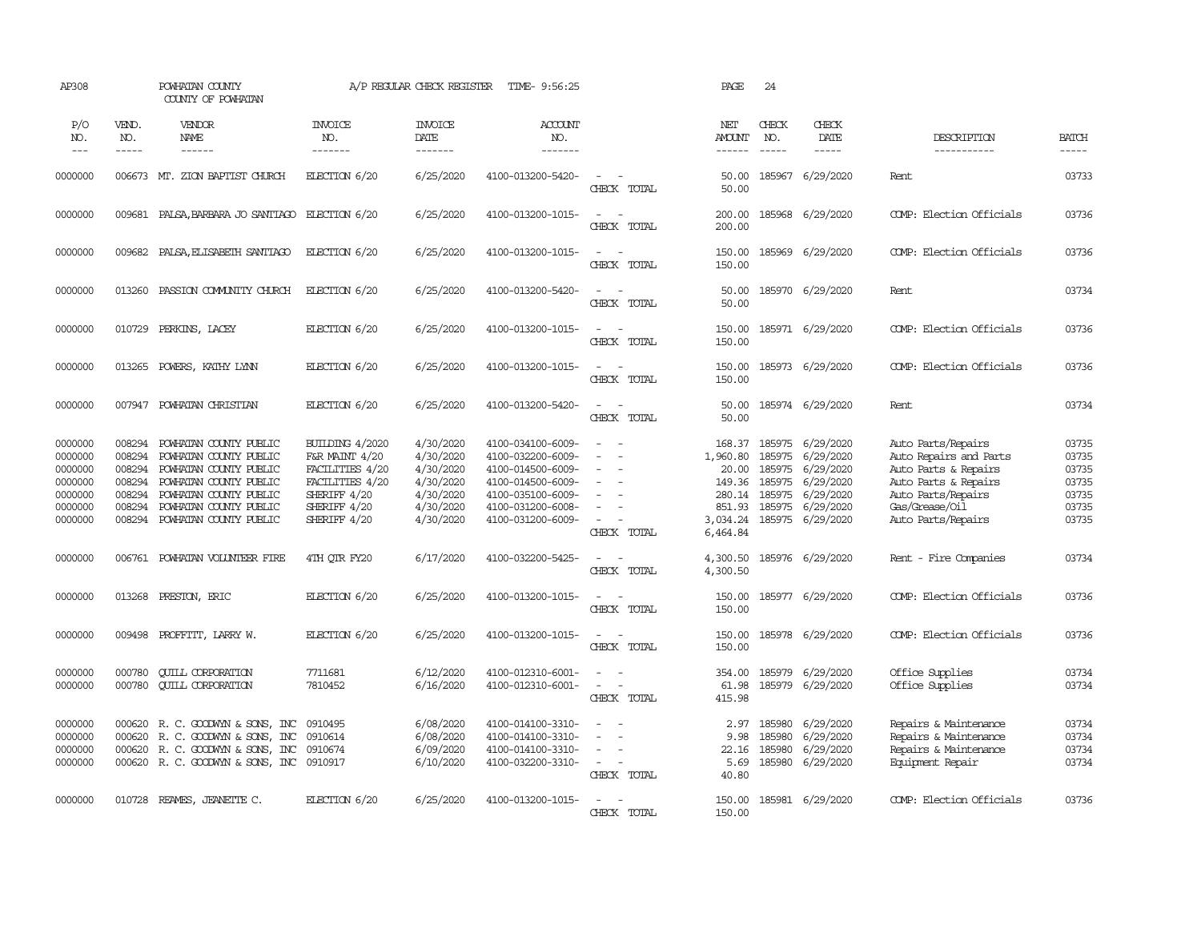AP308 POWHATAN COUNTY A/P REGULAR CHECK REGISTER TIME- 9:56:25 PAGE 24
COUNTY OF POWHATAN

| P/O NO. | VEND. NO. | VENDOR NAME | INVOICE NO. | INVOICE DATE | ACCOUNT NO. | | NET AMOUNT | CHECK NO. | CHECK DATE | DESCRIPTION | BATCH |
|---|---|---|---|---|---|---|---|---|---|---|---|
| 0000000 | 006673 | MT. ZION BAPTIST CHURCH | ELECTION 6/20 | 6/25/2020 | 4100-013200-5420- | - - | 50.00 | 185967 | 6/29/2020 | Rent | 03733 |
| | | | | | | CHECK TOTAL | 50.00 | | | | |
| 0000000 | 009681 | PALSA,BARBARA JO SANTIAGO | ELECTION 6/20 | 6/25/2020 | 4100-013200-1015- | - - | 200.00 | 185968 | 6/29/2020 | COMP: Election Officials | 03736 |
| | | | | | | CHECK TOTAL | 200.00 | | | | |
| 0000000 | 009682 | PALSA,ELISABETH SANTIAGO | ELECTION 6/20 | 6/25/2020 | 4100-013200-1015- | - - | 150.00 | 185969 | 6/29/2020 | COMP: Election Officials | 03736 |
| | | | | | | CHECK TOTAL | 150.00 | | | | |
| 0000000 | 013260 | PASSION COMMUNITY CHURCH | ELECTION 6/20 | 6/25/2020 | 4100-013200-5420- | - - | 50.00 | 185970 | 6/29/2020 | Rent | 03734 |
| | | | | | | CHECK TOTAL | 50.00 | | | | |
| 0000000 | 010729 | PERKINS, LACEY | ELECTION 6/20 | 6/25/2020 | 4100-013200-1015- | - - | 150.00 | 185971 | 6/29/2020 | COMP: Election Officials | 03736 |
| | | | | | | CHECK TOTAL | 150.00 | | | | |
| 0000000 | 013265 | POWERS, KATHY LYNN | ELECTION 6/20 | 6/25/2020 | 4100-013200-1015- | - - | 150.00 | 185973 | 6/29/2020 | COMP: Election Officials | 03736 |
| | | | | | | CHECK TOTAL | 150.00 | | | | |
| 0000000 | 007947 | POWHATAN CHRISTIAN | ELECTION 6/20 | 6/25/2020 | 4100-013200-5420- | - - | 50.00 | 185974 | 6/29/2020 | Rent | 03734 |
| | | | | | | CHECK TOTAL | 50.00 | | | | |
| 0000000 | 008294 | POWHATAN COUNTY PUBLIC | BUILDING 4/2020 | 4/30/2020 | 4100-034100-6009- | - - | 168.37 | 185975 | 6/29/2020 | Auto Parts/Repairs | 03735 |
| 0000000 | 008294 | POWHATAN COUNTY PUBLIC | F&R MAINT 4/20 | 4/30/2020 | 4100-032200-6009- | - - | 1,960.80 | 185975 | 6/29/2020 | Auto Repairs and Parts | 03735 |
| 0000000 | 008294 | POWHATAN COUNTY PUBLIC | FACILITIES 4/20 | 4/30/2020 | 4100-014500-6009- | - - | 20.00 | 185975 | 6/29/2020 | Auto Parts & Repairs | 03735 |
| 0000000 | 008294 | POWHATAN COUNTY PUBLIC | FACILITIES 4/20 | 4/30/2020 | 4100-014500-6009- | - - | 149.36 | 185975 | 6/29/2020 | Auto Parts & Repairs | 03735 |
| 0000000 | 008294 | POWHATAN COUNTY PUBLIC | SHERIFF 4/20 | 4/30/2020 | 4100-035100-6009- | - - | 280.14 | 185975 | 6/29/2020 | Auto Parts/Repairs | 03735 |
| 0000000 | 008294 | POWHATAN COUNTY PUBLIC | SHERIFF 4/20 | 4/30/2020 | 4100-031200-6008- | - - | 851.93 | 185975 | 6/29/2020 | Gas/Grease/Oil | 03735 |
| 0000000 | 008294 | POWHATAN COUNTY PUBLIC | SHERIFF 4/20 | 4/30/2020 | 4100-031200-6009- | - - | 3,034.24 | 185975 | 6/29/2020 | Auto Parts/Repairs | 03735 |
| | | | | | | CHECK TOTAL | 6,464.84 | | | | |
| 0000000 | 006761 | POWHATAN VOLUNTEER FIRE | 4TH QTR FY20 | 6/17/2020 | 4100-032200-5425- | - - | 4,300.50 | 185976 | 6/29/2020 | Rent - Fire Companies | 03734 |
| | | | | | | CHECK TOTAL | 4,300.50 | | | | |
| 0000000 | 013268 | PRESTON, ERIC | ELECTION 6/20 | 6/25/2020 | 4100-013200-1015- | - - | 150.00 | 185977 | 6/29/2020 | COMP: Election Officials | 03736 |
| | | | | | | CHECK TOTAL | 150.00 | | | | |
| 0000000 | 009498 | PROFFITT, LARRY W. | ELECTION 6/20 | 6/25/2020 | 4100-013200-1015- | - - | 150.00 | 185978 | 6/29/2020 | COMP: Election Officials | 03736 |
| | | | | | | CHECK TOTAL | 150.00 | | | | |
| 0000000 | 000780 | QUILL CORPORATION | 7711681 | 6/12/2020 | 4100-012310-6001- | - - | 354.00 | 185979 | 6/29/2020 | Office Supplies | 03734 |
| 0000000 | 000780 | QUILL CORPORATION | 7810452 | 6/16/2020 | 4100-012310-6001- | - - | 61.98 | 185979 | 6/29/2020 | Office Supplies | 03734 |
| | | | | | | CHECK TOTAL | 415.98 | | | | |
| 0000000 | 000620 | R. C. GOODWYN & SONS, INC | 0910495 | 6/08/2020 | 4100-014100-3310- | - - | 2.97 | 185980 | 6/29/2020 | Repairs & Maintenance | 03734 |
| 0000000 | 000620 | R. C. GOODWYN & SONS, INC | 0910614 | 6/08/2020 | 4100-014100-3310- | - - | 9.98 | 185980 | 6/29/2020 | Repairs & Maintenance | 03734 |
| 0000000 | 000620 | R. C. GOODWYN & SONS, INC | 0910674 | 6/09/2020 | 4100-014100-3310- | - - | 22.16 | 185980 | 6/29/2020 | Repairs & Maintenance | 03734 |
| 0000000 | 000620 | R. C. GOODWYN & SONS, INC | 0910917 | 6/10/2020 | 4100-032200-3310- | - - | 5.69 | 185980 | 6/29/2020 | Equipment Repair | 03734 |
| | | | | | | CHECK TOTAL | 40.80 | | | | |
| 0000000 | 010728 | REAMES, JEANETTE C. | ELECTION 6/20 | 6/25/2020 | 4100-013200-1015- | - - | 150.00 | 185981 | 6/29/2020 | COMP: Election Officials | 03736 |
| | | | | | | CHECK TOTAL | 150.00 | | | | |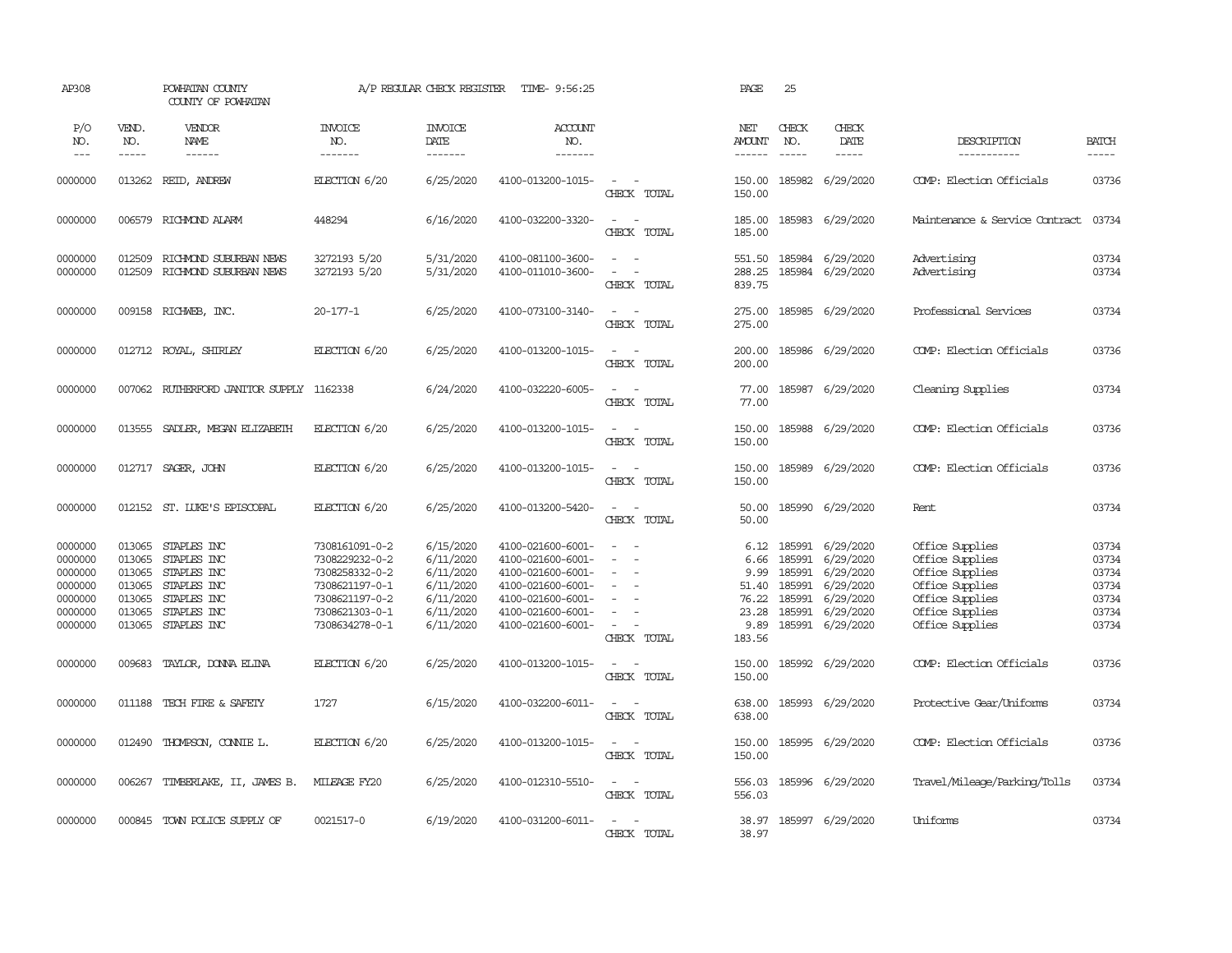AP308 POWHATAN COUNTY A/P REGULAR CHECK REGISTER TIME- 9:56:25 PAGE 25
COUNTY OF POWHATAN

| P/O NO. | VEND. NO. | VENDOR NAME | INVOICE NO. | INVOICE DATE | ACCOUNT NO. | | NET AMOUNT | CHECK NO. | CHECK DATE | DESCRIPTION | BATCH |
|---|---|---|---|---|---|---|---|---|---|---|---|
| 0000000 | 013262 | REID, ANDREW | ELECTION 6/20 | 6/25/2020 | 4100-013200-1015- | - - | 150.00 | 185982 | 6/29/2020 | COMP: Election Officials | 03736 |
| | | | | | | CHECK TOTAL | 150.00 | | | | |
| 0000000 | 006579 | RICHMOND ALARM | 448294 | 6/16/2020 | 4100-032200-3320- | - - | 185.00 | 185983 | 6/29/2020 | Maintenance & Service Contract | 03734 |
| | | | | | | CHECK TOTAL | 185.00 | | | | |
| 0000000 | 012509 | RICHMOND SUBURBAN NEWS | 3272193 5/20 | 5/31/2020 | 4100-081100-3600- | - - | 551.50 | 185984 | 6/29/2020 | Advertising | 03734 |
| 0000000 | 012509 | RICHMOND SUBURBAN NEWS | 3272193 5/20 | 5/31/2020 | 4100-011010-3600- | - - | 288.25 | 185984 | 6/29/2020 | Advertising | 03734 |
| | | | | | | CHECK TOTAL | 839.75 | | | | |
| 0000000 | 009158 | RICHWEB, INC. | 20-177-1 | 6/25/2020 | 4100-073100-3140- | - - | 275.00 | 185985 | 6/29/2020 | Professional Services | 03734 |
| | | | | | | CHECK TOTAL | 275.00 | | | | |
| 0000000 | 012712 | ROYAL, SHIRLEY | ELECTION 6/20 | 6/25/2020 | 4100-013200-1015- | - - | 200.00 | 185986 | 6/29/2020 | COMP: Election Officials | 03736 |
| | | | | | | CHECK TOTAL | 200.00 | | | | |
| 0000000 | 007062 | RUTHERFORD JANITOR SUPPLY | 1162338 | 6/24/2020 | 4100-032220-6005- | - - | 77.00 | 185987 | 6/29/2020 | Cleaning Supplies | 03734 |
| | | | | | | CHECK TOTAL | 77.00 | | | | |
| 0000000 | 013555 | SADLER, MEGAN ELIZABETH | ELECTION 6/20 | 6/25/2020 | 4100-013200-1015- | - - | 150.00 | 185988 | 6/29/2020 | COMP: Election Officials | 03736 |
| | | | | | | CHECK TOTAL | 150.00 | | | | |
| 0000000 | 012717 | SAGER, JOHN | ELECTION 6/20 | 6/25/2020 | 4100-013200-1015- | - - | 150.00 | 185989 | 6/29/2020 | COMP: Election Officials | 03736 |
| | | | | | | CHECK TOTAL | 150.00 | | | | |
| 0000000 | 012152 | ST. LUKE'S EPISCOPAL | ELECTION 6/20 | 6/25/2020 | 4100-013200-5420- | - - | 50.00 | 185990 | 6/29/2020 | Rent | 03734 |
| | | | | | | CHECK TOTAL | 50.00 | | | | |
| 0000000 | 013065 | STAPLES INC | 7308161091-0-2 | 6/15/2020 | 4100-021600-6001- | - - | 6.12 | 185991 | 6/29/2020 | Office Supplies | 03734 |
| 0000000 | 013065 | STAPLES INC | 7308229232-0-2 | 6/11/2020 | 4100-021600-6001- | - - | 6.66 | 185991 | 6/29/2020 | Office Supplies | 03734 |
| 0000000 | 013065 | STAPLES INC | 7308258332-0-2 | 6/11/2020 | 4100-021600-6001- | - - | 9.99 | 185991 | 6/29/2020 | Office Supplies | 03734 |
| 0000000 | 013065 | STAPLES INC | 7308621197-0-1 | 6/11/2020 | 4100-021600-6001- | - - | 51.40 | 185991 | 6/29/2020 | Office Supplies | 03734 |
| 0000000 | 013065 | STAPLES INC | 7308621197-0-2 | 6/11/2020 | 4100-021600-6001- | - - | 76.22 | 185991 | 6/29/2020 | Office Supplies | 03734 |
| 0000000 | 013065 | STAPLES INC | 7308621303-0-1 | 6/11/2020 | 4100-021600-6001- | - - | 23.28 | 185991 | 6/29/2020 | Office Supplies | 03734 |
| 0000000 | 013065 | STAPLES INC | 7308634278-0-1 | 6/11/2020 | 4100-021600-6001- | - - | 9.89 | 185991 | 6/29/2020 | Office Supplies | 03734 |
| | | | | | | CHECK TOTAL | 183.56 | | | | |
| 0000000 | 009683 | TAYLOR, DONNA ELINA | ELECTION 6/20 | 6/25/2020 | 4100-013200-1015- | - - | 150.00 | 185992 | 6/29/2020 | COMP: Election Officials | 03736 |
| | | | | | | CHECK TOTAL | 150.00 | | | | |
| 0000000 | 011188 | TECH FIRE & SAFETY | 1727 | 6/15/2020 | 4100-032200-6011- | - - | 638.00 | 185993 | 6/29/2020 | Protective Gear/Uniforms | 03734 |
| | | | | | | CHECK TOTAL | 638.00 | | | | |
| 0000000 | 012490 | THOMPSON, CONNIE L. | ELECTION 6/20 | 6/25/2020 | 4100-013200-1015- | - - | 150.00 | 185995 | 6/29/2020 | COMP: Election Officials | 03736 |
| | | | | | | CHECK TOTAL | 150.00 | | | | |
| 0000000 | 006267 | TIMBERLAKE, II, JAMES B. | MILEAGE FY20 | 6/25/2020 | 4100-012310-5510- | - - | 556.03 | 185996 | 6/29/2020 | Travel/Mileage/Parking/Tolls | 03734 |
| | | | | | | CHECK TOTAL | 556.03 | | | | |
| 0000000 | 000845 | TOWN POLICE SUPPLY OF | 0021517-0 | 6/19/2020 | 4100-031200-6011- | - - | 38.97 | 185997 | 6/29/2020 | Uniforms | 03734 |
| | | | | | | CHECK TOTAL | 38.97 | | | | |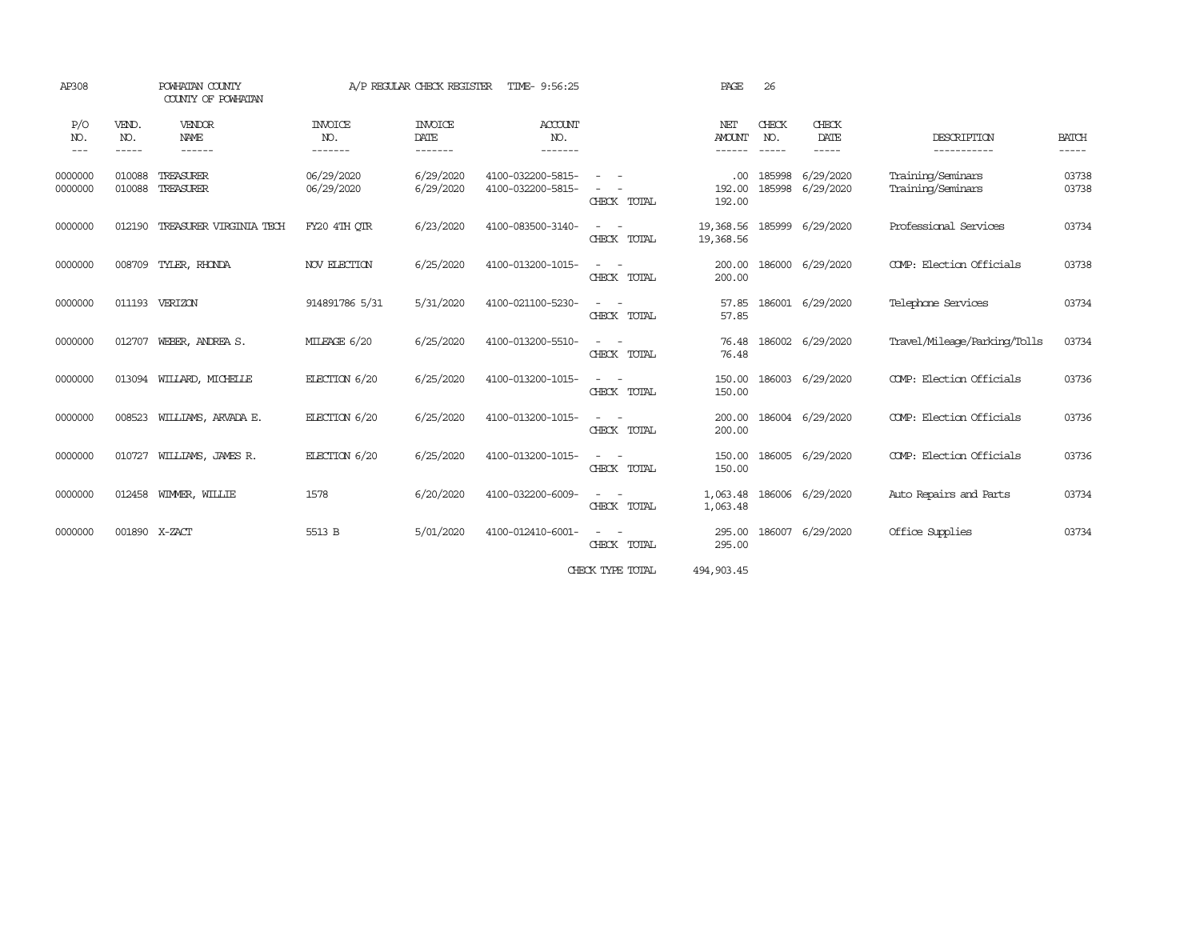AP308 POWHATAN COUNTY A/P REGULAR CHECK REGISTER TIME- 9:56:25 PAGE 26

COUNTY OF POWHATAN

| P/O NO. | VEND. NO. | VENDOR NAME | INVOICE NO. | INVOICE DATE | ACCOUNT NO. | | NET AMOUNT | CHECK NO. | CHECK DATE | DESCRIPTION | BATCH |
|---|---|---|---|---|---|---|---|---|---|---|---|
| 0000000 | 010088 | TREASURER | 06/29/2020 | 6/29/2020 | 4100-032200-5815- | - - | .00 | 185998 | 6/29/2020 | Training/Seminars | 03738 |
| 0000000 | 010088 | TREASURER | 06/29/2020 | 6/29/2020 | 4100-032200-5815- | - - | 192.00 | 185998 | 6/29/2020 | Training/Seminars | 03738 |
| | | | | | | CHECK TOTAL | 192.00 | | | | |
| 0000000 | 012190 | TREASURER VIRGINIA TECH | FY20 4TH QTR | 6/23/2020 | 4100-083500-3140- | - - | 19,368.56 | 185999 | 6/29/2020 | Professional Services | 03734 |
| | | | | | | CHECK TOTAL | 19,368.56 | | | | |
| 0000000 | 008709 | TYLER, RHONDA | NOV ELECTION | 6/25/2020 | 4100-013200-1015- | - - | 200.00 | 186000 | 6/29/2020 | COMP: Election Officials | 03738 |
| | | | | | | CHECK TOTAL | 200.00 | | | | |
| 0000000 | 011193 | VERIZON | 914891786 5/31 | 5/31/2020 | 4100-021100-5230- | - - | 57.85 | 186001 | 6/29/2020 | Telephone Services | 03734 |
| | | | | | | CHECK TOTAL | 57.85 | | | | |
| 0000000 | 012707 | WEBER, ANDREA S. | MILEAGE 6/20 | 6/25/2020 | 4100-013200-5510- | - - | 76.48 | 186002 | 6/29/2020 | Travel/Mileage/Parking/Tolls | 03734 |
| | | | | | | CHECK TOTAL | 76.48 | | | | |
| 0000000 | 013094 | WILLARD, MICHELLE | ELECTION 6/20 | 6/25/2020 | 4100-013200-1015- | - - | 150.00 | 186003 | 6/29/2020 | COMP: Election Officials | 03736 |
| | | | | | | CHECK TOTAL | 150.00 | | | | |
| 0000000 | 008523 | WILLIAMS, ARVADA E. | ELECTION 6/20 | 6/25/2020 | 4100-013200-1015- | - - | 200.00 | 186004 | 6/29/2020 | COMP: Election Officials | 03736 |
| | | | | | | CHECK TOTAL | 200.00 | | | | |
| 0000000 | 010727 | WILLIAMS, JAMES R. | ELECTION 6/20 | 6/25/2020 | 4100-013200-1015- | - - | 150.00 | 186005 | 6/29/2020 | COMP: Election Officials | 03736 |
| | | | | | | CHECK TOTAL | 150.00 | | | | |
| 0000000 | 012458 | WIMMER, WILLIE | 1578 | 6/20/2020 | 4100-032200-6009- | - - | 1,063.48 | 186006 | 6/29/2020 | Auto Repairs and Parts | 03734 |
| | | | | | | CHECK TOTAL | 1,063.48 | | | | |
| 0000000 | 001890 | X-ZACT | 5513 B | 5/01/2020 | 4100-012410-6001- | - - | 295.00 | 186007 | 6/29/2020 | Office Supplies | 03734 |
| | | | | | | CHECK TOTAL | 295.00 | | | | |
| | | | | | | CHECK TYPE TOTAL | 494,903.45 | | | | |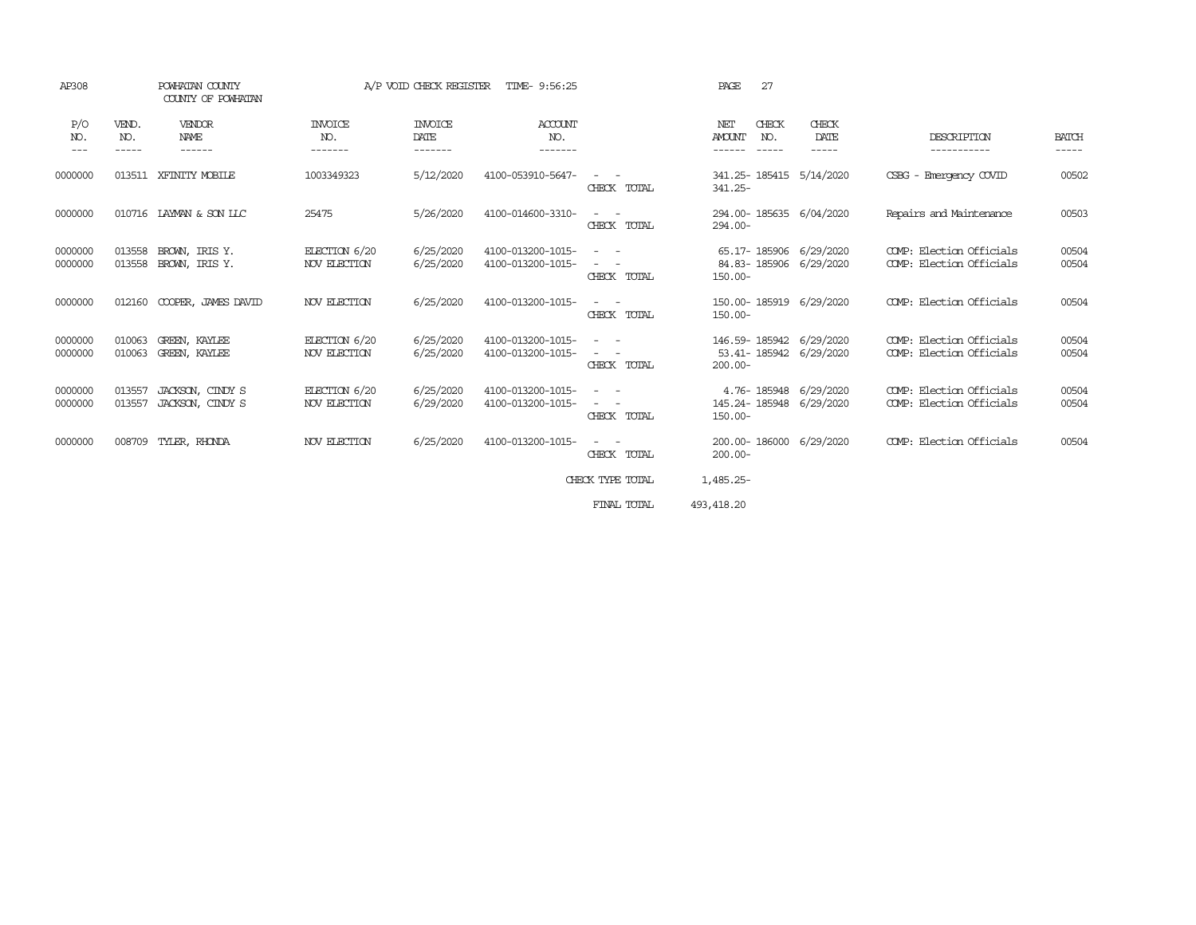AP308 POWHATAN COUNTY A/P VOID CHECK REGISTER TIME- 9:56:25

COUNTY OF POWHATAN

| P/O NO. | VEND. NO. | VENDOR NAME | INVOICE NO. | INVOICE DATE | ACCOUNT NO. | | NET AMOUNT | CHECK NO. | CHECK DATE | DESCRIPTION | BATCH |
|---|---|---|---|---|---|---|---|---|---|---|---|
| 0000000 | 013511 | XFINITY MOBILE | 1003349323 | 5/12/2020 | 4100-053910-5647- | - - | 341.25- | 185415 | 5/14/2020 | CSBG - Emergency COVID | 00502 |
| | | | | | | CHECK TOTAL | 341.25- | | | | |
| 0000000 | 010716 | LAYMAN & SON LLC | 25475 | 5/26/2020 | 4100-014600-3310- | - - | 294.00- | 185635 | 6/04/2020 | Repairs and Maintenance | 00503 |
| | | | | | | CHECK TOTAL | 294.00- | | | | |
| 0000000 | 013558 | BROWN, IRIS Y. | ELECTION 6/20 | 6/25/2020 | 4100-013200-1015- | - - | 65.17- | 185906 | 6/29/2020 | COMP: Election Officials | 00504 |
| 0000000 | 013558 | BROWN, IRIS Y. | NOV ELECTION | 6/25/2020 | 4100-013200-1015- | - - | 84.83- | 185906 | 6/29/2020 | COMP: Election Officials | 00504 |
| | | | | | | CHECK TOTAL | 150.00- | | | | |
| 0000000 | 012160 | COOPER, JAMES DAVID | NOV ELECTION | 6/25/2020 | 4100-013200-1015- | - - | 150.00- | 185919 | 6/29/2020 | COMP: Election Officials | 00504 |
| | | | | | | CHECK TOTAL | 150.00- | | | | |
| 0000000 | 010063 | GREEN, KAYLEE | ELECTION 6/20 | 6/25/2020 | 4100-013200-1015- | - - | 146.59- | 185942 | 6/29/2020 | COMP: Election Officials | 00504 |
| 0000000 | 010063 | GREEN, KAYLEE | NOV ELECTION | 6/25/2020 | 4100-013200-1015- | - - | 53.41- | 185942 | 6/29/2020 | COMP: Election Officials | 00504 |
| | | | | | | CHECK TOTAL | 200.00- | | | | |
| 0000000 | 013557 | JACKSON, CINDY S | ELECTION 6/20 | 6/25/2020 | 4100-013200-1015- | - - | 4.76- | 185948 | 6/29/2020 | COMP: Election Officials | 00504 |
| 0000000 | 013557 | JACKSON, CINDY S | NOV ELECTION | 6/29/2020 | 4100-013200-1015- | - - | 145.24- | 185948 | 6/29/2020 | COMP: Election Officials | 00504 |
| | | | | | | CHECK TOTAL | 150.00- | | | | |
| 0000000 | 008709 | TYLER, RHONDA | NOV ELECTION | 6/25/2020 | 4100-013200-1015- | - - | 200.00- | 186000 | 6/29/2020 | COMP: Election Officials | 00504 |
| | | | | | | CHECK TOTAL | 200.00- | | | | |
| | | | | | | CHECK TYPE TOTAL | 1,485.25- | | | | |
| | | | | | | FINAL TOTAL | 493,418.20 | | | | |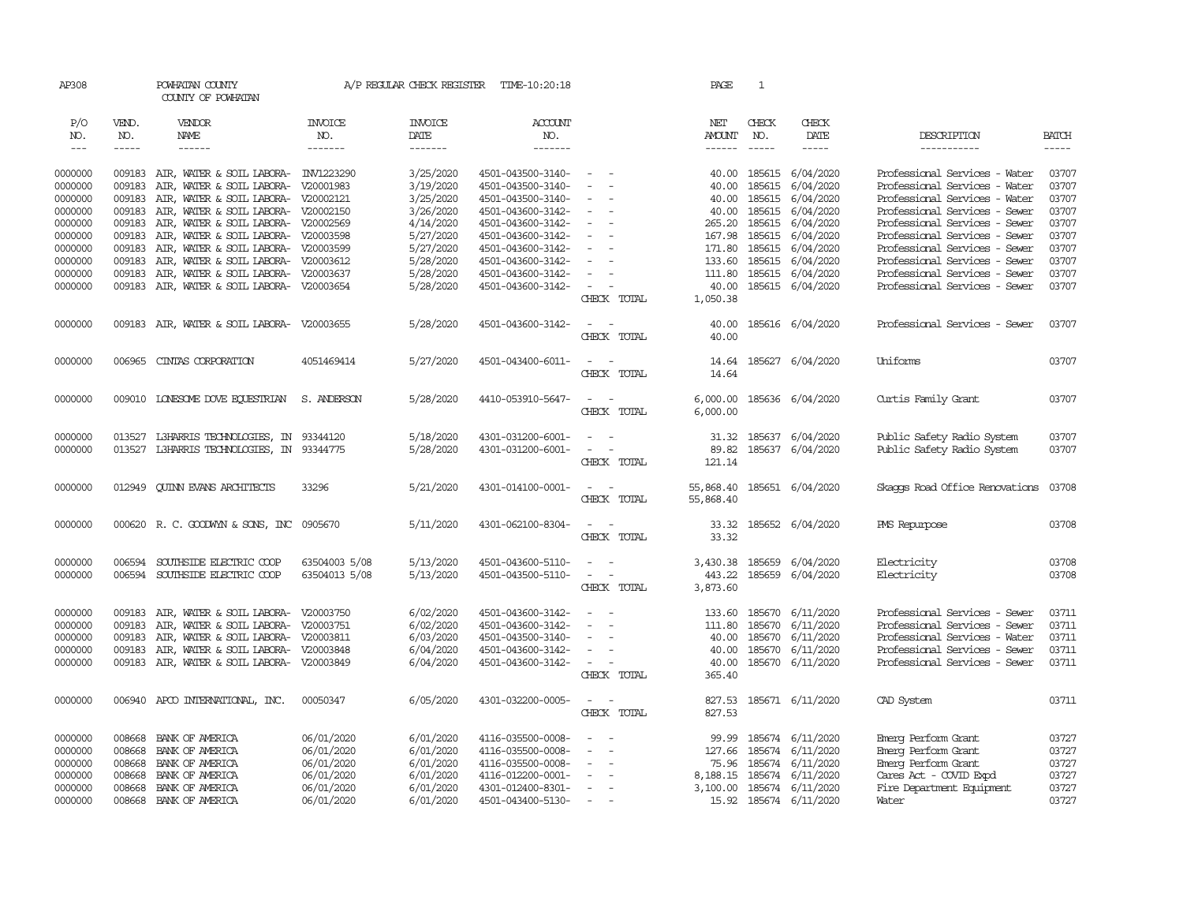AP308 POWHATAN COUNTY A/P REGULAR CHECK REGISTER TIME-10:20:18 PAGE 1

COUNTY OF POWHATAN

| P/O NO. | VEND. NO. | VENDOR NAME | INVOICE NO. | INVOICE DATE | ACCOUNT NO. | | NET AMOUNT | CHECK NO. | CHECK DATE | DESCRIPTION | BATCH |
|---|---|---|---|---|---|---|---|---|---|---|---|
| 0000000 | 009183 | AIR, WATER & SOIL LABORA- | INV1223290 | 3/25/2020 | 4501-043500-3140- | - - | 40.00 | 185615 | 6/04/2020 | Professional Services - Water | 03707 |
| 0000000 | 009183 | AIR, WATER & SOIL LABORA- | V20001983 | 3/19/2020 | 4501-043500-3140- | - - | 40.00 | 185615 | 6/04/2020 | Professional Services - Water | 03707 |
| 0000000 | 009183 | AIR, WATER & SOIL LABORA- | V20002121 | 3/25/2020 | 4501-043500-3140- | - - | 40.00 | 185615 | 6/04/2020 | Professional Services - Water | 03707 |
| 0000000 | 009183 | AIR, WATER & SOIL LABORA- | V20002150 | 3/26/2020 | 4501-043600-3142- | - - | 40.00 | 185615 | 6/04/2020 | Professional Services - Sewer | 03707 |
| 0000000 | 009183 | AIR, WATER & SOIL LABORA- | V20002569 | 4/14/2020 | 4501-043600-3142- | - - | 265.20 | 185615 | 6/04/2020 | Professional Services - Sewer | 03707 |
| 0000000 | 009183 | AIR, WATER & SOIL LABORA- | V20003598 | 5/27/2020 | 4501-043600-3142- | - - | 167.98 | 185615 | 6/04/2020 | Professional Services - Sewer | 03707 |
| 0000000 | 009183 | AIR, WATER & SOIL LABORA- | V20003599 | 5/27/2020 | 4501-043600-3142- | - - | 171.80 | 185615 | 6/04/2020 | Professional Services - Sewer | 03707 |
| 0000000 | 009183 | AIR, WATER & SOIL LABORA- | V20003612 | 5/28/2020 | 4501-043600-3142- | - - | 133.60 | 185615 | 6/04/2020 | Professional Services - Sewer | 03707 |
| 0000000 | 009183 | AIR, WATER & SOIL LABORA- | V20003637 | 5/28/2020 | 4501-043600-3142- | - - | 111.80 | 185615 | 6/04/2020 | Professional Services - Sewer | 03707 |
| 0000000 | 009183 | AIR, WATER & SOIL LABORA- | V20003654 | 5/28/2020 | 4501-043600-3142- | - - | 40.00 | 185615 | 6/04/2020 | Professional Services - Sewer | 03707 |
| | | | | | | CHECK TOTAL | 1,050.38 | | | | |
| 0000000 | 009183 | AIR, WATER & SOIL LABORA- | V20003655 | 5/28/2020 | 4501-043600-3142- | - - | 40.00 | 185616 | 6/04/2020 | Professional Services - Sewer | 03707 |
| | | | | | | CHECK TOTAL | 40.00 | | | | |
| 0000000 | 006965 | CINTAS CORPORATION | 4051469414 | 5/27/2020 | 4501-043400-6011- | - - | 14.64 | 185627 | 6/04/2020 | Uniforms | 03707 |
| | | | | | | CHECK TOTAL | 14.64 | | | | |
| 0000000 | 009010 | LONESOME DOVE EQUESTRIAN | S. ANDERSON | 5/28/2020 | 4410-053910-5647- | - - | 6,000.00 | 185636 | 6/04/2020 | Curtis Family Grant | 03707 |
| | | | | | | CHECK TOTAL | 6,000.00 | | | | |
| 0000000 | 013527 | L3HARRIS TECHNOLOGIES, IN | 93344120 | 5/18/2020 | 4301-031200-6001- | - - | 31.32 | 185637 | 6/04/2020 | Public Safety Radio System | 03707 |
| 0000000 | 013527 | L3HARRIS TECHNOLOGIES, IN | 93344775 | 5/28/2020 | 4301-031200-6001- | - - | 89.82 | 185637 | 6/04/2020 | Public Safety Radio System | 03707 |
| | | | | | | CHECK TOTAL | 121.14 | | | | |
| 0000000 | 012949 | QUINN EVANS ARCHITECTS | 33296 | 5/21/2020 | 4301-014100-0001- | - - | 55,868.40 | 185651 | 6/04/2020 | Skaggs Road Office Renovations | 03708 |
| | | | | | | CHECK TOTAL | 55,868.40 | | | | |
| 0000000 | 000620 | R. C. GOODWYN & SONS, INC | 0905670 | 5/11/2020 | 4301-062100-8304- | - - | 33.32 | 185652 | 6/04/2020 | PMS Repurpose | 03708 |
| | | | | | | CHECK TOTAL | 33.32 | | | | |
| 0000000 | 006594 | SOUTHSIDE ELECTRIC COOP | 63504003 5/08 | 5/13/2020 | 4501-043600-5110- | - - | 3,430.38 | 185659 | 6/04/2020 | Electricity | 03708 |
| 0000000 | 006594 | SOUTHSIDE ELECTRIC COOP | 63504013 5/08 | 5/13/2020 | 4501-043500-5110- | - - | 443.22 | 185659 | 6/04/2020 | Electricity | 03708 |
| | | | | | | CHECK TOTAL | 3,873.60 | | | | |
| 0000000 | 009183 | AIR, WATER & SOIL LABORA- | V20003750 | 6/02/2020 | 4501-043600-3142- | - - | 133.60 | 185670 | 6/11/2020 | Professional Services - Sewer | 03711 |
| 0000000 | 009183 | AIR, WATER & SOIL LABORA- | V20003751 | 6/02/2020 | 4501-043600-3142- | - - | 111.80 | 185670 | 6/11/2020 | Professional Services - Sewer | 03711 |
| 0000000 | 009183 | AIR, WATER & SOIL LABORA- | V20003811 | 6/03/2020 | 4501-043500-3140- | - - | 40.00 | 185670 | 6/11/2020 | Professional Services - Water | 03711 |
| 0000000 | 009183 | AIR, WATER & SOIL LABORA- | V20003848 | 6/04/2020 | 4501-043600-3142- | - - | 40.00 | 185670 | 6/11/2020 | Professional Services - Sewer | 03711 |
| 0000000 | 009183 | AIR, WATER & SOIL LABORA- | V20003849 | 6/04/2020 | 4501-043600-3142- | - - | 40.00 | 185670 | 6/11/2020 | Professional Services - Sewer | 03711 |
| | | | | | | CHECK TOTAL | 365.40 | | | | |
| 0000000 | 006940 | APCO INTERNATIONAL, INC. | 00050347 | 6/05/2020 | 4301-032200-0005- | - - | 827.53 | 185671 | 6/11/2020 | CAD System | 03711 |
| | | | | | | CHECK TOTAL | 827.53 | | | | |
| 0000000 | 008668 | BANK OF AMERICA | 06/01/2020 | 6/01/2020 | 4116-035500-0008- | - - | 99.99 | 185674 | 6/11/2020 | Emerg Perform Grant | 03727 |
| 0000000 | 008668 | BANK OF AMERICA | 06/01/2020 | 6/01/2020 | 4116-035500-0008- | - - | 127.66 | 185674 | 6/11/2020 | Emerg Perform Grant | 03727 |
| 0000000 | 008668 | BANK OF AMERICA | 06/01/2020 | 6/01/2020 | 4116-035500-0008- | - - | 75.96 | 185674 | 6/11/2020 | Emerg Perform Grant | 03727 |
| 0000000 | 008668 | BANK OF AMERICA | 06/01/2020 | 6/01/2020 | 4116-012200-0001- | - - | 8,188.15 | 185674 | 6/11/2020 | Cares Act - COVID Expd | 03727 |
| 0000000 | 008668 | BANK OF AMERICA | 06/01/2020 | 6/01/2020 | 4301-012400-8301- | - - | 3,100.00 | 185674 | 6/11/2020 | Fire Department Equipment | 03727 |
| 0000000 | 008668 | BANK OF AMERICA | 06/01/2020 | 6/01/2020 | 4501-043400-5130- | - - | 15.92 | 185674 | 6/11/2020 | Water | 03727 |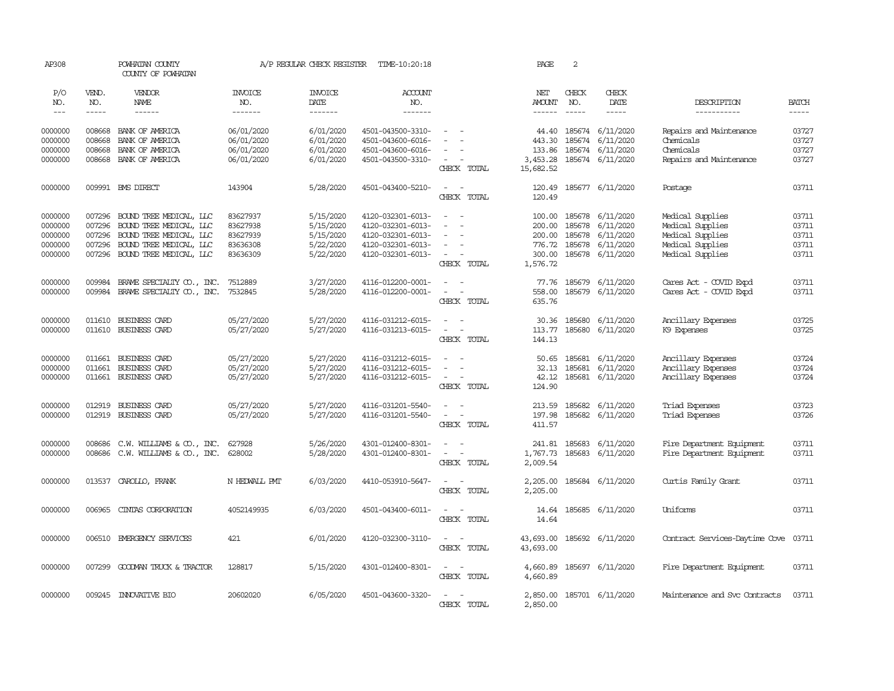AP308 POWHATAN COUNTY A/P REGULAR CHECK REGISTER TIME-10:20:18 PAGE 2

COUNTY OF POWHATAN

| P/O NO. | VEND. NO. | VENDOR NAME | INVOICE NO. | INVOICE DATE | ACCOUNT NO. | | NET AMOUNT | CHECK NO. | CHECK DATE | DESCRIPTION | BATCH |
|---|---|---|---|---|---|---|---|---|---|---|---|
| --- | ----- | ------ | ------- | ------- | ------- | | ------ | ----- | ----- | ----------- | ----- |
| 0000000 | 008668 | BANK OF AMERICA | 06/01/2020 | 6/01/2020 | 4501-043500-3310- | - - | 44.40 | 185674 | 6/11/2020 | Repairs and Maintenance | 03727 |
| 0000000 | 008668 | BANK OF AMERICA | 06/01/2020 | 6/01/2020 | 4501-043600-6016- | - - | 443.30 | 185674 | 6/11/2020 | Chemicals | 03727 |
| 0000000 | 008668 | BANK OF AMERICA | 06/01/2020 | 6/01/2020 | 4501-043600-6016- | - - | 133.86 | 185674 | 6/11/2020 | Chemicals | 03727 |
| 0000000 | 008668 | BANK OF AMERICA | 06/01/2020 | 6/01/2020 | 4501-043500-3310- | - - | 3,453.28 | 185674 | 6/11/2020 | Repairs and Maintenance | 03727 |
| | | | | | | CHECK TOTAL | 15,682.52 | | | | |
| 0000000 | 009991 | BMS DIRECT | 143904 | 5/28/2020 | 4501-043400-5210- | - - | 120.49 | 185677 | 6/11/2020 | Postage | 03711 |
| | | | | | | CHECK TOTAL | 120.49 | | | | |
| 0000000 | 007296 | BOUND TREE MEDICAL, LLC | 83627937 | 5/15/2020 | 4120-032301-6013- | - - | 100.00 | 185678 | 6/11/2020 | Medical Supplies | 03711 |
| 0000000 | 007296 | BOUND TREE MEDICAL, LLC | 83627938 | 5/15/2020 | 4120-032301-6013- | - - | 200.00 | 185678 | 6/11/2020 | Medical Supplies | 03711 |
| 0000000 | 007296 | BOUND TREE MEDICAL, LLC | 83627939 | 5/15/2020 | 4120-032301-6013- | - - | 200.00 | 185678 | 6/11/2020 | Medical Supplies | 03711 |
| 0000000 | 007296 | BOUND TREE MEDICAL, LLC | 83636308 | 5/22/2020 | 4120-032301-6013- | - - | 776.72 | 185678 | 6/11/2020 | Medical Supplies | 03711 |
| 0000000 | 007296 | BOUND TREE MEDICAL, LLC | 83636309 | 5/22/2020 | 4120-032301-6013- | - - | 300.00 | 185678 | 6/11/2020 | Medical Supplies | 03711 |
| | | | | | | CHECK TOTAL | 1,576.72 | | | | |
| 0000000 | 009984 | BRAME SPECIALTY CO., INC. | 7512889 | 3/27/2020 | 4116-012200-0001- | - - | 77.76 | 185679 | 6/11/2020 | Cares Act - COVID Expd | 03711 |
| 0000000 | 009984 | BRAME SPECIALTY CO., INC. | 7532845 | 5/28/2020 | 4116-012200-0001- | - - | 558.00 | 185679 | 6/11/2020 | Cares Act - COVID Expd | 03711 |
| | | | | | | CHECK TOTAL | 635.76 | | | | |
| 0000000 | 011610 | BUSINESS CARD | 05/27/2020 | 5/27/2020 | 4116-031212-6015- | - - | 30.36 | 185680 | 6/11/2020 | Ancillary Expenses | 03725 |
| 0000000 | 011610 | BUSINESS CARD | 05/27/2020 | 5/27/2020 | 4116-031213-6015- | - - | 113.77 | 185680 | 6/11/2020 | K9 Expenses | 03725 |
| | | | | | | CHECK TOTAL | 144.13 | | | | |
| 0000000 | 011661 | BUSINESS CARD | 05/27/2020 | 5/27/2020 | 4116-031212-6015- | - - | 50.65 | 185681 | 6/11/2020 | Ancillary Expenses | 03724 |
| 0000000 | 011661 | BUSINESS CARD | 05/27/2020 | 5/27/2020 | 4116-031212-6015- | - - | 32.13 | 185681 | 6/11/2020 | Ancillary Expenses | 03724 |
| 0000000 | 011661 | BUSINESS CARD | 05/27/2020 | 5/27/2020 | 4116-031212-6015- | - - | 42.12 | 185681 | 6/11/2020 | Ancillary Expenses | 03724 |
| | | | | | | CHECK TOTAL | 124.90 | | | | |
| 0000000 | 012919 | BUSINESS CARD | 05/27/2020 | 5/27/2020 | 4116-031201-5540- | - - | 213.59 | 185682 | 6/11/2020 | Triad Expenses | 03723 |
| 0000000 | 012919 | BUSINESS CARD | 05/27/2020 | 5/27/2020 | 4116-031201-5540- | - - | 197.98 | 185682 | 6/11/2020 | Triad Expenses | 03726 |
| | | | | | | CHECK TOTAL | 411.57 | | | | |
| 0000000 | 008686 | C.W. WILLIAMS & CO., INC. | 627928 | 5/26/2020 | 4301-012400-8301- | - - | 241.81 | 185683 | 6/11/2020 | Fire Department Equipment | 03711 |
| 0000000 | 008686 | C.W. WILLIAMS & CO., INC. | 628002 | 5/28/2020 | 4301-012400-8301- | - - | 1,767.73 | 185683 | 6/11/2020 | Fire Department Equipment | 03711 |
| | | | | | | CHECK TOTAL | 2,009.54 | | | | |
| 0000000 | 013537 | CAROLLO, FRANK | N HEDWALL PMT | 6/03/2020 | 4410-053910-5647- | - - | 2,205.00 | 185684 | 6/11/2020 | Curtis Family Grant | 03711 |
| | | | | | | CHECK TOTAL | 2,205.00 | | | | |
| 0000000 | 006965 | CINTAS CORPORATION | 4052149935 | 6/03/2020 | 4501-043400-6011- | - - | 14.64 | 185685 | 6/11/2020 | Uniforms | 03711 |
| | | | | | | CHECK TOTAL | 14.64 | | | | |
| 0000000 | 006510 | EMERGENCY SERVICES | 421 | 6/01/2020 | 4120-032300-3110- | - - | 43,693.00 | 185692 | 6/11/2020 | Contract Services-Daytime Cove | 03711 |
| | | | | | | CHECK TOTAL | 43,693.00 | | | | |
| 0000000 | 007299 | GOODMAN TRUCK & TRACTOR | 128817 | 5/15/2020 | 4301-012400-8301- | - - | 4,660.89 | 185697 | 6/11/2020 | Fire Department Equipment | 03711 |
| | | | | | | CHECK TOTAL | 4,660.89 | | | | |
| 0000000 | 009245 | INNOVATIVE BIO | 20602020 | 6/05/2020 | 4501-043600-3320- | - - | 2,850.00 | 185701 | 6/11/2020 | Maintenance and Svc Contracts | 03711 |
| | | | | | | CHECK TOTAL | 2,850.00 | | | | |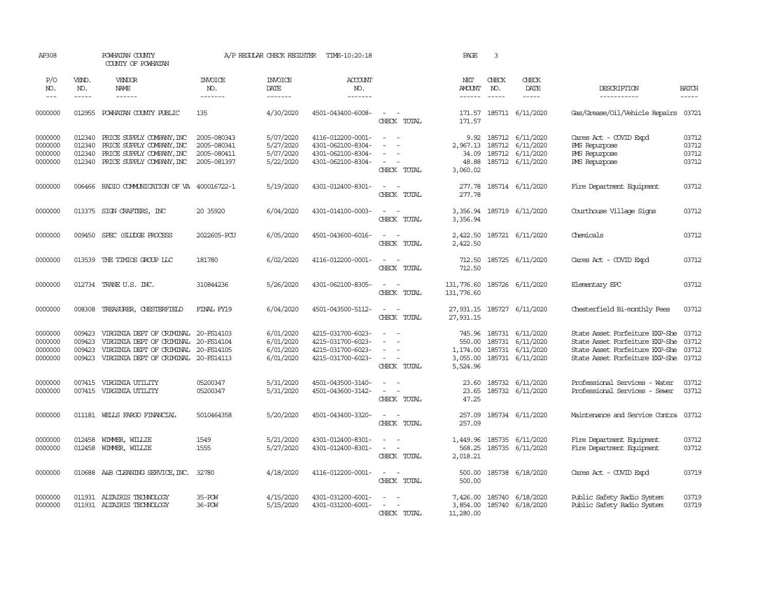AP308 POWHATAN COUNTY A/P REGULAR CHECK REGISTER TIME-10:20:18 PAGE 3

COUNTY OF POWHATAN

| P/O NO. | VEND. NO. | VENDOR NAME | INVOICE NO. | INVOICE DATE | ACCOUNT NO. | | NET AMOUNT | CHECK NO. | CHECK DATE | DESCRIPTION | BATCH |
|---|---|---|---|---|---|---|---|---|---|---|---|
| 0000000 | 012955 | POWHATAN COUNTY PUBLIC | 135 | 4/30/2020 | 4501-043400-6008- | - - | 171.57 | 185711 | 6/11/2020 | Gas/Grease/Oil/Vehicle Repairs | 03721 |
| | | | | | | CHECK TOTAL | 171.57 | | | | |
| 0000000 | 012340 | PRICE SUPPLY COMPANY,INC | 2005-080343 | 5/07/2020 | 4116-012200-0001- | - - | 9.92 | 185712 | 6/11/2020 | Cares Act - COVID Expd | 03712 |
| 0000000 | 012340 | PRICE SUPPLY COMPANY,INC | 2005-080341 | 5/27/2020 | 4301-062100-8304- | - - | 2,967.13 | 185712 | 6/11/2020 | PMS Repurpose | 03712 |
| 0000000 | 012340 | PRICE SUPPLY COMPANY,INC | 2005-080411 | 5/07/2020 | 4301-062100-8304- | - - | 34.09 | 185712 | 6/11/2020 | PMS Repurpose | 03712 |
| 0000000 | 012340 | PRICE SUPPLY COMPANY,INC | 2005-081397 | 5/22/2020 | 4301-062100-8304- | - - | 48.88 | 185712 | 6/11/2020 | PMS Repurpose | 03712 |
| | | | | | | CHECK TOTAL | 3,060.02 | | | | |
| 0000000 | 006466 | RADIO COMMUNICATION OF VA | 400016722-1 | 5/19/2020 | 4301-012400-8301- | - - | 277.78 | 185714 | 6/11/2020 | Fire Department Equipment | 03712 |
| | | | | | | CHECK TOTAL | 277.78 | | | | |
| 0000000 | 013375 | SIGN CRAFTERS, INC | 20 35920 | 6/04/2020 | 4301-014100-0003- | - - | 3,356.94 | 185719 | 6/11/2020 | Courthouse Village Signs | 03712 |
| | | | | | | CHECK TOTAL | 3,356.94 | | | | |
| 0000000 | 009450 | SPEC (SLUDGE PROCESS | 2022605-PCU | 6/05/2020 | 4501-043600-6016- | - - | 2,422.50 | 185721 | 6/11/2020 | Chemicals | 03712 |
| | | | | | | CHECK TOTAL | 2,422.50 | | | | |
| 0000000 | 013539 | THE TIMIOS GROUP LLC | 181780 | 6/02/2020 | 4116-012200-0001- | - - | 712.50 | 185725 | 6/11/2020 | Cares Act - COVID Expd | 03712 |
| | | | | | | CHECK TOTAL | 712.50 | | | | |
| 0000000 | 012734 | TRANE U.S. INC. | 310844236 | 5/26/2020 | 4301-062100-8305- | - - | 131,776.60 | 185726 | 6/11/2020 | Elementary EPC | 03712 |
| | | | | | | CHECK TOTAL | 131,776.60 | | | | |
| 0000000 | 008308 | TREASURER, CHESTERFIELD | FINAL FY19 | 6/04/2020 | 4501-043500-5112- | - - | 27,931.15 | 185727 | 6/11/2020 | Chesterfield Bi-monthly Fees | 03712 |
| | | | | | | CHECK TOTAL | 27,931.15 | | | | |
| 0000000 | 009423 | VIRGINIA DEPT OF CRIMINAL | 20-FS14103 | 6/01/2020 | 4215-031700-6023- | - - | 745.96 | 185731 | 6/11/2020 | State Asset Forfeiture EXP-She | 03712 |
| 0000000 | 009423 | VIRGINIA DEPT OF CRIMINAL | 20-FS14104 | 6/01/2020 | 4215-031700-6023- | - - | 550.00 | 185731 | 6/11/2020 | State Asset Forfeiture EXP-She | 03712 |
| 0000000 | 009423 | VIRGINIA DEPT OF CRIMINAL | 20-FS14105 | 6/01/2020 | 4215-031700-6023- | - - | 1,174.00 | 185731 | 6/11/2020 | State Asset Forfeiture EXP-She | 03712 |
| 0000000 | 009423 | VIRGINIA DEPT OF CRIMINAL | 20-FS14113 | 6/01/2020 | 4215-031700-6023- | - - | 3,055.00 | 185731 | 6/11/2020 | State Asset Forfeiture EXP-She | 03712 |
| | | | | | | CHECK TOTAL | 5,524.96 | | | | |
| 0000000 | 007415 | VIRGINIA UTILITY | 05200347 | 5/31/2020 | 4501-043500-3140- | - - | 23.60 | 185732 | 6/11/2020 | Professional Services - Water | 03712 |
| 0000000 | 007415 | VIRGINIA UTILITY | 05200347 | 5/31/2020 | 4501-043600-3142- | - - | 23.65 | 185732 | 6/11/2020 | Professional Services - Sewer | 03712 |
| | | | | | | CHECK TOTAL | 47.25 | | | | |
| 0000000 | 011181 | WELLS FARGO FINANCIAL | 5010464358 | 5/20/2020 | 4501-043400-3320- | - - | 257.09 | 185734 | 6/11/2020 | Maintenance and Service Contra | 03712 |
| | | | | | | CHECK TOTAL | 257.09 | | | | |
| 0000000 | 012458 | WIMMER, WILLIE | 1549 | 5/21/2020 | 4301-012400-8301- | - - | 1,449.96 | 185735 | 6/11/2020 | Fire Department Equipment | 03712 |
| 0000000 | 012458 | WIMMER, WILLIE | 1555 | 5/27/2020 | 4301-012400-8301- | - - | 568.25 | 185735 | 6/11/2020 | Fire Department Equipment | 03712 |
| | | | | | | CHECK TOTAL | 2,018.21 | | | | |
| 0000000 | 010688 | A&B CLEANING SERVICE,INC. | 32780 | 4/18/2020 | 4116-012200-0001- | - - | 500.00 | 185738 | 6/18/2020 | Cares Act - COVID Expd | 03719 |
| | | | | | | CHECK TOTAL | 500.00 | | | | |
| 0000000 | 011931 | ALTAIRIS TECHNOLOGY | 35-POW | 4/15/2020 | 4301-031200-6001- | - - | 7,426.00 | 185740 | 6/18/2020 | Public Safety Radio System | 03719 |
| 0000000 | 011931 | ALTAIRIS TECHNOLOGY | 36-POW | 5/15/2020 | 4301-031200-6001- | - - | 3,854.00 | 185740 | 6/18/2020 | Public Safety Radio System | 03719 |
| | | | | | | CHECK TOTAL | 11,280.00 | | | | |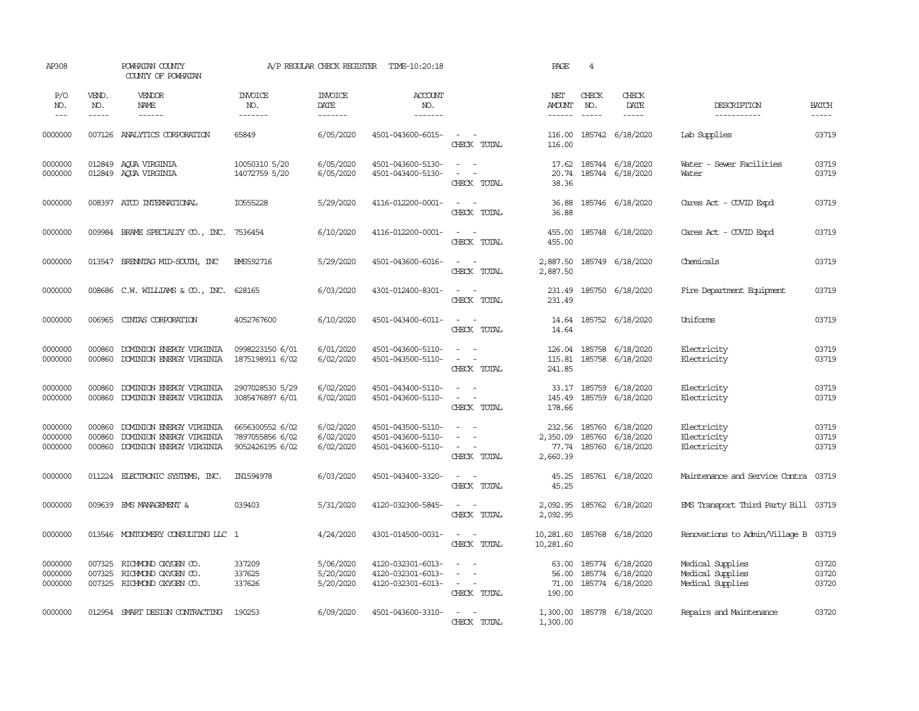AP308 POWHATAN COUNTY A/P REGULAR CHECK REGISTER TIME-10:20:18 PAGE 4

COUNTY OF POWHATAN

| P/O NO. | VEND. NO. | VENDOR NAME | INVOICE NO. | INVOICE DATE | ACCOUNT NO. | | NET AMOUNT | CHECK NO. | CHECK DATE | DESCRIPTION | BATCH |
|---|---|---|---|---|---|---|---|---|---|---|---|
| --- | ----- | ------ | ------- | ------- | ------- | | ------ | ----- | ----- | ----------- | ----- |
| 0000000 | 007126 | ANALYTICS CORPORATION | 65849 | 6/05/2020 | 4501-043600-6015- | - - | 116.00 | 185742 | 6/18/2020 | Lab Supplies | 03719 |
| | | | | | | CHECK TOTAL | 116.00 | | | | |
| 0000000 | 012849 | AQUA VIRGINIA | 10050310 5/20 | 6/05/2020 | 4501-043600-5130- | - - | 17.62 | 185744 | 6/18/2020 | Water - Sewer Facilities | 03719 |
| 0000000 | 012849 | AQUA VIRGINIA | 14072759 5/20 | 6/05/2020 | 4501-043400-5130- | - - | 20.74 | 185744 | 6/18/2020 | Water | 03719 |
| | | | | | | CHECK TOTAL | 38.36 | | | | |
| 0000000 | 008397 | ATCO INTERNATIONAL | IO555228 | 5/29/2020 | 4116-012200-0001- | - - | 36.88 | 185746 | 6/18/2020 | Cares Act - COVID Expd | 03719 |
| | | | | | | CHECK TOTAL | 36.88 | | | | |
| 0000000 | 009984 | BRAME SPECIALTY CO., INC. | 7536454 | 6/10/2020 | 4116-012200-0001- | - - | 455.00 | 185748 | 6/18/2020 | Cares Act - COVID Expd | 03719 |
| | | | | | | CHECK TOTAL | 455.00 | | | | |
| 0000000 | 013547 | BRENNTAG MID-SOUTH, INC | BMS592716 | 5/29/2020 | 4501-043600-6016- | - - | 2,887.50 | 185749 | 6/18/2020 | Chemicals | 03719 |
| | | | | | | CHECK TOTAL | 2,887.50 | | | | |
| 0000000 | 008686 | C.W. WILLIAMS & CO., INC. | 628165 | 6/03/2020 | 4301-012400-8301- | - - | 231.49 | 185750 | 6/18/2020 | Fire Department Equipment | 03719 |
| | | | | | | CHECK TOTAL | 231.49 | | | | |
| 0000000 | 006965 | CINTAS CORPORATION | 4052767600 | 6/10/2020 | 4501-043400-6011- | - - | 14.64 | 185752 | 6/18/2020 | Uniforms | 03719 |
| | | | | | | CHECK TOTAL | 14.64 | | | | |
| 0000000 | 000860 | DOMINION ENERGY VIRGINIA | 0998223150 6/01 | 6/01/2020 | 4501-043600-5110- | - - | 126.04 | 185758 | 6/18/2020 | Electricity | 03719 |
| 0000000 | 000860 | DOMINION ENERGY VIRGINIA | 1875198911 6/02 | 6/02/2020 | 4501-043500-5110- | - - | 115.81 | 185758 | 6/18/2020 | Electricity | 03719 |
| | | | | | | CHECK TOTAL | 241.85 | | | | |
| 0000000 | 000860 | DOMINION ENERGY VIRGINIA | 2907028530 5/29 | 6/02/2020 | 4501-043400-5110- | - - | 33.17 | 185759 | 6/18/2020 | Electricity | 03719 |
| 0000000 | 000860 | DOMINION ENERGY VIRGINIA | 3085476897 6/01 | 6/02/2020 | 4501-043600-5110- | - - | 145.49 | 185759 | 6/18/2020 | Electricity | 03719 |
| | | | | | | CHECK TOTAL | 178.66 | | | | |
| 0000000 | 000860 | DOMINION ENERGY VIRGINIA | 6656300552 6/02 | 6/02/2020 | 4501-043500-5110- | - - | 232.56 | 185760 | 6/18/2020 | Electricity | 03719 |
| 0000000 | 000860 | DOMINION ENERGY VIRGINIA | 7897055856 6/02 | 6/02/2020 | 4501-043600-5110- | - - | 2,350.09 | 185760 | 6/18/2020 | Electricity | 03719 |
| 0000000 | 000860 | DOMINION ENERGY VIRGINIA | 9052426195 6/02 | 6/02/2020 | 4501-043600-5110- | - - | 77.74 | 185760 | 6/18/2020 | Electricity | 03719 |
| | | | | | | CHECK TOTAL | 2,660.39 | | | | |
| 0000000 | 011224 | ELECTRONIC SYSTEMS, INC. | IN1594978 | 6/03/2020 | 4501-043400-3320- | - - | 45.25 | 185761 | 6/18/2020 | Maintenance and Service Contra | 03719 |
| | | | | | | CHECK TOTAL | 45.25 | | | | |
| 0000000 | 009639 | EMS MANAGEMENT & | 039403 | 5/31/2020 | 4120-032300-5845- | - - | 2,092.95 | 185762 | 6/18/2020 | EMS Transport Third Party Bill | 03719 |
| | | | | | | CHECK TOTAL | 2,092.95 | | | | |
| 0000000 | 013546 | MONTGOMERY CONSULTING LLC | 1 | 4/24/2020 | 4301-014500-0031- | - - | 10,281.60 | 185768 | 6/18/2020 | Renovations to Admin/Village B | 03719 |
| | | | | | | CHECK TOTAL | 10,281.60 | | | | |
| 0000000 | 007325 | RICHMOND OXYGEN CO. | 337209 | 5/06/2020 | 4120-032301-6013- | - - | 63.00 | 185774 | 6/18/2020 | Medical Supplies | 03720 |
| 0000000 | 007325 | RICHMOND OXYGEN CO. | 337625 | 5/20/2020 | 4120-032301-6013- | - - | 56.00 | 185774 | 6/18/2020 | Medical Supplies | 03720 |
| 0000000 | 007325 | RICHMOND OXYGEN CO. | 337626 | 5/20/2020 | 4120-032301-6013- | - - | 71.00 | 185774 | 6/18/2020 | Medical Supplies | 03720 |
| | | | | | | CHECK TOTAL | 190.00 | | | | |
| 0000000 | 012954 | SMART DESIGN CONTRACTING | 190253 | 6/09/2020 | 4501-043600-3310- | - - | 1,300.00 | 185778 | 6/18/2020 | Repairs and Maintenance | 03720 |
| | | | | | | CHECK TOTAL | 1,300.00 | | | | |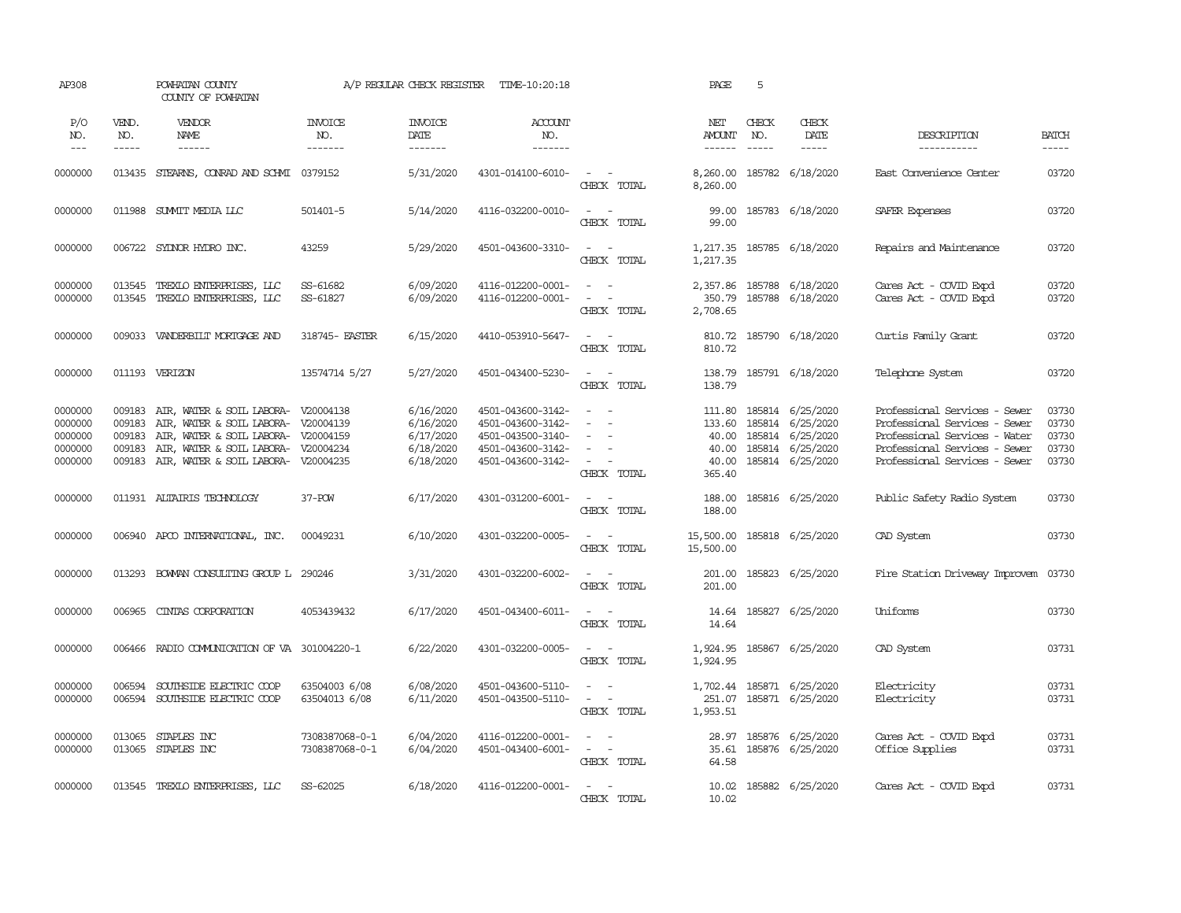AP308 POWHATAN COUNTY A/P REGULAR CHECK REGISTER TIME-10:20:18 PAGE 5
COUNTY OF POWHATAN

| P/O NO. | VEND. NO. | VENDOR NAME | INVOICE NO. | INVOICE DATE | ACCOUNT NO. | | NET AMOUNT | CHECK NO. | CHECK DATE | DESCRIPTION | BATCH |
|---|---|---|---|---|---|---|---|---|---|---|---|
| 0000000 | 013435 | STEARNS, CONRAD AND SCHMI | 0379152 | 5/31/2020 | 4301-014100-6010- | - - | 8,260.00 | 185782 | 6/18/2020 | East Convenience Center | 03720 |
| | | | | | | CHECK TOTAL | 8,260.00 | | | | |
| 0000000 | 011988 | SUMMIT MEDIA LLC | 501401-5 | 5/14/2020 | 4116-032200-0010- | - - | 99.00 | 185783 | 6/18/2020 | SAFER Expenses | 03720 |
| | | | | | | CHECK TOTAL | 99.00 | | | | |
| 0000000 | 006722 | SYDNOR HYDRO INC. | 43259 | 5/29/2020 | 4501-043600-3310- | - - | 1,217.35 | 185785 | 6/18/2020 | Repairs and Maintenance | 03720 |
| | | | | | | CHECK TOTAL | 1,217.35 | | | | |
| 0000000 | 013545 | TREXLO ENTERPRISES, LLC | SS-61682 | 6/09/2020 | 4116-012200-0001- | - - | 2,357.86 | 185788 | 6/18/2020 | Cares Act - COVID Expd | 03720 |
| 0000000 | 013545 | TREXLO ENTERPRISES, LLC | SS-61827 | 6/09/2020 | 4116-012200-0001- | - - | 350.79 | 185788 | 6/18/2020 | Cares Act - COVID Expd | 03720 |
| | | | | | | CHECK TOTAL | 2,708.65 | | | | |
| 0000000 | 009033 | VANDERBILT MORTGAGE AND | 318745- EASTER | 6/15/2020 | 4410-053910-5647- | - - | 810.72 | 185790 | 6/18/2020 | Curtis Family Grant | 03720 |
| | | | | | | CHECK TOTAL | 810.72 | | | | |
| 0000000 | 011193 | VERIZON | 13574714 5/27 | 5/27/2020 | 4501-043400-5230- | - - | 138.79 | 185791 | 6/18/2020 | Telephone System | 03720 |
| | | | | | | CHECK TOTAL | 138.79 | | | | |
| 0000000 | 009183 | AIR, WATER & SOIL LABORA- | V20004138 | 6/16/2020 | 4501-043600-3142- | - - | 111.80 | 185814 | 6/25/2020 | Professional Services - Sewer | 03730 |
| 0000000 | 009183 | AIR, WATER & SOIL LABORA- | V20004139 | 6/16/2020 | 4501-043600-3142- | - - | 133.60 | 185814 | 6/25/2020 | Professional Services - Sewer | 03730 |
| 0000000 | 009183 | AIR, WATER & SOIL LABORA- | V20004159 | 6/17/2020 | 4501-043500-3140- | - - | 40.00 | 185814 | 6/25/2020 | Professional Services - Water | 03730 |
| 0000000 | 009183 | AIR, WATER & SOIL LABORA- | V20004234 | 6/18/2020 | 4501-043600-3142- | - - | 40.00 | 185814 | 6/25/2020 | Professional Services - Sewer | 03730 |
| 0000000 | 009183 | AIR, WATER & SOIL LABORA- | V20004235 | 6/18/2020 | 4501-043600-3142- | - - | 40.00 | 185814 | 6/25/2020 | Professional Services - Sewer | 03730 |
| | | | | | | CHECK TOTAL | 365.40 | | | | |
| 0000000 | 011931 | ALTAIRIS TECHNOLOGY | 37-POW | 6/17/2020 | 4301-031200-6001- | - - | 188.00 | 185816 | 6/25/2020 | Public Safety Radio System | 03730 |
| | | | | | | CHECK TOTAL | 188.00 | | | | |
| 0000000 | 006940 | APCO INTERNATIONAL, INC. | 00049231 | 6/10/2020 | 4301-032200-0005- | - - | 15,500.00 | 185818 | 6/25/2020 | CAD System | 03730 |
| | | | | | | CHECK TOTAL | 15,500.00 | | | | |
| 0000000 | 013293 | BOWMAN CONSULTING GROUP L | 290246 | 3/31/2020 | 4301-032200-6002- | - - | 201.00 | 185823 | 6/25/2020 | Fire Station Driveway Improvem | 03730 |
| | | | | | | CHECK TOTAL | 201.00 | | | | |
| 0000000 | 006965 | CINTAS CORPORATION | 4053439432 | 6/17/2020 | 4501-043400-6011- | - - | 14.64 | 185827 | 6/25/2020 | Uniforms | 03730 |
| | | | | | | CHECK TOTAL | 14.64 | | | | |
| 0000000 | 006466 | RADIO COMMUNICATION OF VA | 301004220-1 | 6/22/2020 | 4301-032200-0005- | - - | 1,924.95 | 185867 | 6/25/2020 | CAD System | 03731 |
| | | | | | | CHECK TOTAL | 1,924.95 | | | | |
| 0000000 | 006594 | SOUTHSIDE ELECTRIC COOP | 63504003 6/08 | 6/08/2020 | 4501-043600-5110- | - - | 1,702.44 | 185871 | 6/25/2020 | Electricity | 03731 |
| 0000000 | 006594 | SOUTHSIDE ELECTRIC COOP | 63504013 6/08 | 6/11/2020 | 4501-043500-5110- | - - | 251.07 | 185871 | 6/25/2020 | Electricity | 03731 |
| | | | | | | CHECK TOTAL | 1,953.51 | | | | |
| 0000000 | 013065 | STAPLES INC | 7308387068-0-1 | 6/04/2020 | 4116-012200-0001- | - - | 28.97 | 185876 | 6/25/2020 | Cares Act - COVID Expd | 03731 |
| 0000000 | 013065 | STAPLES INC | 7308387068-0-1 | 6/04/2020 | 4501-043400-6001- | - - | 35.61 | 185876 | 6/25/2020 | Office Supplies | 03731 |
| | | | | | | CHECK TOTAL | 64.58 | | | | |
| 0000000 | 013545 | TREXLO ENTERPRISES, LLC | SS-62025 | 6/18/2020 | 4116-012200-0001- | - - | 10.02 | 185882 | 6/25/2020 | Cares Act - COVID Expd | 03731 |
| | | | | | | CHECK TOTAL | 10.02 | | | | |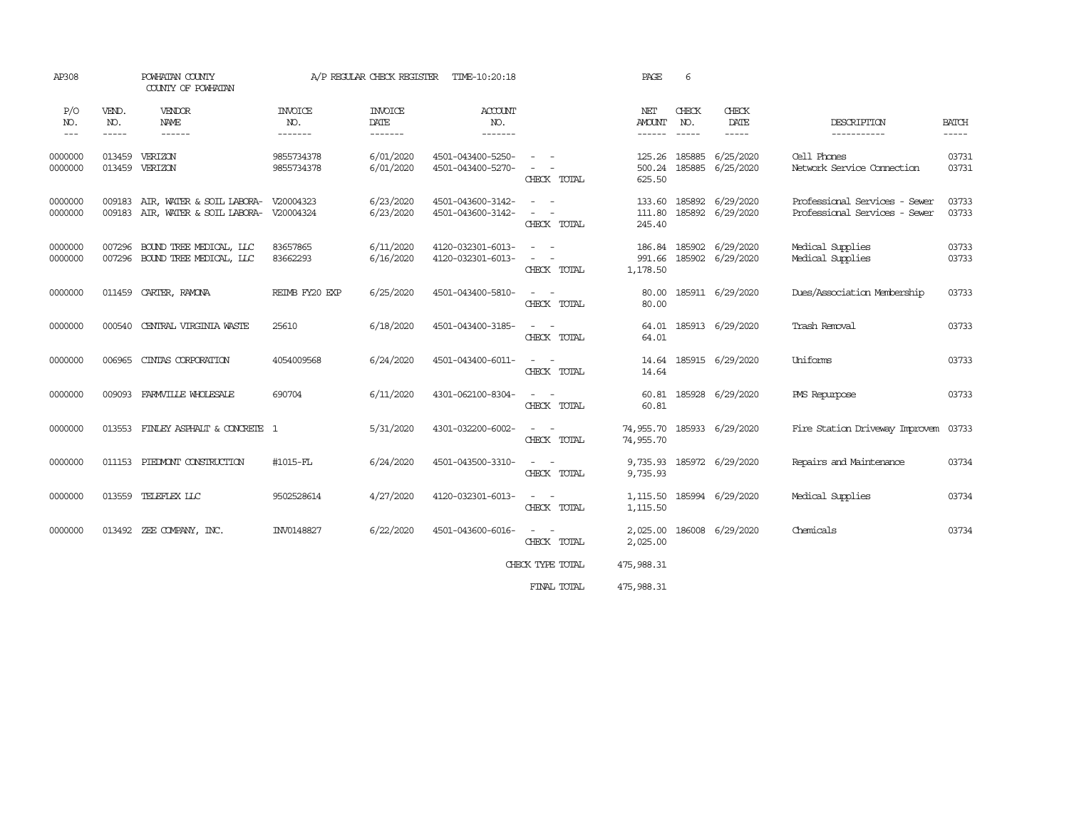AP308 POWHATAN COUNTY A/P REGULAR CHECK REGISTER TIME-10:20:18 PAGE 6

COUNTY OF POWHATAN

| P/O NO. | VEND. NO. | VENDOR NAME | INVOICE NO. | INVOICE DATE | ACCOUNT NO. | | NET AMOUNT | CHECK NO. | CHECK DATE | DESCRIPTION | BATCH |
|---|---|---|---|---|---|---|---|---|---|---|---|
| --- | ----- | ------ | ------- | ------- | ------- | | ------ | ----- | ----- | ----------- | ----- |
| 0000000 | 013459 | VERIZON | 9855734378 | 6/01/2020 | 4501-043400-5250- | - - | 125.26 | 185885 | 6/25/2020 | Cell Phones | 03731 |
| 0000000 | 013459 | VERIZON | 9855734378 | 6/01/2020 | 4501-043400-5270- | - - | 500.24 | 185885 | 6/25/2020 | Network Service Connection | 03731 |
| | | | | | | CHECK TOTAL | 625.50 | | | | |
| 0000000 | 009183 | AIR, WATER & SOIL LABORA- | V20004323 | 6/23/2020 | 4501-043600-3142- | - - | 133.60 | 185892 | 6/29/2020 | Professional Services - Sewer | 03733 |
| 0000000 | 009183 | AIR, WATER & SOIL LABORA- | V20004324 | 6/23/2020 | 4501-043600-3142- | - - | 111.80 | 185892 | 6/29/2020 | Professional Services - Sewer | 03733 |
| | | | | | | CHECK TOTAL | 245.40 | | | | |
| 0000000 | 007296 | BOUND TREE MEDICAL, LLC | 83657865 | 6/11/2020 | 4120-032301-6013- | - - | 186.84 | 185902 | 6/29/2020 | Medical Supplies | 03733 |
| 0000000 | 007296 | BOUND TREE MEDICAL, LLC | 83662293 | 6/16/2020 | 4120-032301-6013- | - - | 991.66 | 185902 | 6/29/2020 | Medical Supplies | 03733 |
| | | | | | | CHECK TOTAL | 1,178.50 | | | | |
| 0000000 | 011459 | CARTER, RAMONA | REIMB FY20 EXP | 6/25/2020 | 4501-043400-5810- | - - | 80.00 | 185911 | 6/29/2020 | Dues/Association Membership | 03733 |
| | | | | | | CHECK TOTAL | 80.00 | | | | |
| 0000000 | 000540 | CENTRAL VIRGINIA WASTE | 25610 | 6/18/2020 | 4501-043400-3185- | - - | 64.01 | 185913 | 6/29/2020 | Trash Removal | 03733 |
| | | | | | | CHECK TOTAL | 64.01 | | | | |
| 0000000 | 006965 | CINTAS CORPORATION | 4054009568 | 6/24/2020 | 4501-043400-6011- | - - | 14.64 | 185915 | 6/29/2020 | Uniforms | 03733 |
| | | | | | | CHECK TOTAL | 14.64 | | | | |
| 0000000 | 009093 | FARMVILLE WHOLESALE | 690704 | 6/11/2020 | 4301-062100-8304- | - - | 60.81 | 185928 | 6/29/2020 | PMS Repurpose | 03733 |
| | | | | | | CHECK TOTAL | 60.81 | | | | |
| 0000000 | 013553 | FINLEY ASPHALT & CONCRETE | 1 | 5/31/2020 | 4301-032200-6002- | - - | 74,955.70 | 185933 | 6/29/2020 | Fire Station Driveway Improvem | 03733 |
| | | | | | | CHECK TOTAL | 74,955.70 | | | | |
| 0000000 | 011153 | PIEDMONT CONSTRUCTION | #1015-FL | 6/24/2020 | 4501-043500-3310- | - - | 9,735.93 | 185972 | 6/29/2020 | Repairs and Maintenance | 03734 |
| | | | | | | CHECK TOTAL | 9,735.93 | | | | |
| 0000000 | 013559 | TELEFLEX LLC | 9502528614 | 4/27/2020 | 4120-032301-6013- | - - | 1,115.50 | 185994 | 6/29/2020 | Medical Supplies | 03734 |
| | | | | | | CHECK TOTAL | 1,115.50 | | | | |
| 0000000 | 013492 | ZEE COMPANY, INC. | INV0148827 | 6/22/2020 | 4501-043600-6016- | - - | 2,025.00 | 186008 | 6/29/2020 | Chemicals | 03734 |
| | | | | | | CHECK TOTAL | 2,025.00 | | | | |
| | | | | | | CHECK TYPE TOTAL | 475,988.31 | | | | |
| | | | | | | FINAL TOTAL | 475,988.31 | | | | |